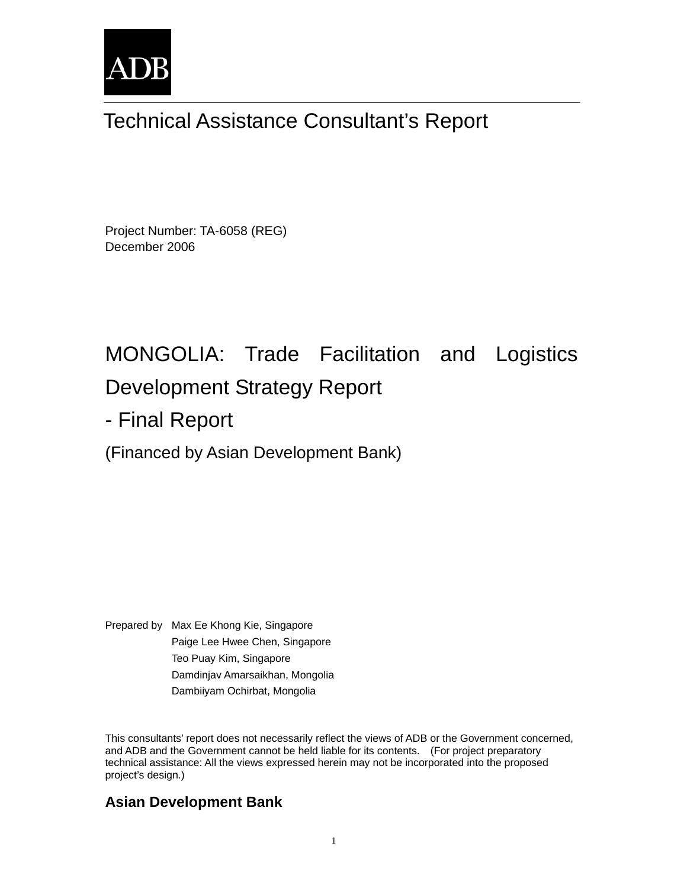ADB

# Technical Assistance Consultant's Report

Project Number: TA-6058 (REG)
December 2006

# MONGOLIA: Trade Facilitation and Logistics Development Strategy Report

# - Final Report

(Financed by Asian Development Bank)

Prepared by Max Ee Khong Kie, Singapore
Paige Lee Hwee Chen, Singapore
Teo Puay Kim, Singapore
Damdinjav Amarsaikhan, Mongolia
Dambiiyam Ochirbat, Mongolia

This consultants' report does not necessarily reflect the views of ADB or the Government concerned, and ADB and the Government cannot be held liable for its contents. (For project preparatory technical assistance: All the views expressed herein may not be incorporated into the proposed project's design.)

**Asian Development Bank**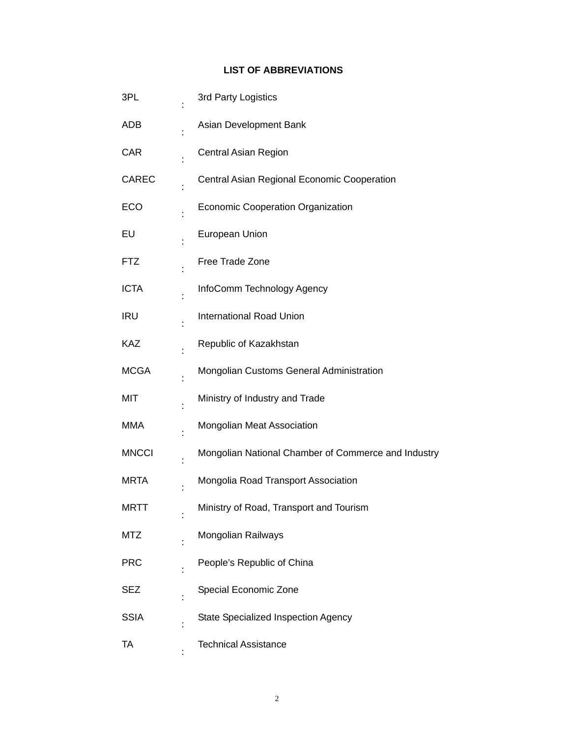## LIST OF ABBREVIATIONS

| | | |
|---|---|---|
| 3PL | : | 3rd Party Logistics |
| ADB | : | Asian Development Bank |
| CAR | : | Central Asian Region |
| CAREC | : | Central Asian Regional Economic Cooperation |
| ECO | : | Economic Cooperation Organization |
| EU | : | European Union |
| FTZ | : | Free Trade Zone |
| ICTA | : | InfoComm Technology Agency |
| IRU | : | International Road Union |
| KAZ | : | Republic of Kazakhstan |
| MCGA | : | Mongolian Customs General Administration |
| MIT | : | Ministry of Industry and Trade |
| MMA | : | Mongolian Meat Association |
| MNCCI | : | Mongolian National Chamber of Commerce and Industry |
| MRTA | : | Mongolia Road Transport Association |
| MRTT | : | Ministry of Road, Transport and Tourism |
| MTZ | : | Mongolian Railways |
| PRC | : | People's Republic of China |
| SEZ | : | Special Economic Zone |
| SSIA | : | State Specialized Inspection Agency |
| TA | : | Technical Assistance |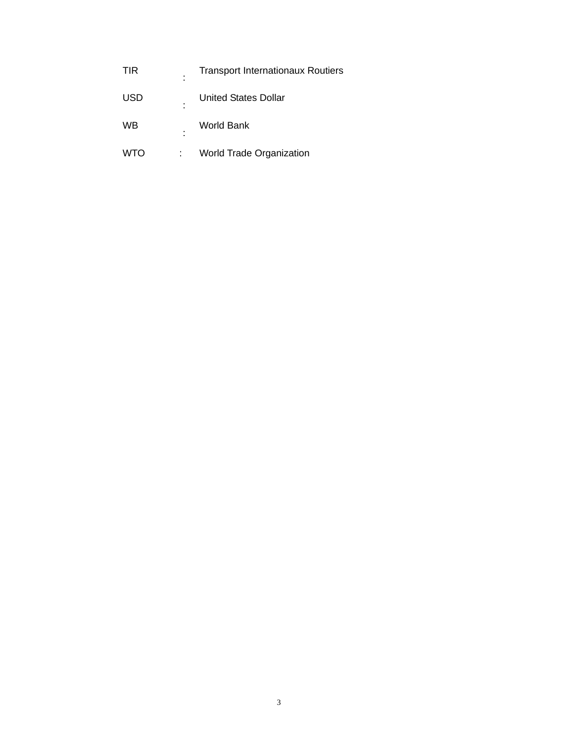| | | |
|---|---|---|
| TIR | : | Transport Internationaux Routiers |
| USD | : | United States Dollar |
| WB | : | World Bank |
| WTO | : | World Trade Organization |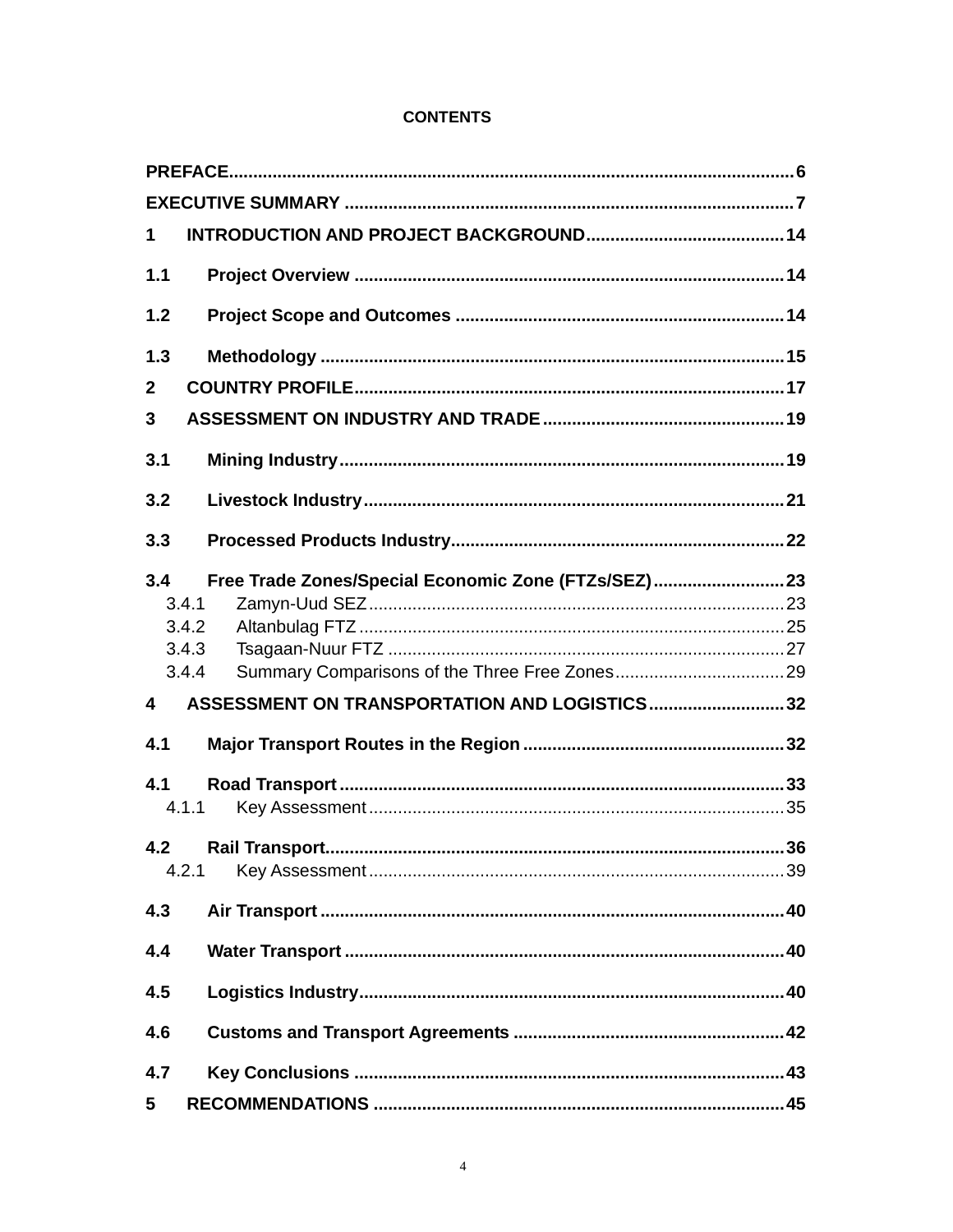**CONTENTS**

**PREFACE** .......... 6

**EXECUTIVE SUMMARY** .......... 7

**1 INTRODUCTION AND PROJECT BACKGROUND** .......... 14

**1.1 Project Overview** .......... 14

**1.2 Project Scope and Outcomes** .......... 14

**1.3 Methodology** .......... 15

**2 COUNTRY PROFILE** .......... 17

**3 ASSESSMENT ON INDUSTRY AND TRADE** .......... 19

**3.1 Mining Industry** .......... 19

**3.2 Livestock Industry** .......... 21

**3.3 Processed Products Industry** .......... 22

**3.4 Free Trade Zones/Special Economic Zone (FTZs/SEZ)** .......... 23

- 3.4.1 Zamyn-Uud SEZ .......... 23
- 3.4.2 Altanbulag FTZ .......... 25
- 3.4.3 Tsagaan-Nuur FTZ .......... 27
- 3.4.4 Summary Comparisons of the Three Free Zones .......... 29

**4 ASSESSMENT ON TRANSPORTATION AND LOGISTICS** .......... 32

**4.1 Major Transport Routes in the Region** .......... 32

**4.1 Road Transport** .......... 33

- 4.1.1 Key Assessment .......... 35

**4.2 Rail Transport** .......... 36

- 4.2.1 Key Assessment .......... 39

**4.3 Air Transport** .......... 40

**4.4 Water Transport** .......... 40

**4.5 Logistics Industry** .......... 40

**4.6 Customs and Transport Agreements** .......... 42

**4.7 Key Conclusions** .......... 43

**5 RECOMMENDATIONS** .......... 45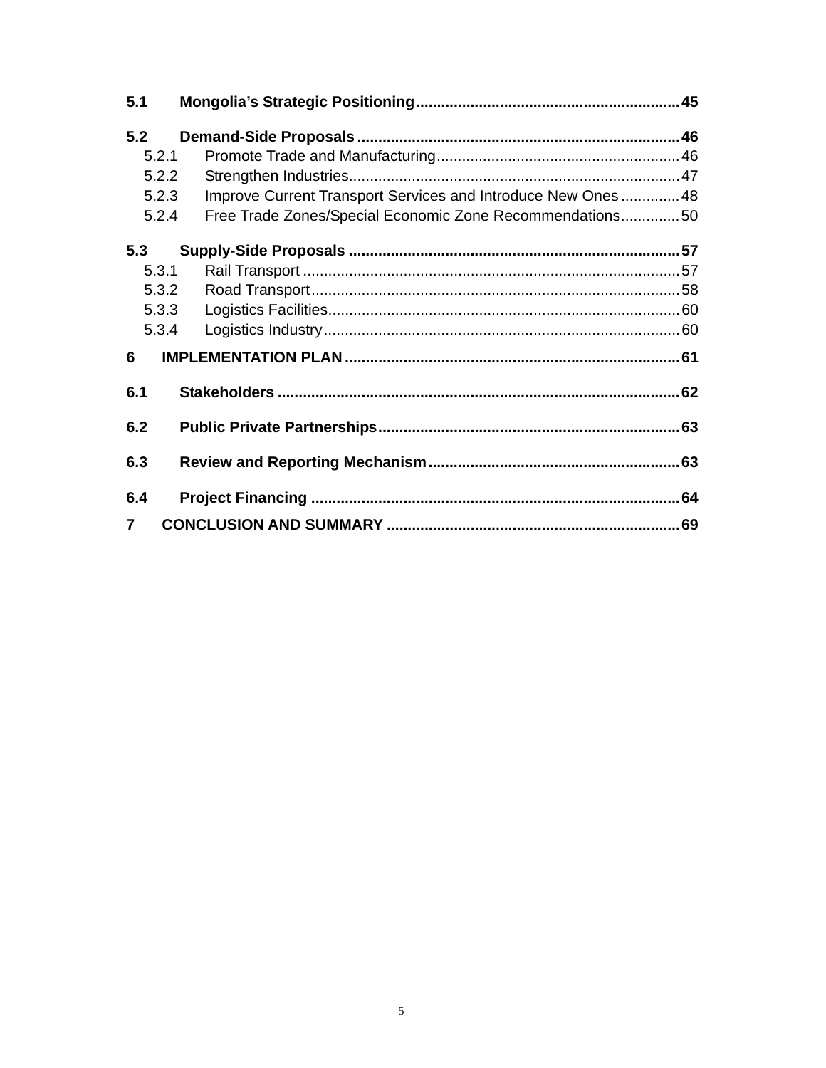5.1 Mongolia's Strategic Positioning .......... 45

5.2 Demand-Side Proposals .......... 46

- 5.2.1 Promote Trade and Manufacturing .......... 46
- 5.2.2 Strengthen Industries .......... 47
- 5.2.3 Improve Current Transport Services and Introduce New Ones .......... 48
- 5.2.4 Free Trade Zones/Special Economic Zone Recommendations .......... 50

5.3 Supply-Side Proposals .......... 57

- 5.3.1 Rail Transport .......... 57
- 5.3.2 Road Transport .......... 58
- 5.3.3 Logistics Facilities .......... 60
- 5.3.4 Logistics Industry .......... 60

6 IMPLEMENTATION PLAN .......... 61

6.1 Stakeholders .......... 62

6.2 Public Private Partnerships .......... 63

6.3 Review and Reporting Mechanism .......... 63

6.4 Project Financing .......... 64

7 CONCLUSION AND SUMMARY .......... 69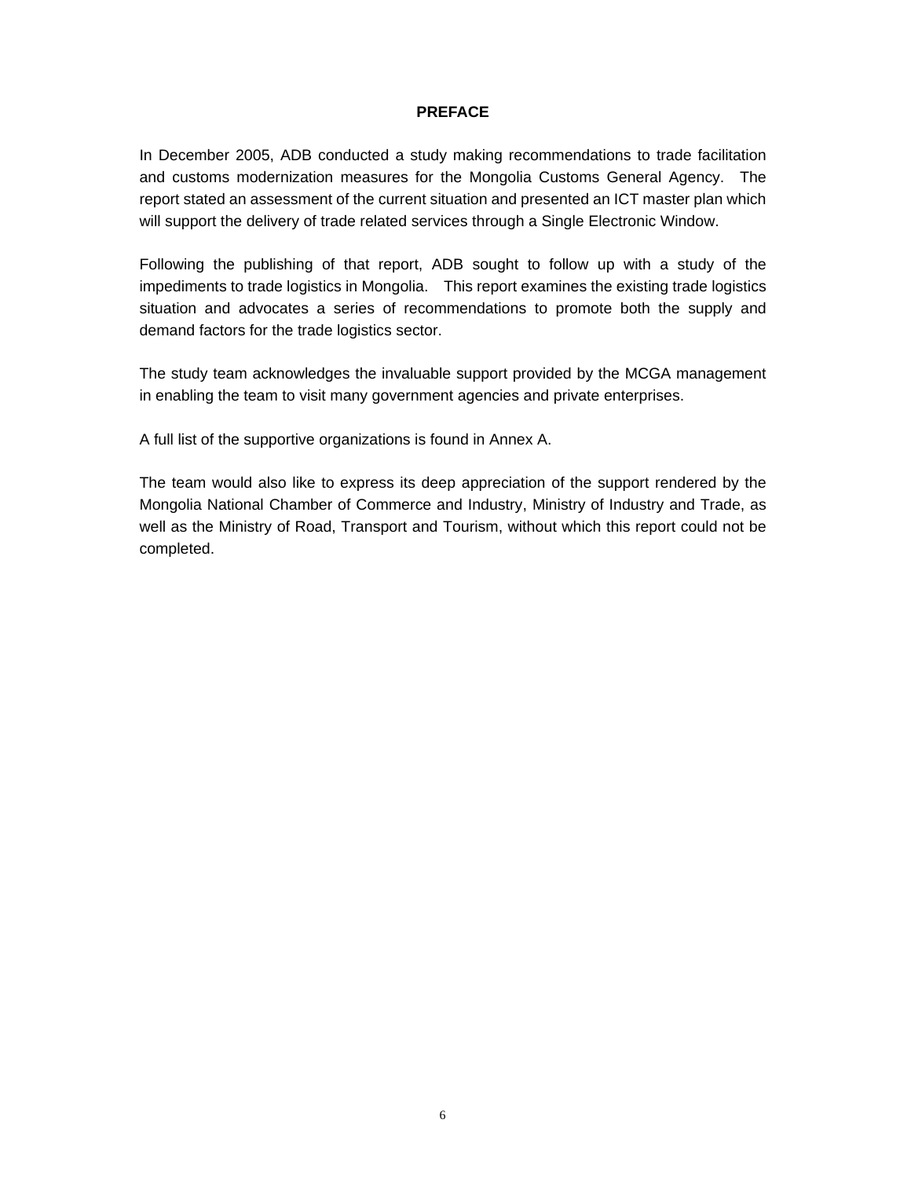## PREFACE

In December 2005, ADB conducted a study making recommendations to trade facilitation and customs modernization measures for the Mongolia Customs General Agency. The report stated an assessment of the current situation and presented an ICT master plan which will support the delivery of trade related services through a Single Electronic Window.

Following the publishing of that report, ADB sought to follow up with a study of the impediments to trade logistics in Mongolia. This report examines the existing trade logistics situation and advocates a series of recommendations to promote both the supply and demand factors for the trade logistics sector.

The study team acknowledges the invaluable support provided by the MCGA management in enabling the team to visit many government agencies and private enterprises.

A full list of the supportive organizations is found in Annex A.

The team would also like to express its deep appreciation of the support rendered by the Mongolia National Chamber of Commerce and Industry, Ministry of Industry and Trade, as well as the Ministry of Road, Transport and Tourism, without which this report could not be completed.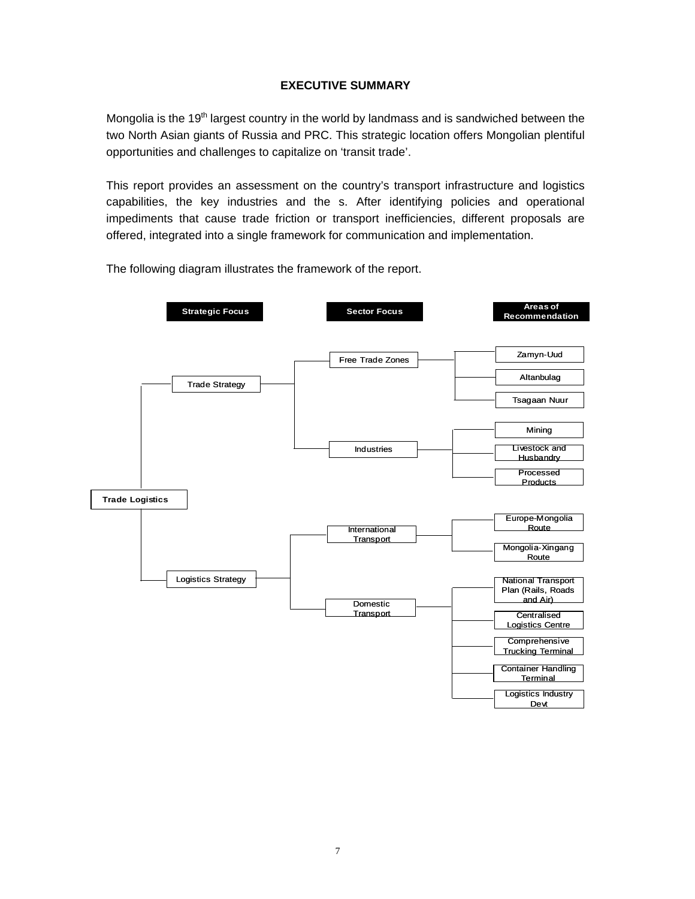# EXECUTIVE SUMMARY

Mongolia is the 19th largest country in the world by landmass and is sandwiched between the two North Asian giants of Russia and PRC. This strategic location offers Mongolian plentiful opportunities and challenges to capitalize on 'transit trade'.

This report provides an assessment on the country's transport infrastructure and logistics capabilities, the key industries and the s. After identifying policies and operational impediments that cause trade friction or transport inefficiencies, different proposals are offered, integrated into a single framework for communication and implementation.

The following diagram illustrates the framework of the report.

| Strategic Focus | | Sector Focus | Areas of Recommendation |
|---|---|---|---|
| Trade Logistics | Trade Strategy | Free Trade Zones | Zamyn-Uud |
| | | | Altanbulag |
| | | | Tsagaan Nuur |
| | | Industries | Mining |
| | | | Livestock and Husbandry |
| | | | Processed Products |
| | Logistics Strategy | International Transport | Europe-Mongolia Route |
| | | | Mongolia-Xingang Route |
| | | Domestic Transport | National Transport Plan (Rails, Roads and Air) |
| | | | Centralised Logistics Centre |
| | | | Comprehensive Trucking Terminal |
| | | | Container Handling Terminal |
| | | | Logistics Industry Devt |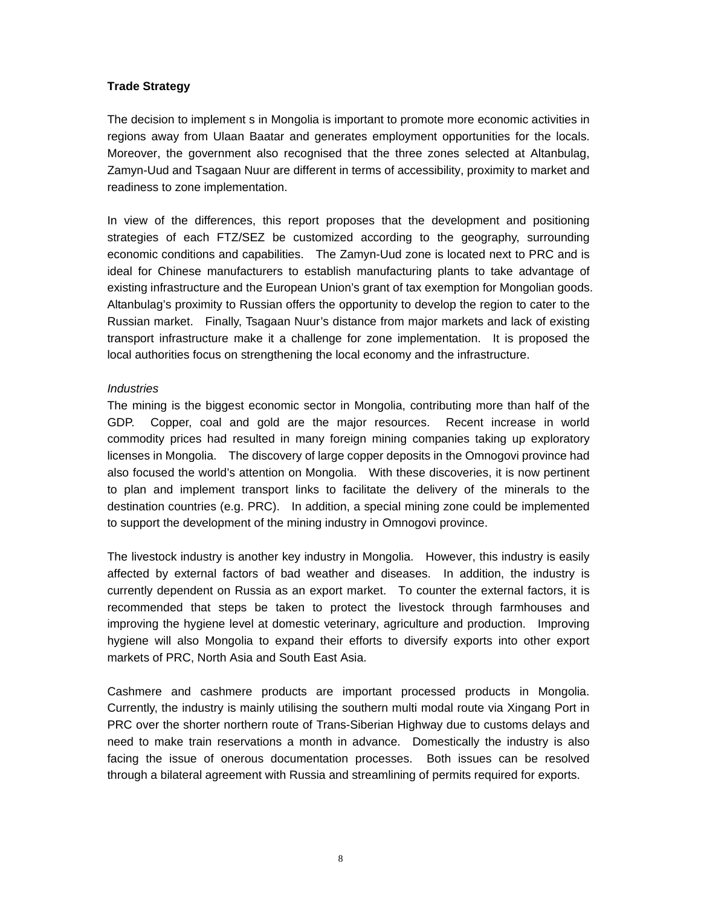**Trade Strategy**

The decision to implement s in Mongolia is important to promote more economic activities in regions away from Ulaan Baatar and generates employment opportunities for the locals. Moreover, the government also recognised that the three zones selected at Altanbulag, Zamyn-Uud and Tsagaan Nuur are different in terms of accessibility, proximity to market and readiness to zone implementation.

In view of the differences, this report proposes that the development and positioning strategies of each FTZ/SEZ be customized according to the geography, surrounding economic conditions and capabilities. The Zamyn-Uud zone is located next to PRC and is ideal for Chinese manufacturers to establish manufacturing plants to take advantage of existing infrastructure and the European Union's grant of tax exemption for Mongolian goods. Altanbulag's proximity to Russian offers the opportunity to develop the region to cater to the Russian market. Finally, Tsagaan Nuur's distance from major markets and lack of existing transport infrastructure make it a challenge for zone implementation. It is proposed the local authorities focus on strengthening the local economy and the infrastructure.

*Industries*

The mining is the biggest economic sector in Mongolia, contributing more than half of the GDP. Copper, coal and gold are the major resources. Recent increase in world commodity prices had resulted in many foreign mining companies taking up exploratory licenses in Mongolia. The discovery of large copper deposits in the Omnogovi province had also focused the world's attention on Mongolia. With these discoveries, it is now pertinent to plan and implement transport links to facilitate the delivery of the minerals to the destination countries (e.g. PRC). In addition, a special mining zone could be implemented to support the development of the mining industry in Omnogovi province.

The livestock industry is another key industry in Mongolia. However, this industry is easily affected by external factors of bad weather and diseases. In addition, the industry is currently dependent on Russia as an export market. To counter the external factors, it is recommended that steps be taken to protect the livestock through farmhouses and improving the hygiene level at domestic veterinary, agriculture and production. Improving hygiene will also Mongolia to expand their efforts to diversify exports into other export markets of PRC, North Asia and South East Asia.

Cashmere and cashmere products are important processed products in Mongolia. Currently, the industry is mainly utilising the southern multi modal route via Xingang Port in PRC over the shorter northern route of Trans-Siberian Highway due to customs delays and need to make train reservations a month in advance. Domestically the industry is also facing the issue of onerous documentation processes. Both issues can be resolved through a bilateral agreement with Russia and streamlining of permits required for exports.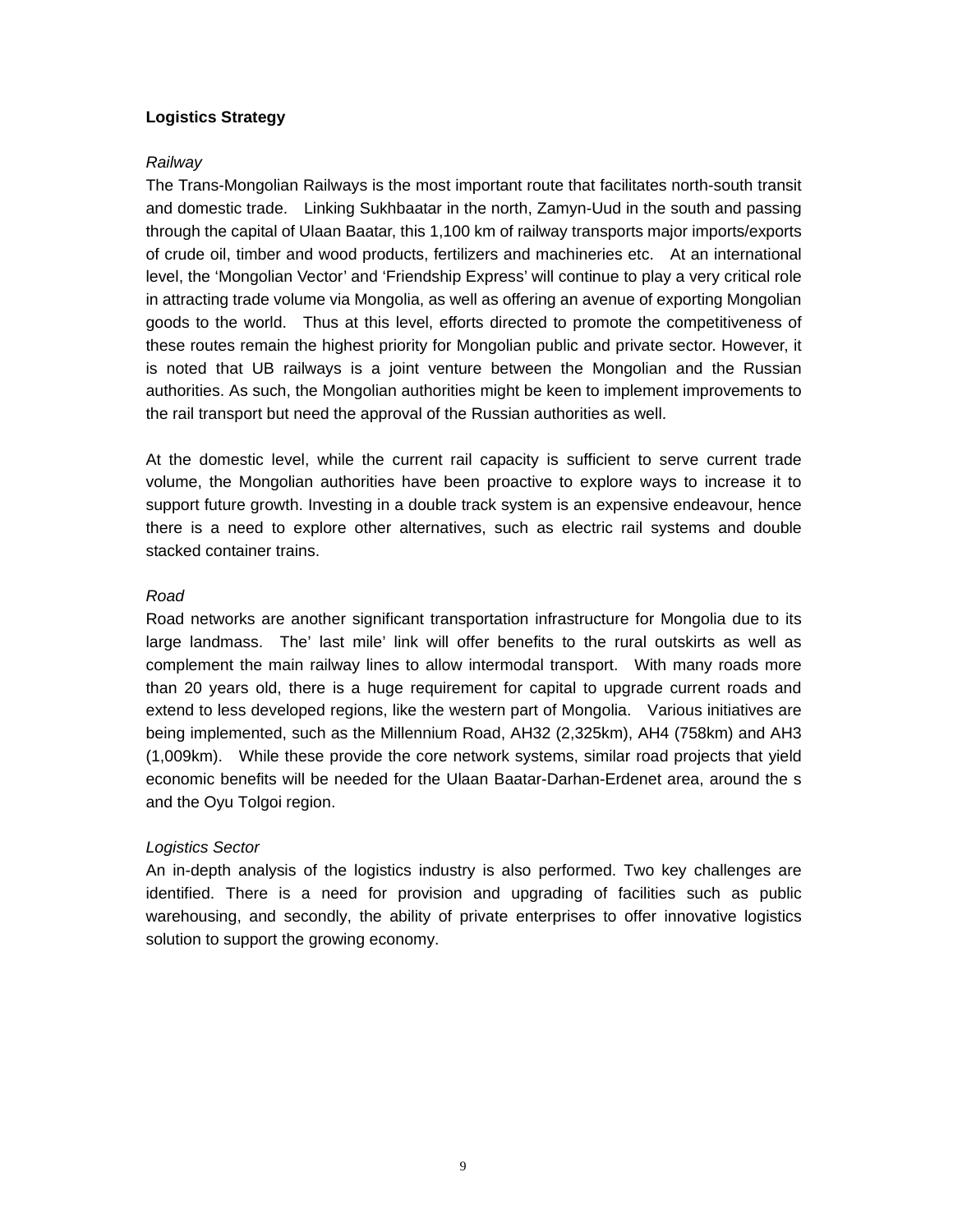**Logistics Strategy**

*Railway*

The Trans-Mongolian Railways is the most important route that facilitates north-south transit and domestic trade. Linking Sukhbaatar in the north, Zamyn-Uud in the south and passing through the capital of Ulaan Baatar, this 1,100 km of railway transports major imports/exports of crude oil, timber and wood products, fertilizers and machineries etc. At an international level, the 'Mongolian Vector' and 'Friendship Express' will continue to play a very critical role in attracting trade volume via Mongolia, as well as offering an avenue of exporting Mongolian goods to the world. Thus at this level, efforts directed to promote the competitiveness of these routes remain the highest priority for Mongolian public and private sector. However, it is noted that UB railways is a joint venture between the Mongolian and the Russian authorities. As such, the Mongolian authorities might be keen to implement improvements to the rail transport but need the approval of the Russian authorities as well.

At the domestic level, while the current rail capacity is sufficient to serve current trade volume, the Mongolian authorities have been proactive to explore ways to increase it to support future growth. Investing in a double track system is an expensive endeavour, hence there is a need to explore other alternatives, such as electric rail systems and double stacked container trains.

*Road*

Road networks are another significant transportation infrastructure for Mongolia due to its large landmass. The' last mile' link will offer benefits to the rural outskirts as well as complement the main railway lines to allow intermodal transport. With many roads more than 20 years old, there is a huge requirement for capital to upgrade current roads and extend to less developed regions, like the western part of Mongolia. Various initiatives are being implemented, such as the Millennium Road, AH32 (2,325km), AH4 (758km) and AH3 (1,009km). While these provide the core network systems, similar road projects that yield economic benefits will be needed for the Ulaan Baatar-Darhan-Erdenet area, around the s and the Oyu Tolgoi region.

*Logistics Sector*

An in-depth analysis of the logistics industry is also performed. Two key challenges are identified. There is a need for provision and upgrading of facilities such as public warehousing, and secondly, the ability of private enterprises to offer innovative logistics solution to support the growing economy.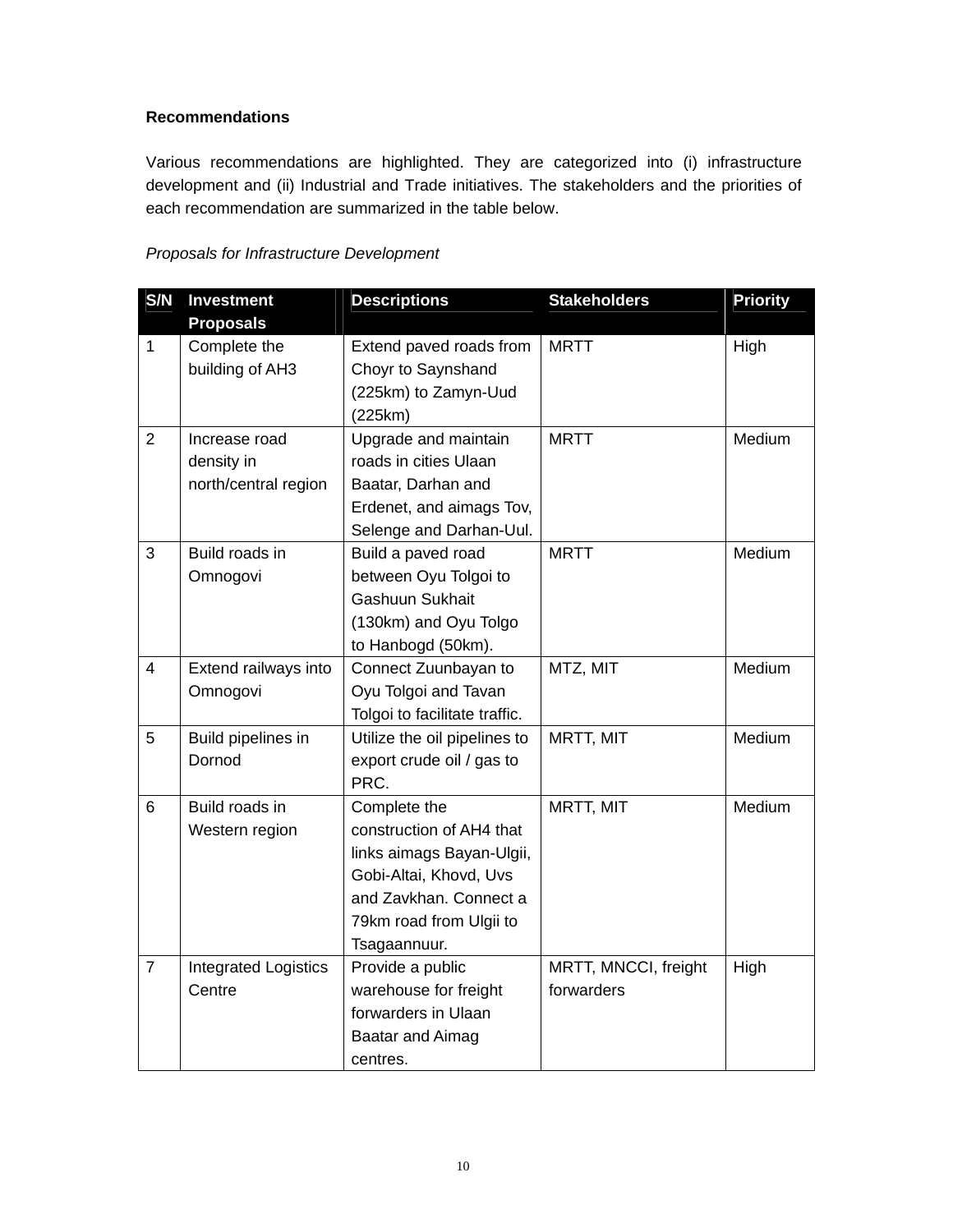**Recommendations**

Various recommendations are highlighted. They are categorized into (i) infrastructure development and (ii) Industrial and Trade initiatives. The stakeholders and the priorities of each recommendation are summarized in the table below.

*Proposals for Infrastructure Development*

| S/N | Investment Proposals | Descriptions | Stakeholders | Priority |
|---|---|---|---|---|
| 1 | Complete the building of AH3 | Extend paved roads from Choyr to Saynshand (225km) to Zamyn-Uud (225km) | MRTT | High |
| 2 | Increase road density in north/central region | Upgrade and maintain roads in cities Ulaan Baatar, Darhan and Erdenet, and aimags Tov, Selenge and Darhan-Uul. | MRTT | Medium |
| 3 | Build roads in Omnogovi | Build a paved road between Oyu Tolgoi to Gashuun Sukhait (130km) and Oyu Tolgo to Hanbogd (50km). | MRTT | Medium |
| 4 | Extend railways into Omnogovi | Connect Zuunbayan to Oyu Tolgoi and Tavan Tolgoi to facilitate traffic. | MTZ, MIT | Medium |
| 5 | Build pipelines in Dornod | Utilize the oil pipelines to export crude oil / gas to PRC. | MRTT, MIT | Medium |
| 6 | Build roads in Western region | Complete the construction of AH4 that links aimags Bayan-Ulgii, Gobi-Altai, Khovd, Uvs and Zavkhan. Connect a 79km road from Ulgii to Tsagaannuur. | MRTT, MIT | Medium |
| 7 | Integrated Logistics Centre | Provide a public warehouse for freight forwarders in Ulaan Baatar and Aimag centres. | MRTT, MNCCI, freight forwarders | High |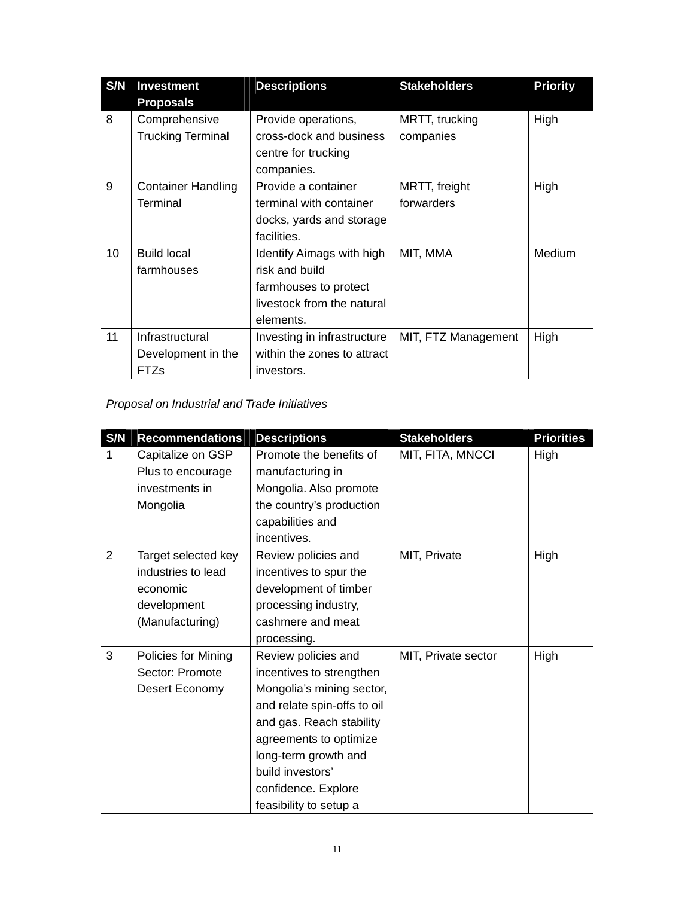| S/N | Investment Proposals | Descriptions | Stakeholders | Priority |
|---|---|---|---|---|
| 8 | Comprehensive Trucking Terminal | Provide operations, cross-dock and business centre for trucking companies. | MRTT, trucking companies | High |
| 9 | Container Handling Terminal | Provide a container terminal with container docks, yards and storage facilities. | MRTT, freight forwarders | High |
| 10 | Build local farmhouses | Identify Aimags with high risk and build farmhouses to protect livestock from the natural elements. | MIT, MMA | Medium |
| 11 | Infrastructural Development in the FTZs | Investing in infrastructure within the zones to attract investors. | MIT, FTZ Management | High |

*Proposal on Industrial and Trade Initiatives*

| S/N | Recommendations | Descriptions | Stakeholders | Priorities |
|---|---|---|---|---|
| 1 | Capitalize on GSP Plus to encourage investments in Mongolia | Promote the benefits of manufacturing in Mongolia. Also promote the country's production capabilities and incentives. | MIT, FITA, MNCCI | High |
| 2 | Target selected key industries to lead economic development (Manufacturing) | Review policies and incentives to spur the development of timber processing industry, cashmere and meat processing. | MIT, Private | High |
| 3 | Policies for Mining Sector: Promote Desert Economy | Review policies and incentives to strengthen Mongolia's mining sector, and relate spin-offs to oil and gas. Reach stability agreements to optimize long-term growth and build investors' confidence. Explore feasibility to setup a | MIT, Private sector | High |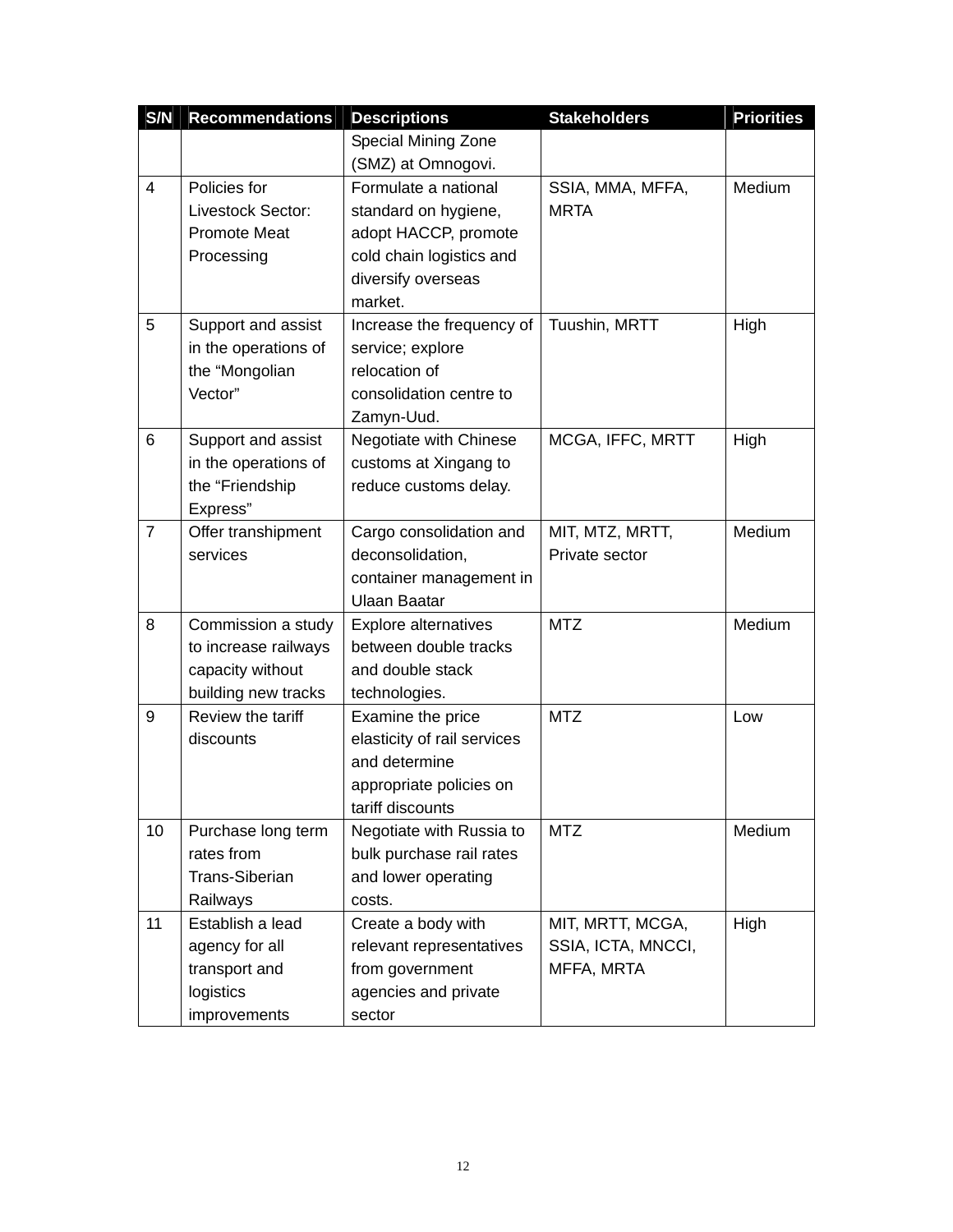| S/N | Recommendations | Descriptions | Stakeholders | Priorities |
|---|---|---|---|---|
| | | Special Mining Zone (SMZ) at Omnogovi. | | |
| 4 | Policies for Livestock Sector: Promote Meat Processing | Formulate a national standard on hygiene, adopt HACCP, promote cold chain logistics and diversify overseas market. | SSIA, MMA, MFFA, MRTA | Medium |
| 5 | Support and assist in the operations of the "Mongolian Vector" | Increase the frequency of service; explore relocation of consolidation centre to Zamyn-Uud. | Tuushin, MRTT | High |
| 6 | Support and assist in the operations of the "Friendship Express" | Negotiate with Chinese customs at Xingang to reduce customs delay. | MCGA, IFFC, MRTT | High |
| 7 | Offer transhipment services | Cargo consolidation and deconsolidation, container management in Ulaan Baatar | MIT, MTZ, MRTT, Private sector | Medium |
| 8 | Commission a study to increase railways capacity without building new tracks | Explore alternatives between double tracks and double stack technologies. | MTZ | Medium |
| 9 | Review the tariff discounts | Examine the price elasticity of rail services and determine appropriate policies on tariff discounts | MTZ | Low |
| 10 | Purchase long term rates from Trans-Siberian Railways | Negotiate with Russia to bulk purchase rail rates and lower operating costs. | MTZ | Medium |
| 11 | Establish a lead agency for all transport and logistics improvements | Create a body with relevant representatives from government agencies and private sector | MIT, MRTT, MCGA, SSIA, ICTA, MNCCI, MFFA, MRTA | High |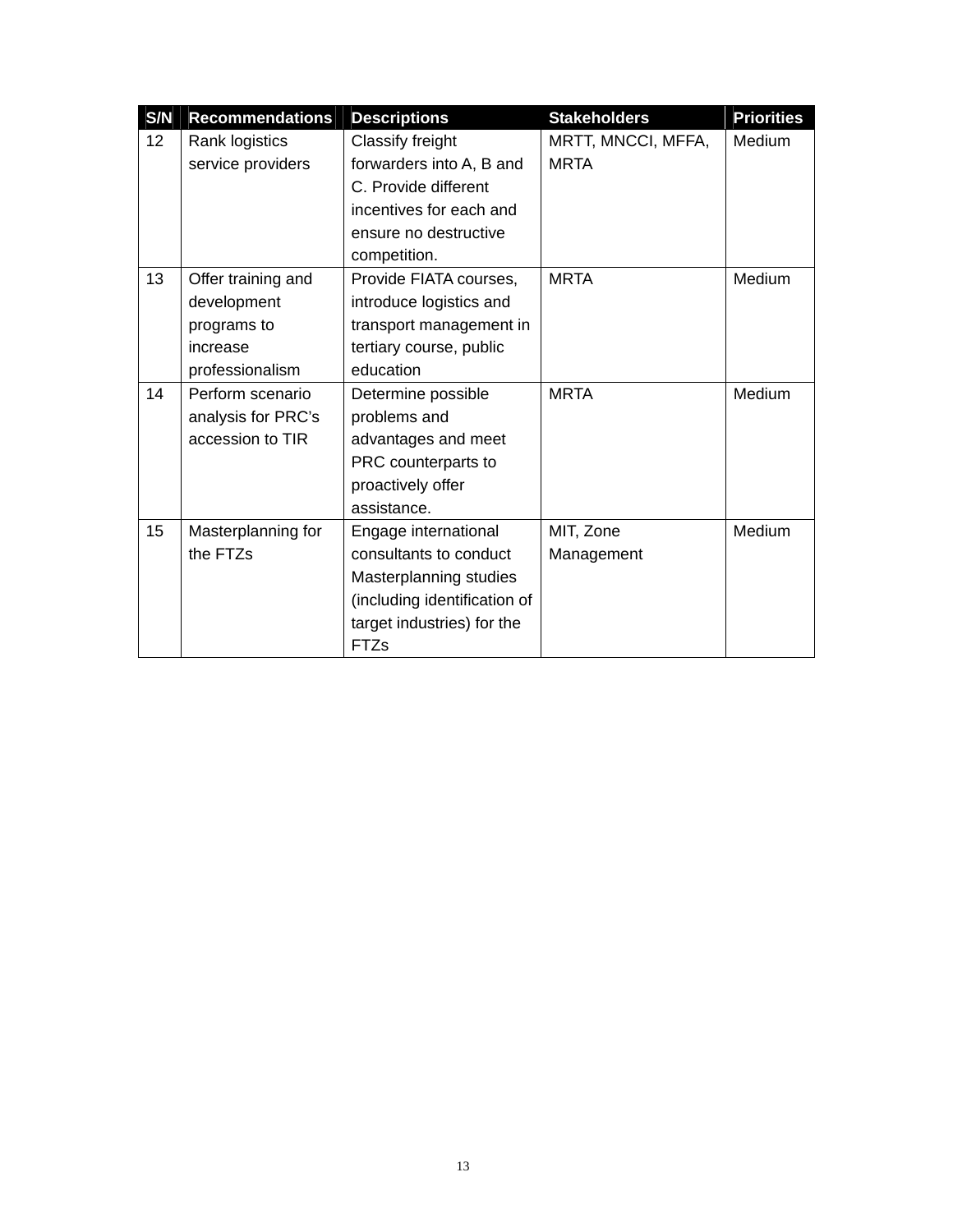| S/N | Recommendations | Descriptions | Stakeholders | Priorities |
|---|---|---|---|---|
| 12 | Rank logistics service providers | Classify freight forwarders into A, B and C. Provide different incentives for each and ensure no destructive competition. | MRTT, MNCCI, MFFA, MRTA | Medium |
| 13 | Offer training and development programs to increase professionalism | Provide FIATA courses, introduce logistics and transport management in tertiary course, public education | MRTA | Medium |
| 14 | Perform scenario analysis for PRC's accession to TIR | Determine possible problems and advantages and meet PRC counterparts to proactively offer assistance. | MRTA | Medium |
| 15 | Masterplanning for the FTZs | Engage international consultants to conduct Masterplanning studies (including identification of target industries) for the FTZs | MIT, Zone Management | Medium |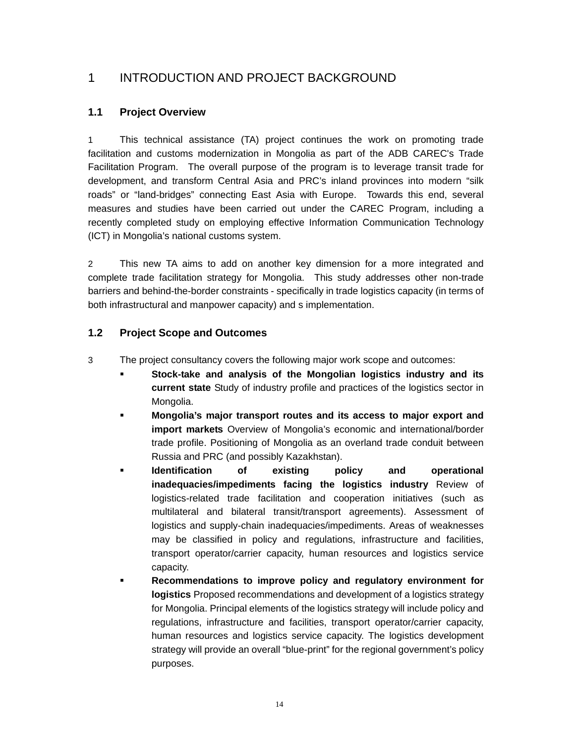# 1 INTRODUCTION AND PROJECT BACKGROUND

## 1.1 Project Overview

1 This technical assistance (TA) project continues the work on promoting trade facilitation and customs modernization in Mongolia as part of the ADB CAREC's Trade Facilitation Program. The overall purpose of the program is to leverage transit trade for development, and transform Central Asia and PRC's inland provinces into modern "silk roads" or "land-bridges" connecting East Asia with Europe. Towards this end, several measures and studies have been carried out under the CAREC Program, including a recently completed study on employing effective Information Communication Technology (ICT) in Mongolia's national customs system.

2 This new TA aims to add on another key dimension for a more integrated and complete trade facilitation strategy for Mongolia. This study addresses other non-trade barriers and behind-the-border constraints - specifically in trade logistics capacity (in terms of both infrastructural and manpower capacity) and s implementation.

## 1.2 Project Scope and Outcomes

3 The project consultancy covers the following major work scope and outcomes:

- **Stock-take and analysis of the Mongolian logistics industry and its current state** Study of industry profile and practices of the logistics sector in Mongolia.
- **Mongolia's major transport routes and its access to major export and import markets** Overview of Mongolia's economic and international/border trade profile. Positioning of Mongolia as an overland trade conduit between Russia and PRC (and possibly Kazakhstan).
- **Identification of existing policy and operational inadequacies/impediments facing the logistics industry** Review of logistics-related trade facilitation and cooperation initiatives (such as multilateral and bilateral transit/transport agreements). Assessment of logistics and supply-chain inadequacies/impediments. Areas of weaknesses may be classified in policy and regulations, infrastructure and facilities, transport operator/carrier capacity, human resources and logistics service capacity.
- **Recommendations to improve policy and regulatory environment for logistics** Proposed recommendations and development of a logistics strategy for Mongolia. Principal elements of the logistics strategy will include policy and regulations, infrastructure and facilities, transport operator/carrier capacity, human resources and logistics service capacity. The logistics development strategy will provide an overall "blue-print" for the regional government's policy purposes.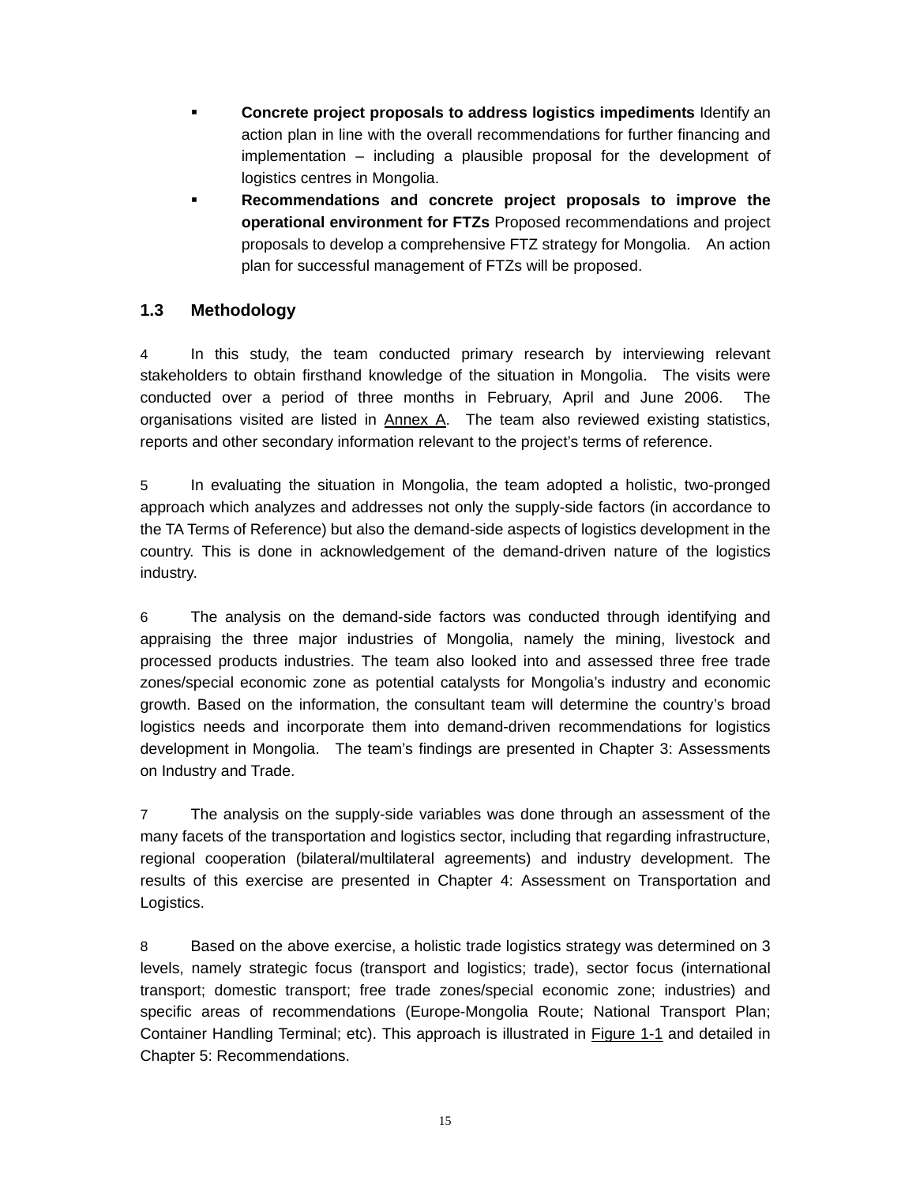- **Concrete project proposals to address logistics impediments** Identify an action plan in line with the overall recommendations for further financing and implementation – including a plausible proposal for the development of logistics centres in Mongolia.
- **Recommendations and concrete project proposals to improve the operational environment for FTZs** Proposed recommendations and project proposals to develop a comprehensive FTZ strategy for Mongolia. An action plan for successful management of FTZs will be proposed.

## 1.3 Methodology

4 In this study, the team conducted primary research by interviewing relevant stakeholders to obtain firsthand knowledge of the situation in Mongolia. The visits were conducted over a period of three months in February, April and June 2006. The organisations visited are listed in Annex A. The team also reviewed existing statistics, reports and other secondary information relevant to the project's terms of reference.

5 In evaluating the situation in Mongolia, the team adopted a holistic, two-pronged approach which analyzes and addresses not only the supply-side factors (in accordance to the TA Terms of Reference) but also the demand-side aspects of logistics development in the country. This is done in acknowledgement of the demand-driven nature of the logistics industry.

6 The analysis on the demand-side factors was conducted through identifying and appraising the three major industries of Mongolia, namely the mining, livestock and processed products industries. The team also looked into and assessed three free trade zones/special economic zone as potential catalysts for Mongolia's industry and economic growth. Based on the information, the consultant team will determine the country's broad logistics needs and incorporate them into demand-driven recommendations for logistics development in Mongolia. The team's findings are presented in Chapter 3: Assessments on Industry and Trade.

7 The analysis on the supply-side variables was done through an assessment of the many facets of the transportation and logistics sector, including that regarding infrastructure, regional cooperation (bilateral/multilateral agreements) and industry development. The results of this exercise are presented in Chapter 4: Assessment on Transportation and Logistics.

8 Based on the above exercise, a holistic trade logistics strategy was determined on 3 levels, namely strategic focus (transport and logistics; trade), sector focus (international transport; domestic transport; free trade zones/special economic zone; industries) and specific areas of recommendations (Europe-Mongolia Route; National Transport Plan; Container Handling Terminal; etc). This approach is illustrated in Figure 1-1 and detailed in Chapter 5: Recommendations.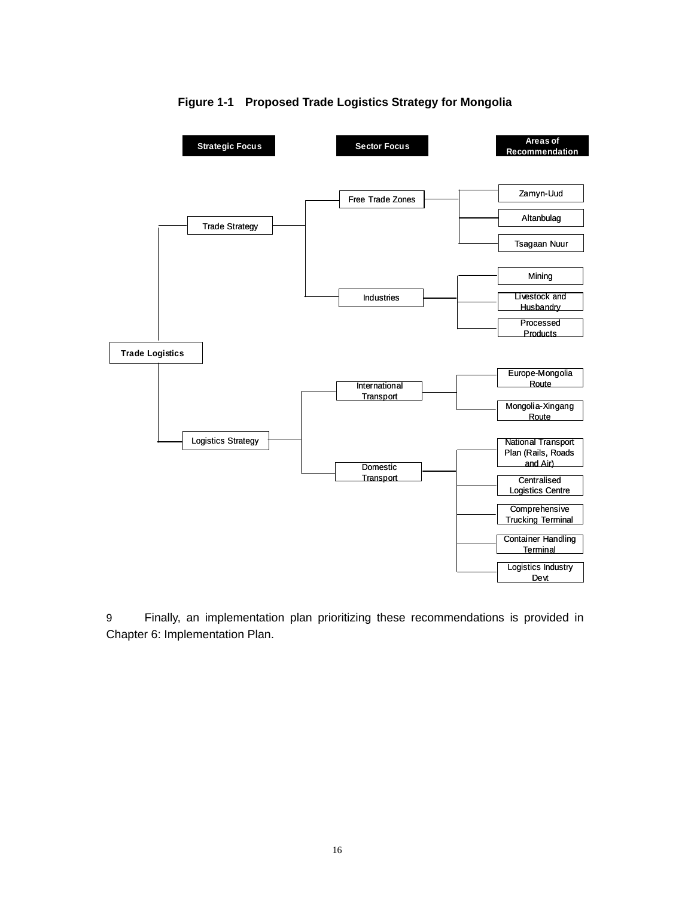**Figure 1-1 Proposed Trade Logistics Strategy for Mongolia**

**Trade Logistics**

| Strategic Focus | Sector Focus | Areas of Recommendation |
| --- | --- | --- |
| Trade Strategy | Free Trade Zones | Zamyn-Uud |
| | | Altanbulag |
| | | Tsagaan Nuur |
| | Industries | Mining |
| | | Livestock and Husbandry |
| | | Processed Products |
| Logistics Strategy | International Transport | Europe-Mongolia Route |
| | | Mongolia-Xingang Route |
| | Domestic Transport | National Transport Plan (Rails, Roads and Air) |
| | | Centralised Logistics Centre |
| | | Comprehensive Trucking Terminal |
| | | Container Handling Terminal |
| | | Logistics Industry Devt |

9 Finally, an implementation plan prioritizing these recommendations is provided in Chapter 6: Implementation Plan.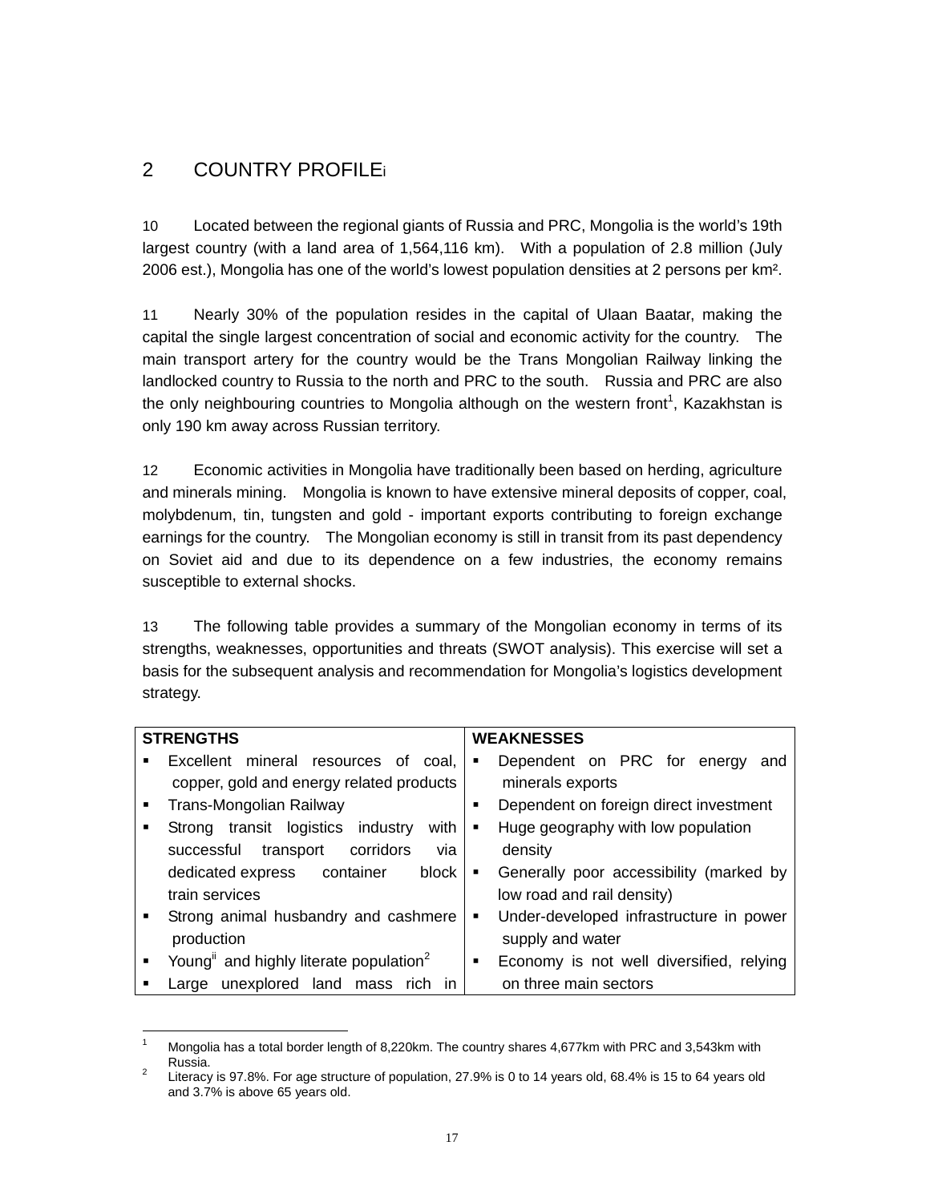## 2 COUNTRY PROFILE[i]

10 Located between the regional giants of Russia and PRC, Mongolia is the world's 19th largest country (with a land area of 1,564,116 km). With a population of 2.8 million (July 2006 est.), Mongolia has one of the world's lowest population densities at 2 persons per km².

11 Nearly 30% of the population resides in the capital of Ulaan Baatar, making the capital the single largest concentration of social and economic activity for the country. The main transport artery for the country would be the Trans Mongolian Railway linking the landlocked country to Russia to the north and PRC to the south. Russia and PRC are also the only neighbouring countries to Mongolia although on the western front[1], Kazakhstan is only 190 km away across Russian territory.

12 Economic activities in Mongolia have traditionally been based on herding, agriculture and minerals mining. Mongolia is known to have extensive mineral deposits of copper, coal, molybdenum, tin, tungsten and gold - important exports contributing to foreign exchange earnings for the country. The Mongolian economy is still in transit from its past dependency on Soviet aid and due to its dependence on a few industries, the economy remains susceptible to external shocks.

13 The following table provides a summary of the Mongolian economy in terms of its strengths, weaknesses, opportunities and threats (SWOT analysis). This exercise will set a basis for the subsequent analysis and recommendation for Mongolia's logistics development strategy.

| STRENGTHS | WEAKNESSES |
|---|---|
| ▪ Excellent mineral resources of coal, copper, gold and energy related products<br>▪ Trans-Mongolian Railway<br>▪ Strong transit logistics industry with successful transport corridors via dedicated express container block train services<br>▪ Strong animal husbandry and cashmere production<br>▪ Young[ii] and highly literate population[2]<br>▪ Large unexplored land mass rich in | ▪ Dependent on PRC for energy and minerals exports<br>▪ Dependent on foreign direct investment<br>▪ Huge geography with low population density<br>▪ Generally poor accessibility (marked by low road and rail density)<br>▪ Under-developed infrastructure in power supply and water<br>▪ Economy is not well diversified, relying on three main sectors |

[1] Mongolia has a total border length of 8,220km. The country shares 4,677km with PRC and 3,543km with Russia.

[2] Literacy is 97.8%. For age structure of population, 27.9% is 0 to 14 years old, 68.4% is 15 to 64 years old and 3.7% is above 65 years old.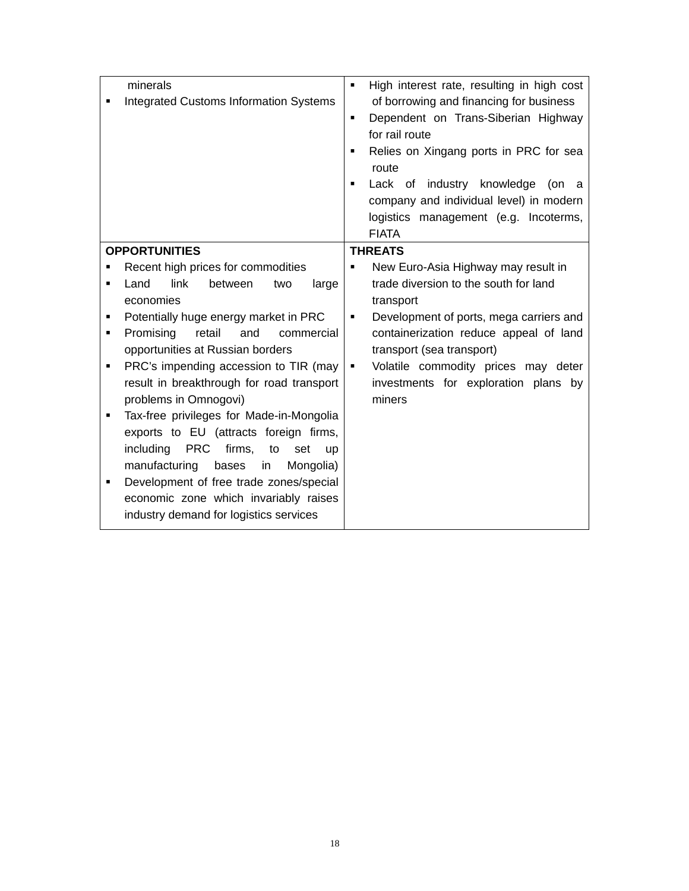| | |
|---|---|
| minerals<br>▪ Integrated Customs Information Systems | ▪ High interest rate, resulting in high cost of borrowing and financing for business<br>▪ Dependent on Trans-Siberian Highway for rail route<br>▪ Relies on Xingang ports in PRC for sea route<br>▪ Lack of industry knowledge (on a company and individual level) in modern logistics management (e.g. Incoterms, FIATA |
| **OPPORTUNITIES**<br>▪ Recent high prices for commodities<br>▪ Land link between two large economies<br>▪ Potentially huge energy market in PRC<br>▪ Promising retail and commercial opportunities at Russian borders<br>▪ PRC's impending accession to TIR (may result in breakthrough for road transport problems in Omnogovi)<br>▪ Tax-free privileges for Made-in-Mongolia exports to EU (attracts foreign firms, including PRC firms, to set up manufacturing bases in Mongolia)<br>▪ Development of free trade zones/special economic zone which invariably raises industry demand for logistics services | **THREATS**<br>▪ New Euro-Asia Highway may result in trade diversion to the south for land transport<br>▪ Development of ports, mega carriers and containerization reduce appeal of land transport (sea transport)<br>▪ Volatile commodity prices may deter investments for exploration plans by miners |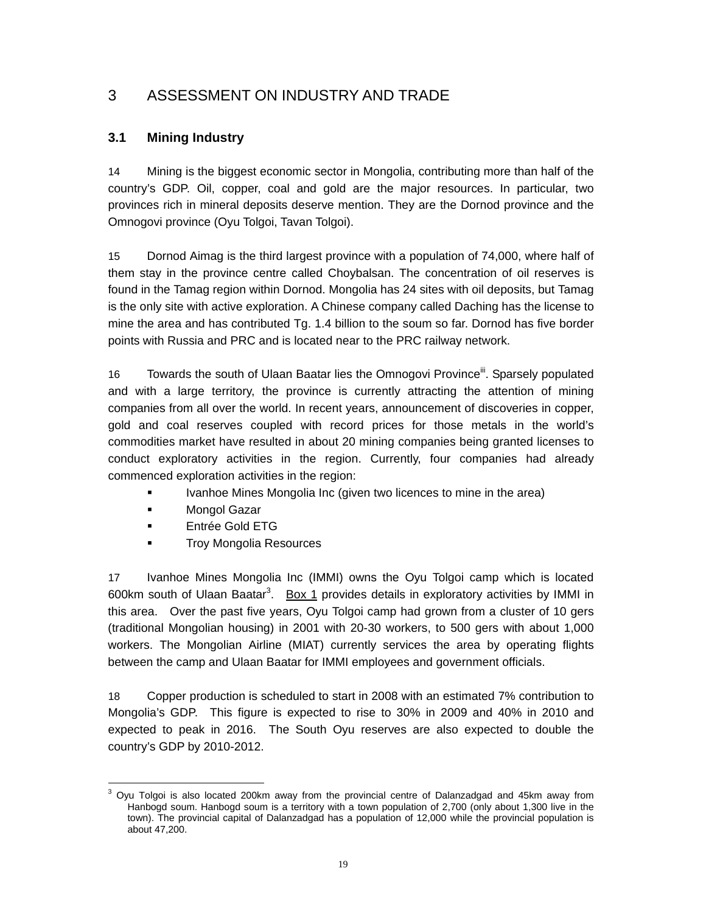# 3 ASSESSMENT ON INDUSTRY AND TRADE

## 3.1 Mining Industry

14 Mining is the biggest economic sector in Mongolia, contributing more than half of the country's GDP. Oil, copper, coal and gold are the major resources. In particular, two provinces rich in mineral deposits deserve mention. They are the Dornod province and the Omnogovi province (Oyu Tolgoi, Tavan Tolgoi).

15 Dornod Aimag is the third largest province with a population of 74,000, where half of them stay in the province centre called Choybalsan. The concentration of oil reserves is found in the Tamag region within Dornod. Mongolia has 24 sites with oil deposits, but Tamag is the only site with active exploration. A Chinese company called Daching has the license to mine the area and has contributed Tg. 1.4 billion to the soum so far. Dornod has five border points with Russia and PRC and is located near to the PRC railway network.

16 Towards the south of Ulaan Baatar lies the Omnogovi Province[iii]. Sparsely populated and with a large territory, the province is currently attracting the attention of mining companies from all over the world. In recent years, announcement of discoveries in copper, gold and coal reserves coupled with record prices for those metals in the world's commodities market have resulted in about 20 mining companies being granted licenses to conduct exploratory activities in the region. Currently, four companies had already commenced exploration activities in the region:

- Ivanhoe Mines Mongolia Inc (given two licences to mine in the area)
- Mongol Gazar
- Entrée Gold ETG
- Troy Mongolia Resources

17 Ivanhoe Mines Mongolia Inc (IMMI) owns the Oyu Tolgoi camp which is located 600km south of Ulaan Baatar[3]. Box 1 provides details in exploratory activities by IMMI in this area. Over the past five years, Oyu Tolgoi camp had grown from a cluster of 10 gers (traditional Mongolian housing) in 2001 with 20-30 workers, to 500 gers with about 1,000 workers. The Mongolian Airline (MIAT) currently services the area by operating flights between the camp and Ulaan Baatar for IMMI employees and government officials.

18 Copper production is scheduled to start in 2008 with an estimated 7% contribution to Mongolia's GDP. This figure is expected to rise to 30% in 2009 and 40% in 2010 and expected to peak in 2016. The South Oyu reserves are also expected to double the country's GDP by 2010-2012.

---

[3] Oyu Tolgoi is also located 200km away from the provincial centre of Dalanzadgad and 45km away from Hanbogd soum. Hanbogd soum is a territory with a town population of 2,700 (only about 1,300 live in the town). The provincial capital of Dalanzadgad has a population of 12,000 while the provincial population is about 47,200.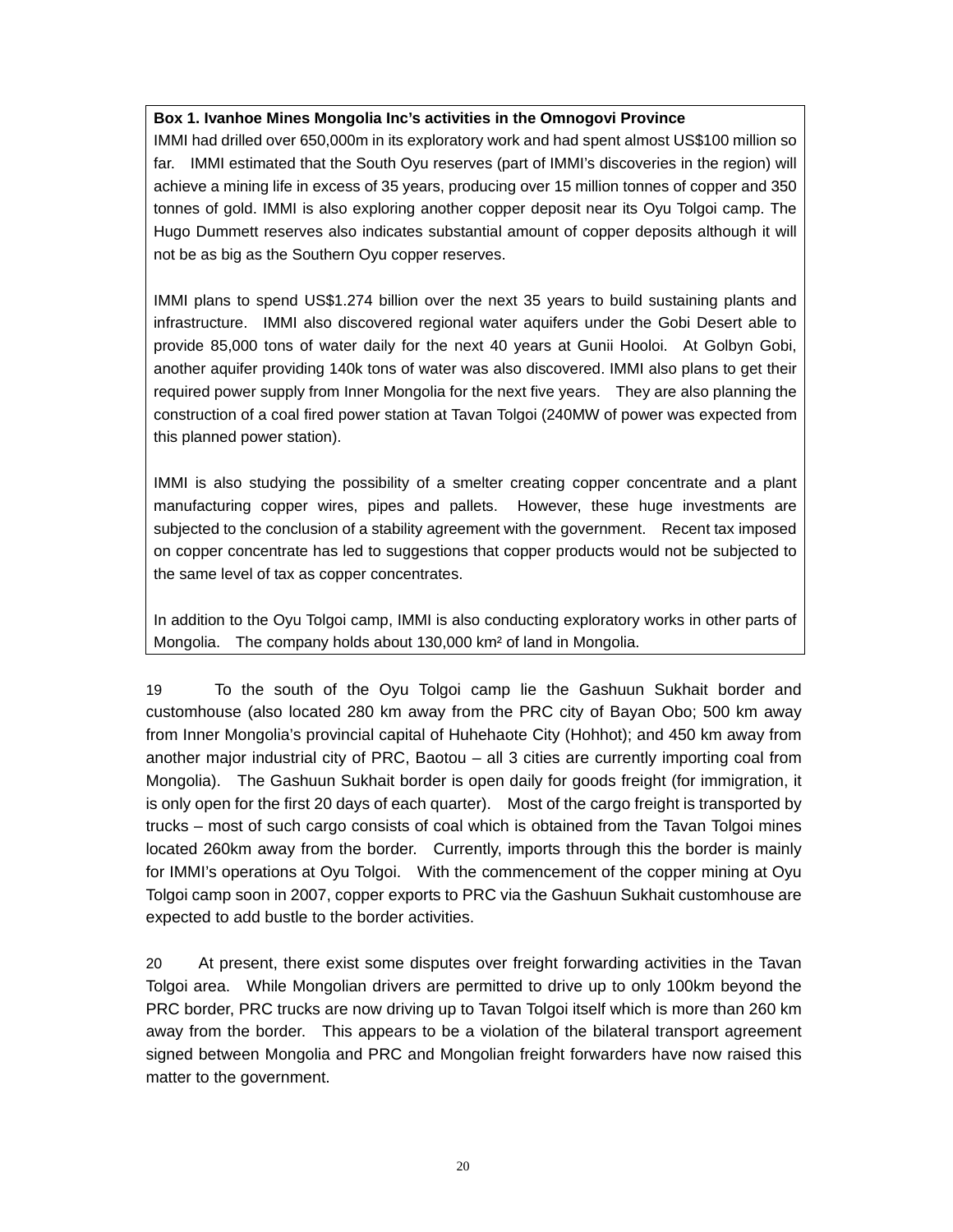**Box 1. Ivanhoe Mines Mongolia Inc's activities in the Omnogovi Province**

IMMI had drilled over 650,000m in its exploratory work and had spent almost US$100 million so far. IMMI estimated that the South Oyu reserves (part of IMMI's discoveries in the region) will achieve a mining life in excess of 35 years, producing over 15 million tonnes of copper and 350 tonnes of gold. IMMI is also exploring another copper deposit near its Oyu Tolgoi camp. The Hugo Dummett reserves also indicates substantial amount of copper deposits although it will not be as big as the Southern Oyu copper reserves.

IMMI plans to spend US$1.274 billion over the next 35 years to build sustaining plants and infrastructure. IMMI also discovered regional water aquifers under the Gobi Desert able to provide 85,000 tons of water daily for the next 40 years at Gunii Hooloi. At Golbyn Gobi, another aquifer providing 140k tons of water was also discovered. IMMI also plans to get their required power supply from Inner Mongolia for the next five years. They are also planning the construction of a coal fired power station at Tavan Tolgoi (240MW of power was expected from this planned power station).

IMMI is also studying the possibility of a smelter creating copper concentrate and a plant manufacturing copper wires, pipes and pallets. However, these huge investments are subjected to the conclusion of a stability agreement with the government. Recent tax imposed on copper concentrate has led to suggestions that copper products would not be subjected to the same level of tax as copper concentrates.

In addition to the Oyu Tolgoi camp, IMMI is also conducting exploratory works in other parts of Mongolia. The company holds about 130,000 km² of land in Mongolia.

19 To the south of the Oyu Tolgoi camp lie the Gashuun Sukhait border and customhouse (also located 280 km away from the PRC city of Bayan Obo; 500 km away from Inner Mongolia's provincial capital of Huhehaote City (Hohhot); and 450 km away from another major industrial city of PRC, Baotou – all 3 cities are currently importing coal from Mongolia). The Gashuun Sukhait border is open daily for goods freight (for immigration, it is only open for the first 20 days of each quarter). Most of the cargo freight is transported by trucks – most of such cargo consists of coal which is obtained from the Tavan Tolgoi mines located 260km away from the border. Currently, imports through this the border is mainly for IMMI's operations at Oyu Tolgoi. With the commencement of the copper mining at Oyu Tolgoi camp soon in 2007, copper exports to PRC via the Gashuun Sukhait customhouse are expected to add bustle to the border activities.

20 At present, there exist some disputes over freight forwarding activities in the Tavan Tolgoi area. While Mongolian drivers are permitted to drive up to only 100km beyond the PRC border, PRC trucks are now driving up to Tavan Tolgoi itself which is more than 260 km away from the border. This appears to be a violation of the bilateral transport agreement signed between Mongolia and PRC and Mongolian freight forwarders have now raised this matter to the government.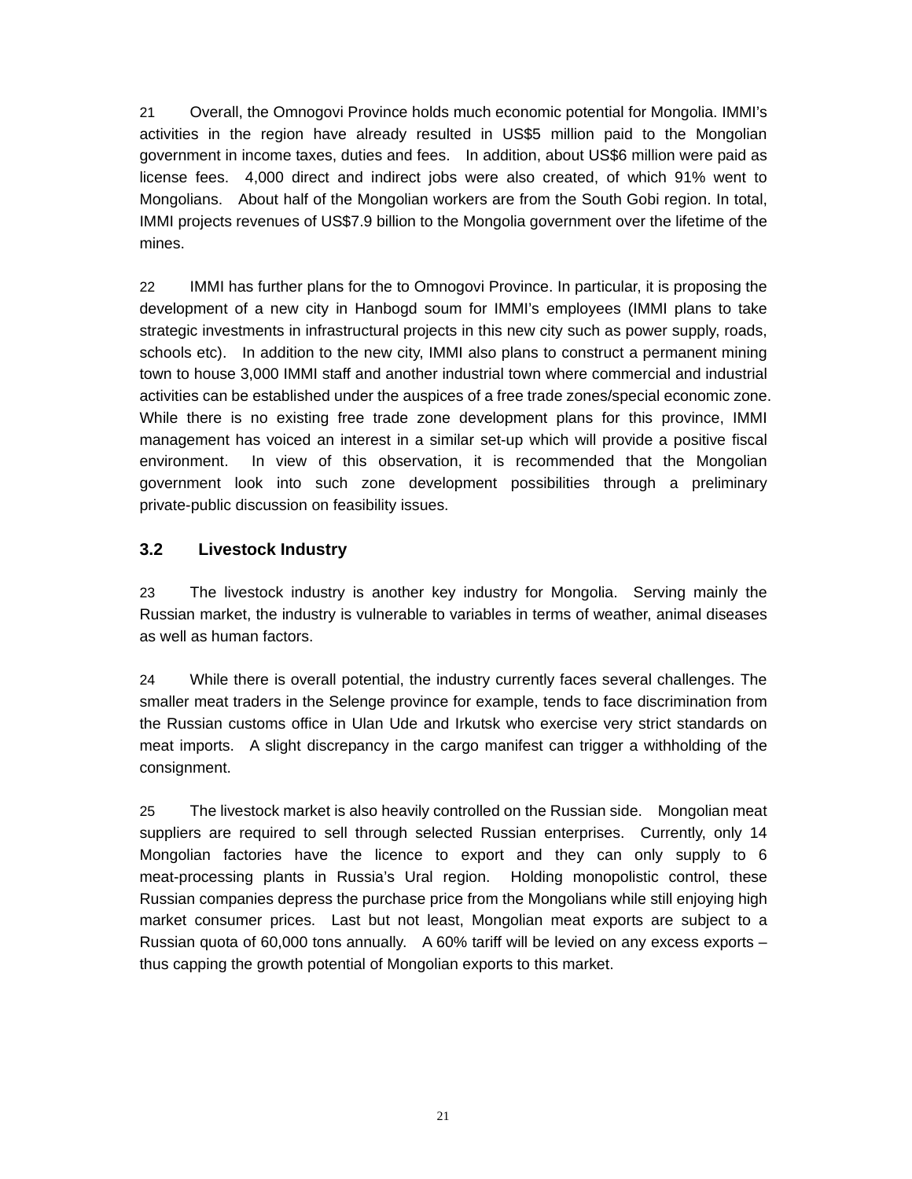21 Overall, the Omnogovi Province holds much economic potential for Mongolia. IMMI's activities in the region have already resulted in US$5 million paid to the Mongolian government in income taxes, duties and fees. In addition, about US$6 million were paid as license fees. 4,000 direct and indirect jobs were also created, of which 91% went to Mongolians. About half of the Mongolian workers are from the South Gobi region. In total, IMMI projects revenues of US$7.9 billion to the Mongolia government over the lifetime of the mines.

22 IMMI has further plans for the to Omnogovi Province. In particular, it is proposing the development of a new city in Hanbogd soum for IMMI's employees (IMMI plans to take strategic investments in infrastructural projects in this new city such as power supply, roads, schools etc). In addition to the new city, IMMI also plans to construct a permanent mining town to house 3,000 IMMI staff and another industrial town where commercial and industrial activities can be established under the auspices of a free trade zones/special economic zone. While there is no existing free trade zone development plans for this province, IMMI management has voiced an interest in a similar set-up which will provide a positive fiscal environment. In view of this observation, it is recommended that the Mongolian government look into such zone development possibilities through a preliminary private-public discussion on feasibility issues.

### 3.2 Livestock Industry

23 The livestock industry is another key industry for Mongolia. Serving mainly the Russian market, the industry is vulnerable to variables in terms of weather, animal diseases as well as human factors.

24 While there is overall potential, the industry currently faces several challenges. The smaller meat traders in the Selenge province for example, tends to face discrimination from the Russian customs office in Ulan Ude and Irkutsk who exercise very strict standards on meat imports. A slight discrepancy in the cargo manifest can trigger a withholding of the consignment.

25 The livestock market is also heavily controlled on the Russian side. Mongolian meat suppliers are required to sell through selected Russian enterprises. Currently, only 14 Mongolian factories have the licence to export and they can only supply to 6 meat-processing plants in Russia's Ural region. Holding monopolistic control, these Russian companies depress the purchase price from the Mongolians while still enjoying high market consumer prices. Last but not least, Mongolian meat exports are subject to a Russian quota of 60,000 tons annually. A 60% tariff will be levied on any excess exports – thus capping the growth potential of Mongolian exports to this market.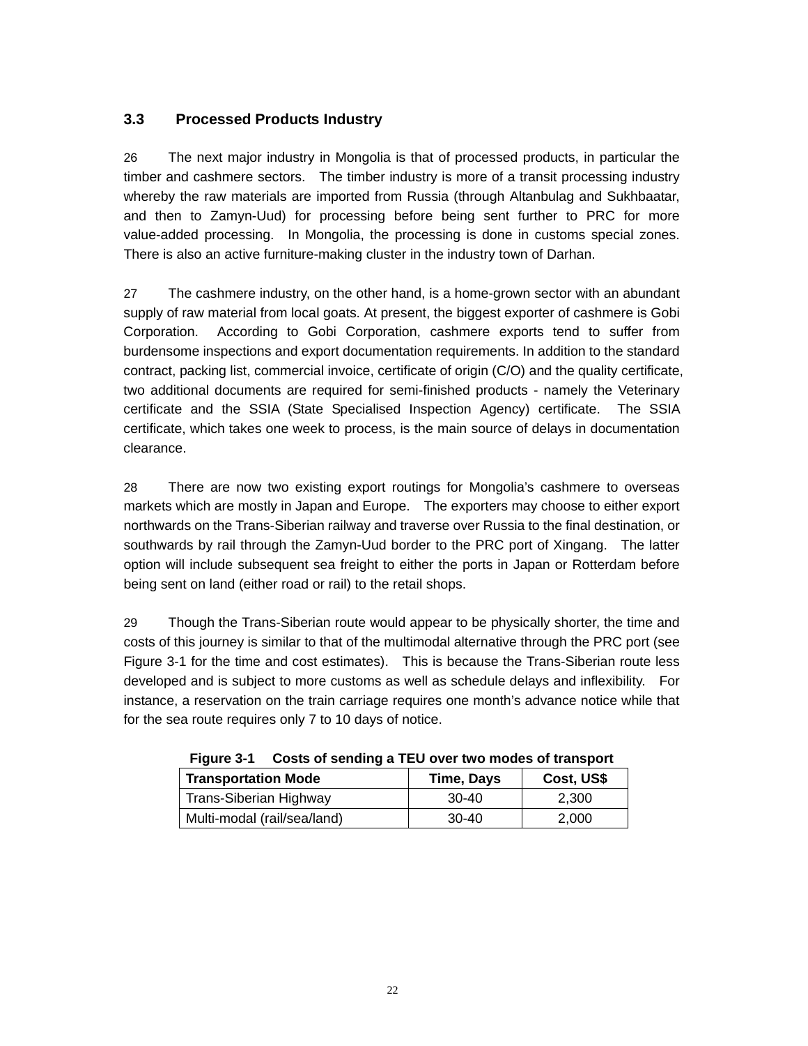### 3.3 Processed Products Industry

26 The next major industry in Mongolia is that of processed products, in particular the timber and cashmere sectors. The timber industry is more of a transit processing industry whereby the raw materials are imported from Russia (through Altanbulag and Sukhbaatar, and then to Zamyn-Uud) for processing before being sent further to PRC for more value-added processing. In Mongolia, the processing is done in customs special zones. There is also an active furniture-making cluster in the industry town of Darhan.

27 The cashmere industry, on the other hand, is a home-grown sector with an abundant supply of raw material from local goats. At present, the biggest exporter of cashmere is Gobi Corporation. According to Gobi Corporation, cashmere exports tend to suffer from burdensome inspections and export documentation requirements. In addition to the standard contract, packing list, commercial invoice, certificate of origin (C/O) and the quality certificate, two additional documents are required for semi-finished products - namely the Veterinary certificate and the SSIA (State Specialised Inspection Agency) certificate. The SSIA certificate, which takes one week to process, is the main source of delays in documentation clearance.

28 There are now two existing export routings for Mongolia's cashmere to overseas markets which are mostly in Japan and Europe. The exporters may choose to either export northwards on the Trans-Siberian railway and traverse over Russia to the final destination, or southwards by rail through the Zamyn-Uud border to the PRC port of Xingang. The latter option will include subsequent sea freight to either the ports in Japan or Rotterdam before being sent on land (either road or rail) to the retail shops.

29 Though the Trans-Siberian route would appear to be physically shorter, the time and costs of this journey is similar to that of the multimodal alternative through the PRC port (see Figure 3-1 for the time and cost estimates). This is because the Trans-Siberian route less developed and is subject to more customs as well as schedule delays and inflexibility. For instance, a reservation on the train carriage requires one month's advance notice while that for the sea route requires only 7 to 10 days of notice.

**Figure 3-1 Costs of sending a TEU over two modes of transport**

| Transportation Mode | Time, Days | Cost, US$ |
|---|---|---|
| Trans-Siberian Highway | 30-40 | 2,300 |
| Multi-modal (rail/sea/land) | 30-40 | 2,000 |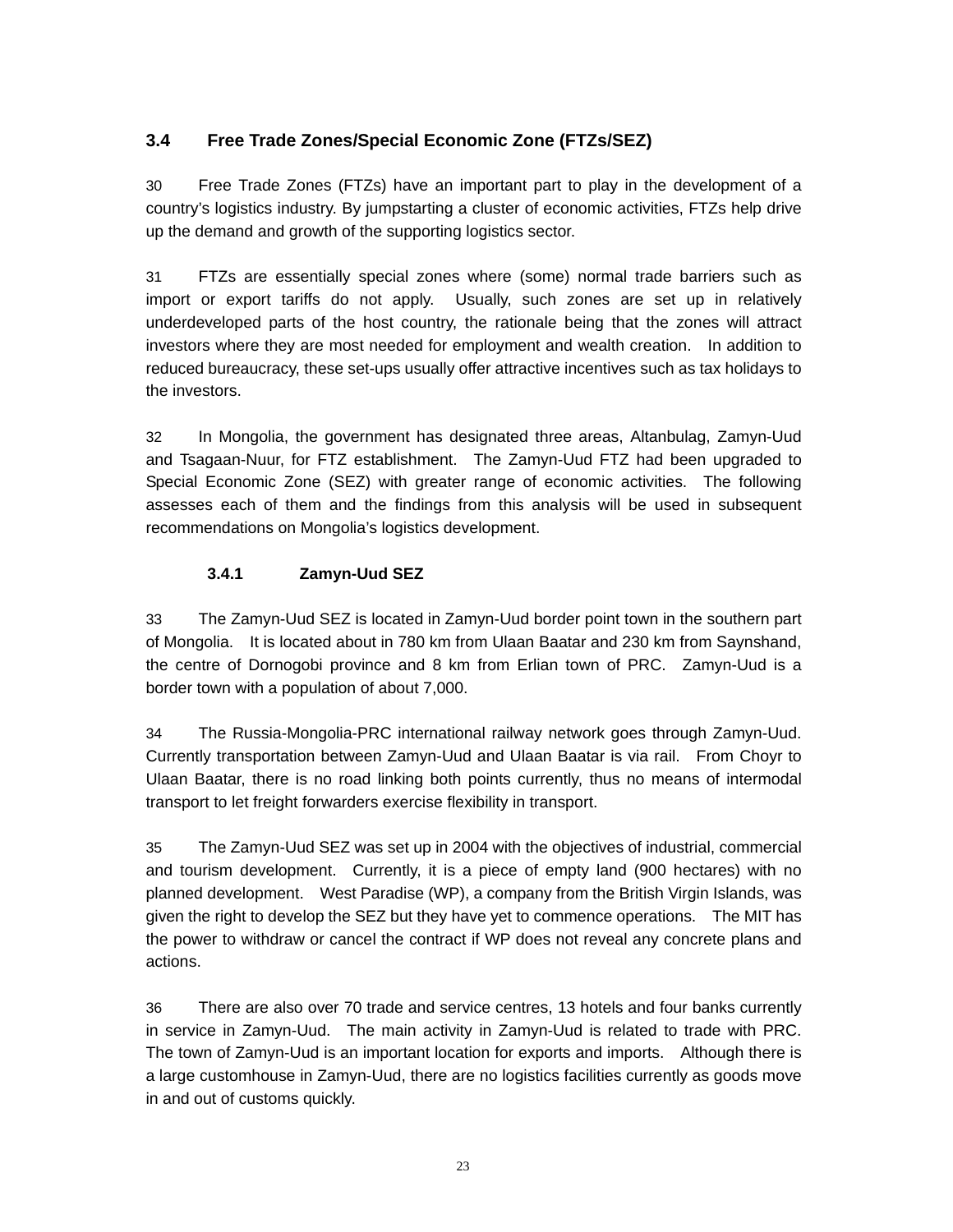## 3.4 Free Trade Zones/Special Economic Zone (FTZs/SEZ)

30 Free Trade Zones (FTZs) have an important part to play in the development of a country's logistics industry. By jumpstarting a cluster of economic activities, FTZs help drive up the demand and growth of the supporting logistics sector.

31 FTZs are essentially special zones where (some) normal trade barriers such as import or export tariffs do not apply. Usually, such zones are set up in relatively underdeveloped parts of the host country, the rationale being that the zones will attract investors where they are most needed for employment and wealth creation. In addition to reduced bureaucracy, these set-ups usually offer attractive incentives such as tax holidays to the investors.

32 In Mongolia, the government has designated three areas, Altanbulag, Zamyn-Uud and Tsagaan-Nuur, for FTZ establishment. The Zamyn-Uud FTZ had been upgraded to Special Economic Zone (SEZ) with greater range of economic activities. The following assesses each of them and the findings from this analysis will be used in subsequent recommendations on Mongolia's logistics development.

### 3.4.1 Zamyn-Uud SEZ

33 The Zamyn-Uud SEZ is located in Zamyn-Uud border point town in the southern part of Mongolia. It is located about in 780 km from Ulaan Baatar and 230 km from Saynshand, the centre of Dornogobi province and 8 km from Erlian town of PRC. Zamyn-Uud is a border town with a population of about 7,000.

34 The Russia-Mongolia-PRC international railway network goes through Zamyn-Uud. Currently transportation between Zamyn-Uud and Ulaan Baatar is via rail. From Choyr to Ulaan Baatar, there is no road linking both points currently, thus no means of intermodal transport to let freight forwarders exercise flexibility in transport.

35 The Zamyn-Uud SEZ was set up in 2004 with the objectives of industrial, commercial and tourism development. Currently, it is a piece of empty land (900 hectares) with no planned development. West Paradise (WP), a company from the British Virgin Islands, was given the right to develop the SEZ but they have yet to commence operations. The MIT has the power to withdraw or cancel the contract if WP does not reveal any concrete plans and actions.

36 There are also over 70 trade and service centres, 13 hotels and four banks currently in service in Zamyn-Uud. The main activity in Zamyn-Uud is related to trade with PRC. The town of Zamyn-Uud is an important location for exports and imports. Although there is a large customhouse in Zamyn-Uud, there are no logistics facilities currently as goods move in and out of customs quickly.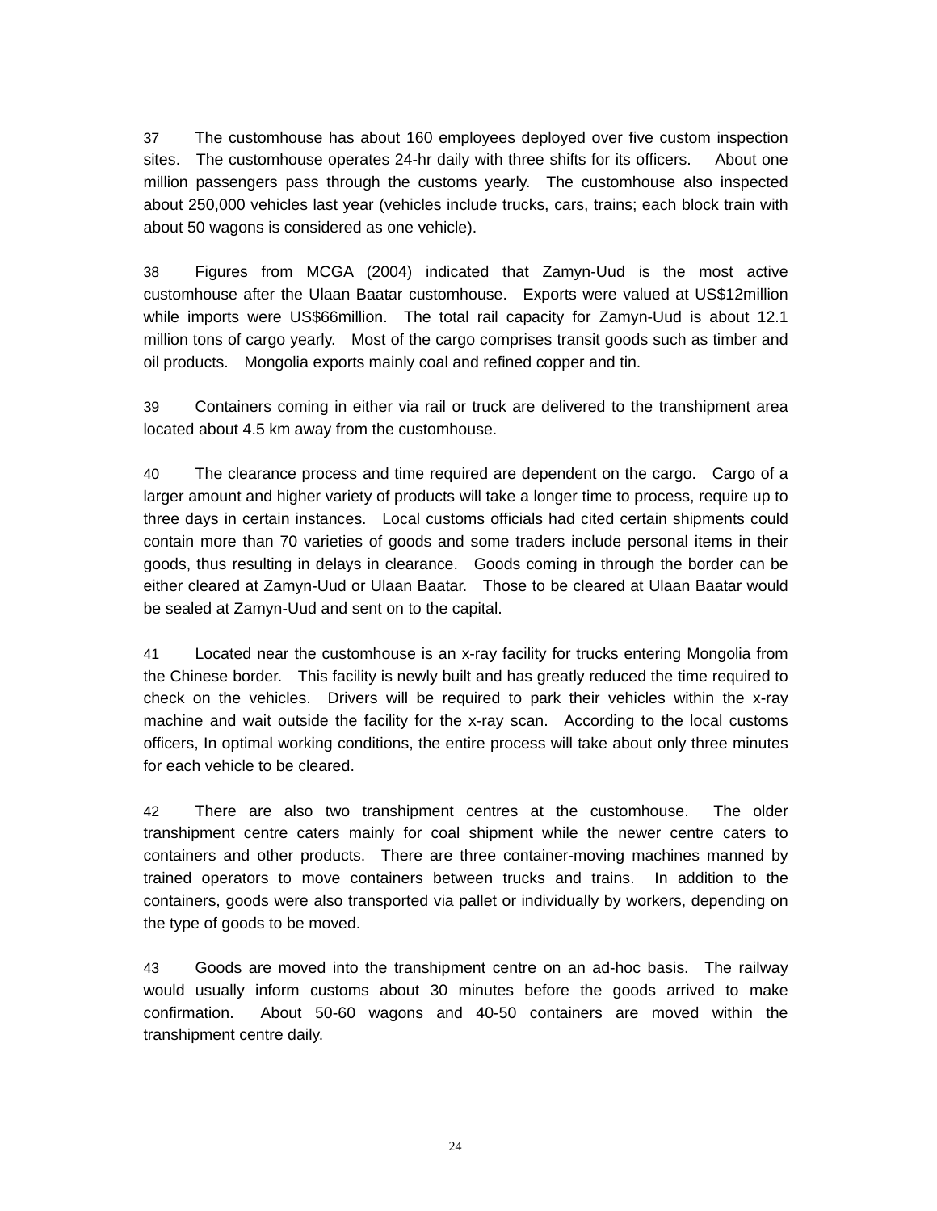37 The customhouse has about 160 employees deployed over five custom inspection sites. The customhouse operates 24-hr daily with three shifts for its officers. About one million passengers pass through the customs yearly. The customhouse also inspected about 250,000 vehicles last year (vehicles include trucks, cars, trains; each block train with about 50 wagons is considered as one vehicle).

38 Figures from MCGA (2004) indicated that Zamyn-Uud is the most active customhouse after the Ulaan Baatar customhouse. Exports were valued at US$12million while imports were US$66million. The total rail capacity for Zamyn-Uud is about 12.1 million tons of cargo yearly. Most of the cargo comprises transit goods such as timber and oil products. Mongolia exports mainly coal and refined copper and tin.

39 Containers coming in either via rail or truck are delivered to the transhipment area located about 4.5 km away from the customhouse.

40 The clearance process and time required are dependent on the cargo. Cargo of a larger amount and higher variety of products will take a longer time to process, require up to three days in certain instances. Local customs officials had cited certain shipments could contain more than 70 varieties of goods and some traders include personal items in their goods, thus resulting in delays in clearance. Goods coming in through the border can be either cleared at Zamyn-Uud or Ulaan Baatar. Those to be cleared at Ulaan Baatar would be sealed at Zamyn-Uud and sent on to the capital.

41 Located near the customhouse is an x-ray facility for trucks entering Mongolia from the Chinese border. This facility is newly built and has greatly reduced the time required to check on the vehicles. Drivers will be required to park their vehicles within the x-ray machine and wait outside the facility for the x-ray scan. According to the local customs officers, In optimal working conditions, the entire process will take about only three minutes for each vehicle to be cleared.

42 There are also two transhipment centres at the customhouse. The older transhipment centre caters mainly for coal shipment while the newer centre caters to containers and other products. There are three container-moving machines manned by trained operators to move containers between trucks and trains. In addition to the containers, goods were also transported via pallet or individually by workers, depending on the type of goods to be moved.

43 Goods are moved into the transhipment centre on an ad-hoc basis. The railway would usually inform customs about 30 minutes before the goods arrived to make confirmation. About 50-60 wagons and 40-50 containers are moved within the transhipment centre daily.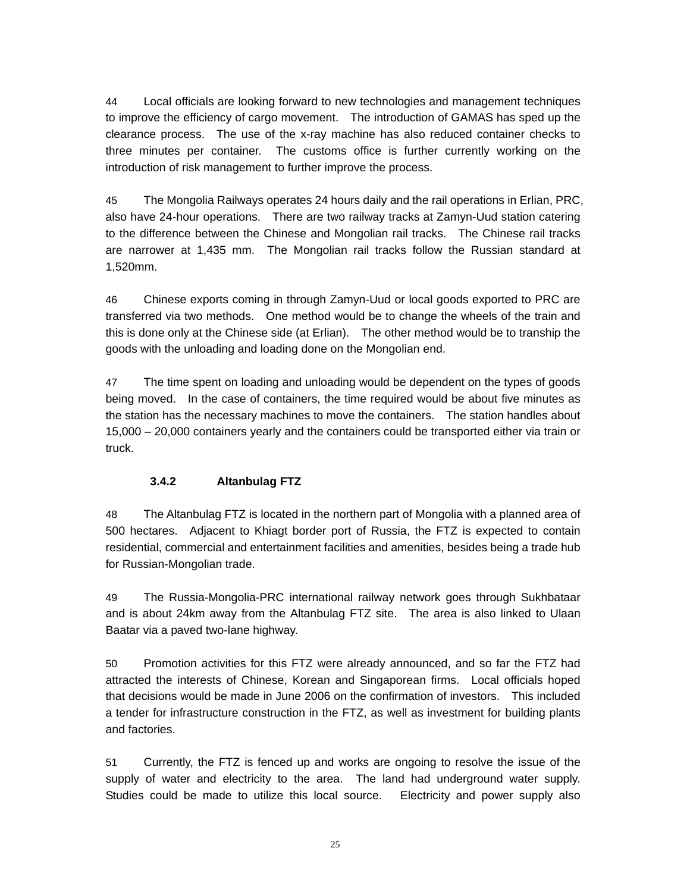44 Local officials are looking forward to new technologies and management techniques to improve the efficiency of cargo movement. The introduction of GAMAS has sped up the clearance process. The use of the x-ray machine has also reduced container checks to three minutes per container. The customs office is further currently working on the introduction of risk management to further improve the process.

45 The Mongolia Railways operates 24 hours daily and the rail operations in Erlian, PRC, also have 24-hour operations. There are two railway tracks at Zamyn-Uud station catering to the difference between the Chinese and Mongolian rail tracks. The Chinese rail tracks are narrower at 1,435 mm. The Mongolian rail tracks follow the Russian standard at 1,520mm.

46 Chinese exports coming in through Zamyn-Uud or local goods exported to PRC are transferred via two methods. One method would be to change the wheels of the train and this is done only at the Chinese side (at Erlian). The other method would be to tranship the goods with the unloading and loading done on the Mongolian end.

47 The time spent on loading and unloading would be dependent on the types of goods being moved. In the case of containers, the time required would be about five minutes as the station has the necessary machines to move the containers. The station handles about 15,000 – 20,000 containers yearly and the containers could be transported either via train or truck.

### 3.4.2 Altanbulag FTZ

48 The Altanbulag FTZ is located in the northern part of Mongolia with a planned area of 500 hectares. Adjacent to Khiagt border port of Russia, the FTZ is expected to contain residential, commercial and entertainment facilities and amenities, besides being a trade hub for Russian-Mongolian trade.

49 The Russia-Mongolia-PRC international railway network goes through Sukhbataar and is about 24km away from the Altanbulag FTZ site. The area is also linked to Ulaan Baatar via a paved two-lane highway.

50 Promotion activities for this FTZ were already announced, and so far the FTZ had attracted the interests of Chinese, Korean and Singaporean firms. Local officials hoped that decisions would be made in June 2006 on the confirmation of investors. This included a tender for infrastructure construction in the FTZ, as well as investment for building plants and factories.

51 Currently, the FTZ is fenced up and works are ongoing to resolve the issue of the supply of water and electricity to the area. The land had underground water supply. Studies could be made to utilize this local source. Electricity and power supply also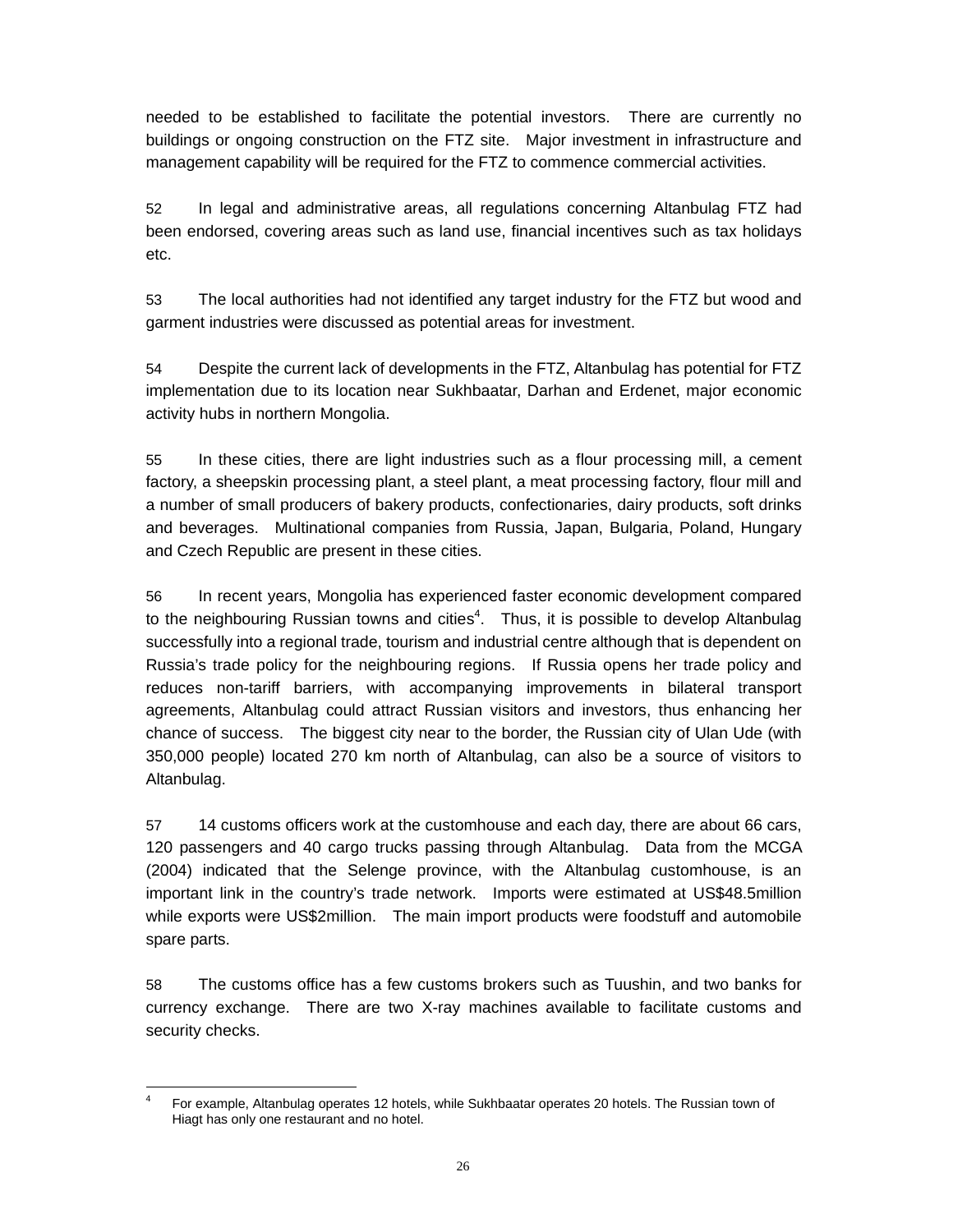needed to be established to facilitate the potential investors. There are currently no buildings or ongoing construction on the FTZ site. Major investment in infrastructure and management capability will be required for the FTZ to commence commercial activities.

52 In legal and administrative areas, all regulations concerning Altanbulag FTZ had been endorsed, covering areas such as land use, financial incentives such as tax holidays etc.

53 The local authorities had not identified any target industry for the FTZ but wood and garment industries were discussed as potential areas for investment.

54 Despite the current lack of developments in the FTZ, Altanbulag has potential for FTZ implementation due to its location near Sukhbaatar, Darhan and Erdenet, major economic activity hubs in northern Mongolia.

55 In these cities, there are light industries such as a flour processing mill, a cement factory, a sheepskin processing plant, a steel plant, a meat processing factory, flour mill and a number of small producers of bakery products, confectionaries, dairy products, soft drinks and beverages. Multinational companies from Russia, Japan, Bulgaria, Poland, Hungary and Czech Republic are present in these cities.

56 In recent years, Mongolia has experienced faster economic development compared to the neighbouring Russian towns and cities[4]. Thus, it is possible to develop Altanbulag successfully into a regional trade, tourism and industrial centre although that is dependent on Russia's trade policy for the neighbouring regions. If Russia opens her trade policy and reduces non-tariff barriers, with accompanying improvements in bilateral transport agreements, Altanbulag could attract Russian visitors and investors, thus enhancing her chance of success. The biggest city near to the border, the Russian city of Ulan Ude (with 350,000 people) located 270 km north of Altanbulag, can also be a source of visitors to Altanbulag.

57 14 customs officers work at the customhouse and each day, there are about 66 cars, 120 passengers and 40 cargo trucks passing through Altanbulag. Data from the MCGA (2004) indicated that the Selenge province, with the Altanbulag customhouse, is an important link in the country's trade network. Imports were estimated at US$48.5million while exports were US$2million. The main import products were foodstuff and automobile spare parts.

58 The customs office has a few customs brokers such as Tuushin, and two banks for currency exchange. There are two X-ray machines available to facilitate customs and security checks.

---

[4] For example, Altanbulag operates 12 hotels, while Sukhbaatar operates 20 hotels. The Russian town of Hiagt has only one restaurant and no hotel.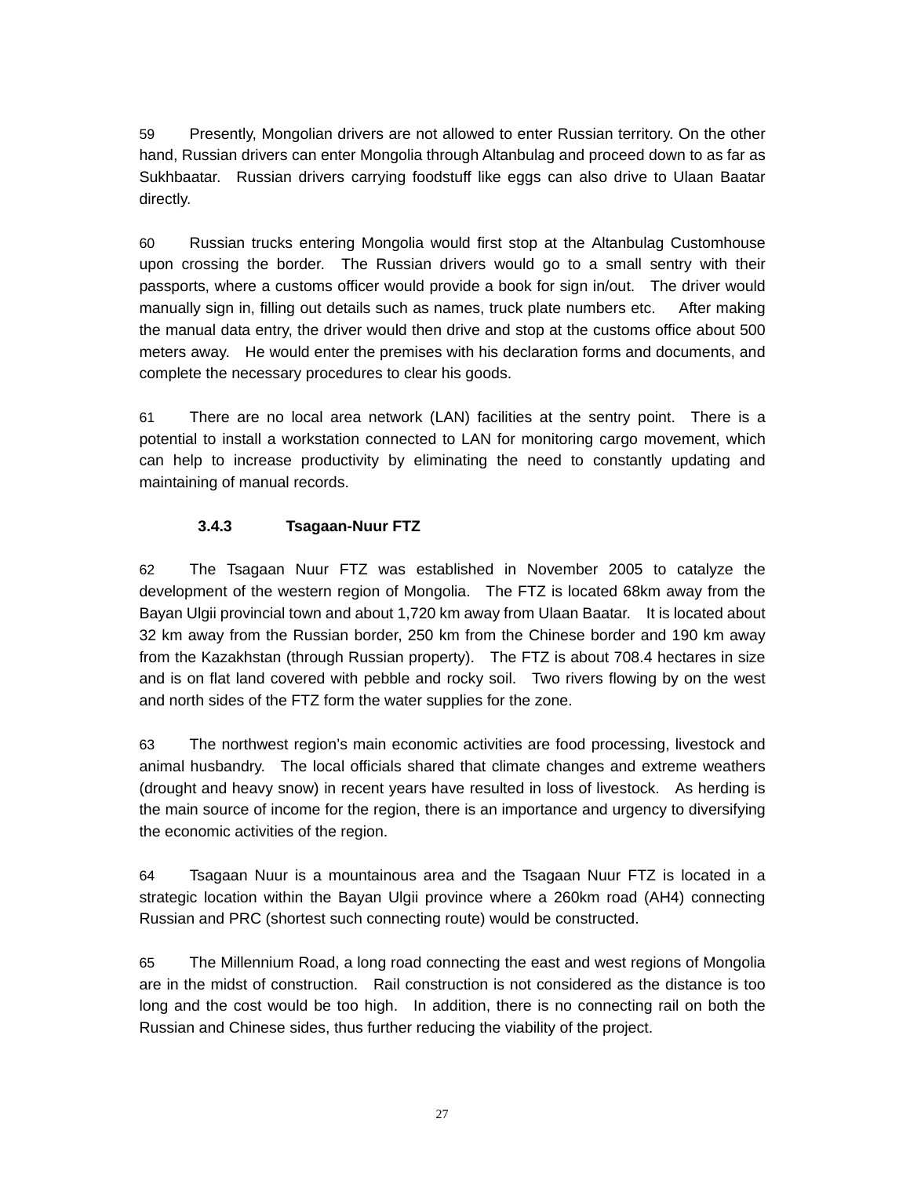59 Presently, Mongolian drivers are not allowed to enter Russian territory. On the other hand, Russian drivers can enter Mongolia through Altanbulag and proceed down to as far as Sukhbaatar. Russian drivers carrying foodstuff like eggs can also drive to Ulaan Baatar directly.

60 Russian trucks entering Mongolia would first stop at the Altanbulag Customhouse upon crossing the border. The Russian drivers would go to a small sentry with their passports, where a customs officer would provide a book for sign in/out. The driver would manually sign in, filling out details such as names, truck plate numbers etc. After making the manual data entry, the driver would then drive and stop at the customs office about 500 meters away. He would enter the premises with his declaration forms and documents, and complete the necessary procedures to clear his goods.

61 There are no local area network (LAN) facilities at the sentry point. There is a potential to install a workstation connected to LAN for monitoring cargo movement, which can help to increase productivity by eliminating the need to constantly updating and maintaining of manual records.

### 3.4.3 Tsagaan-Nuur FTZ

62 The Tsagaan Nuur FTZ was established in November 2005 to catalyze the development of the western region of Mongolia. The FTZ is located 68km away from the Bayan Ulgii provincial town and about 1,720 km away from Ulaan Baatar. It is located about 32 km away from the Russian border, 250 km from the Chinese border and 190 km away from the Kazakhstan (through Russian property). The FTZ is about 708.4 hectares in size and is on flat land covered with pebble and rocky soil. Two rivers flowing by on the west and north sides of the FTZ form the water supplies for the zone.

63 The northwest region's main economic activities are food processing, livestock and animal husbandry. The local officials shared that climate changes and extreme weathers (drought and heavy snow) in recent years have resulted in loss of livestock. As herding is the main source of income for the region, there is an importance and urgency to diversifying the economic activities of the region.

64 Tsagaan Nuur is a mountainous area and the Tsagaan Nuur FTZ is located in a strategic location within the Bayan Ulgii province where a 260km road (AH4) connecting Russian and PRC (shortest such connecting route) would be constructed.

65 The Millennium Road, a long road connecting the east and west regions of Mongolia are in the midst of construction. Rail construction is not considered as the distance is too long and the cost would be too high. In addition, there is no connecting rail on both the Russian and Chinese sides, thus further reducing the viability of the project.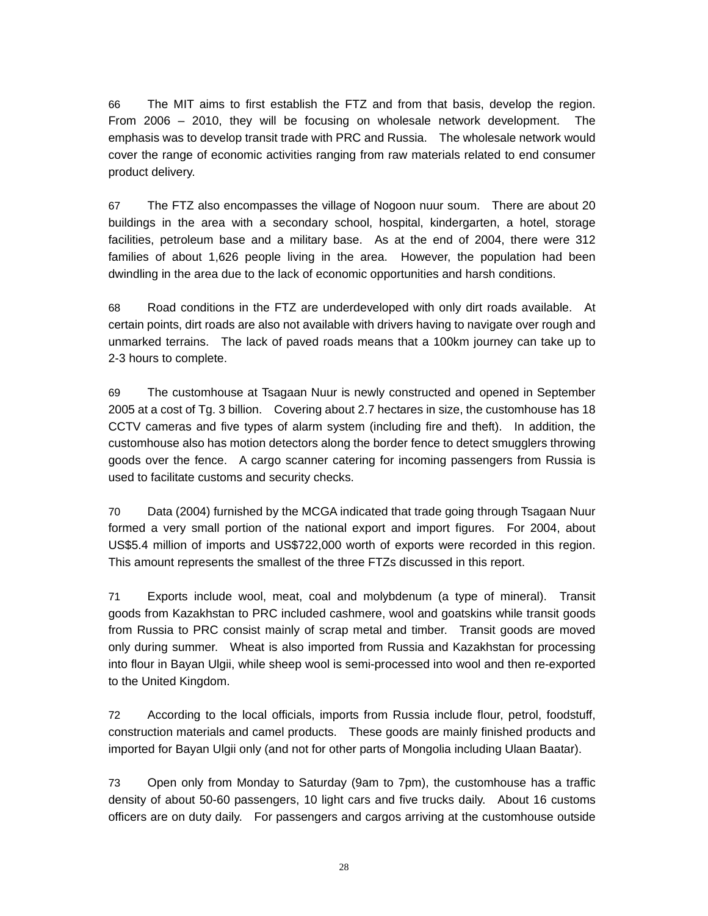66 The MIT aims to first establish the FTZ and from that basis, develop the region. From 2006 – 2010, they will be focusing on wholesale network development. The emphasis was to develop transit trade with PRC and Russia. The wholesale network would cover the range of economic activities ranging from raw materials related to end consumer product delivery.

67 The FTZ also encompasses the village of Nogoon nuur soum. There are about 20 buildings in the area with a secondary school, hospital, kindergarten, a hotel, storage facilities, petroleum base and a military base. As at the end of 2004, there were 312 families of about 1,626 people living in the area. However, the population had been dwindling in the area due to the lack of economic opportunities and harsh conditions.

68 Road conditions in the FTZ are underdeveloped with only dirt roads available. At certain points, dirt roads are also not available with drivers having to navigate over rough and unmarked terrains. The lack of paved roads means that a 100km journey can take up to 2-3 hours to complete.

69 The customhouse at Tsagaan Nuur is newly constructed and opened in September 2005 at a cost of Tg. 3 billion. Covering about 2.7 hectares in size, the customhouse has 18 CCTV cameras and five types of alarm system (including fire and theft). In addition, the customhouse also has motion detectors along the border fence to detect smugglers throwing goods over the fence. A cargo scanner catering for incoming passengers from Russia is used to facilitate customs and security checks.

70 Data (2004) furnished by the MCGA indicated that trade going through Tsagaan Nuur formed a very small portion of the national export and import figures. For 2004, about US$5.4 million of imports and US$722,000 worth of exports were recorded in this region. This amount represents the smallest of the three FTZs discussed in this report.

71 Exports include wool, meat, coal and molybdenum (a type of mineral). Transit goods from Kazakhstan to PRC included cashmere, wool and goatskins while transit goods from Russia to PRC consist mainly of scrap metal and timber. Transit goods are moved only during summer. Wheat is also imported from Russia and Kazakhstan for processing into flour in Bayan Ulgii, while sheep wool is semi-processed into wool and then re-exported to the United Kingdom.

72 According to the local officials, imports from Russia include flour, petrol, foodstuff, construction materials and camel products. These goods are mainly finished products and imported for Bayan Ulgii only (and not for other parts of Mongolia including Ulaan Baatar).

73 Open only from Monday to Saturday (9am to 7pm), the customhouse has a traffic density of about 50-60 passengers, 10 light cars and five trucks daily. About 16 customs officers are on duty daily. For passengers and cargos arriving at the customhouse outside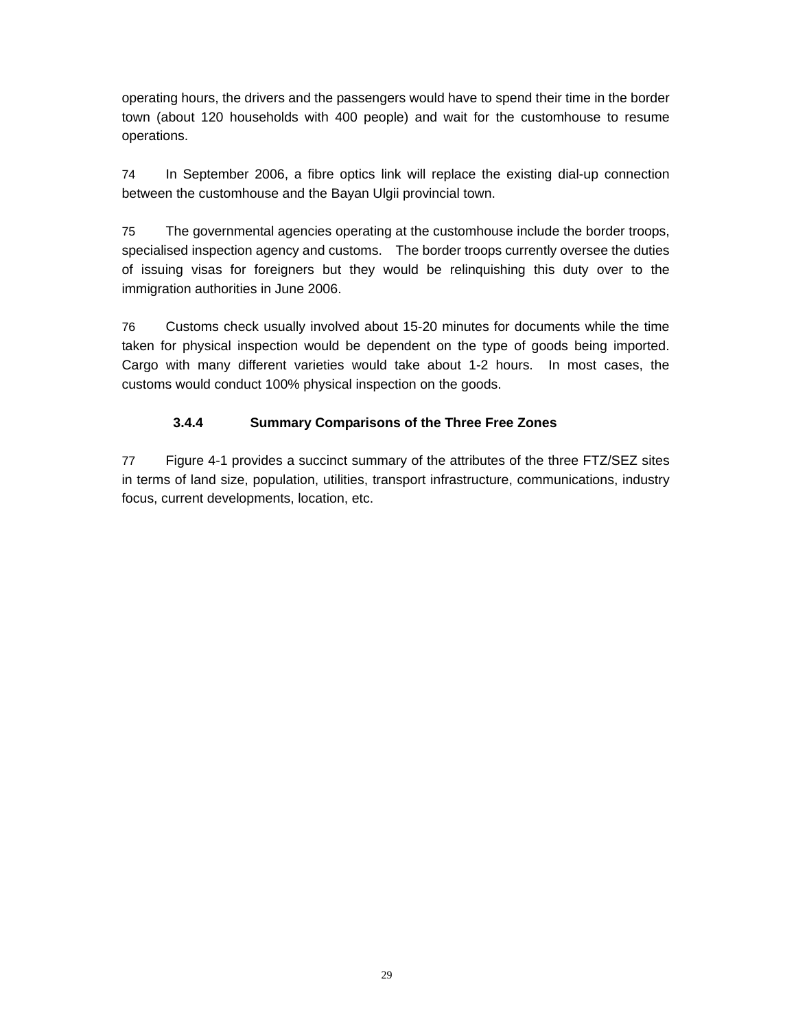operating hours, the drivers and the passengers would have to spend their time in the border town (about 120 households with 400 people) and wait for the customhouse to resume operations.

74 In September 2006, a fibre optics link will replace the existing dial-up connection between the customhouse and the Bayan Ulgii provincial town.

75 The governmental agencies operating at the customhouse include the border troops, specialised inspection agency and customs. The border troops currently oversee the duties of issuing visas for foreigners but they would be relinquishing this duty over to the immigration authorities in June 2006.

76 Customs check usually involved about 15-20 minutes for documents while the time taken for physical inspection would be dependent on the type of goods being imported. Cargo with many different varieties would take about 1-2 hours. In most cases, the customs would conduct 100% physical inspection on the goods.

### 3.4.4 Summary Comparisons of the Three Free Zones

77 Figure 4-1 provides a succinct summary of the attributes of the three FTZ/SEZ sites in terms of land size, population, utilities, transport infrastructure, communications, industry focus, current developments, location, etc.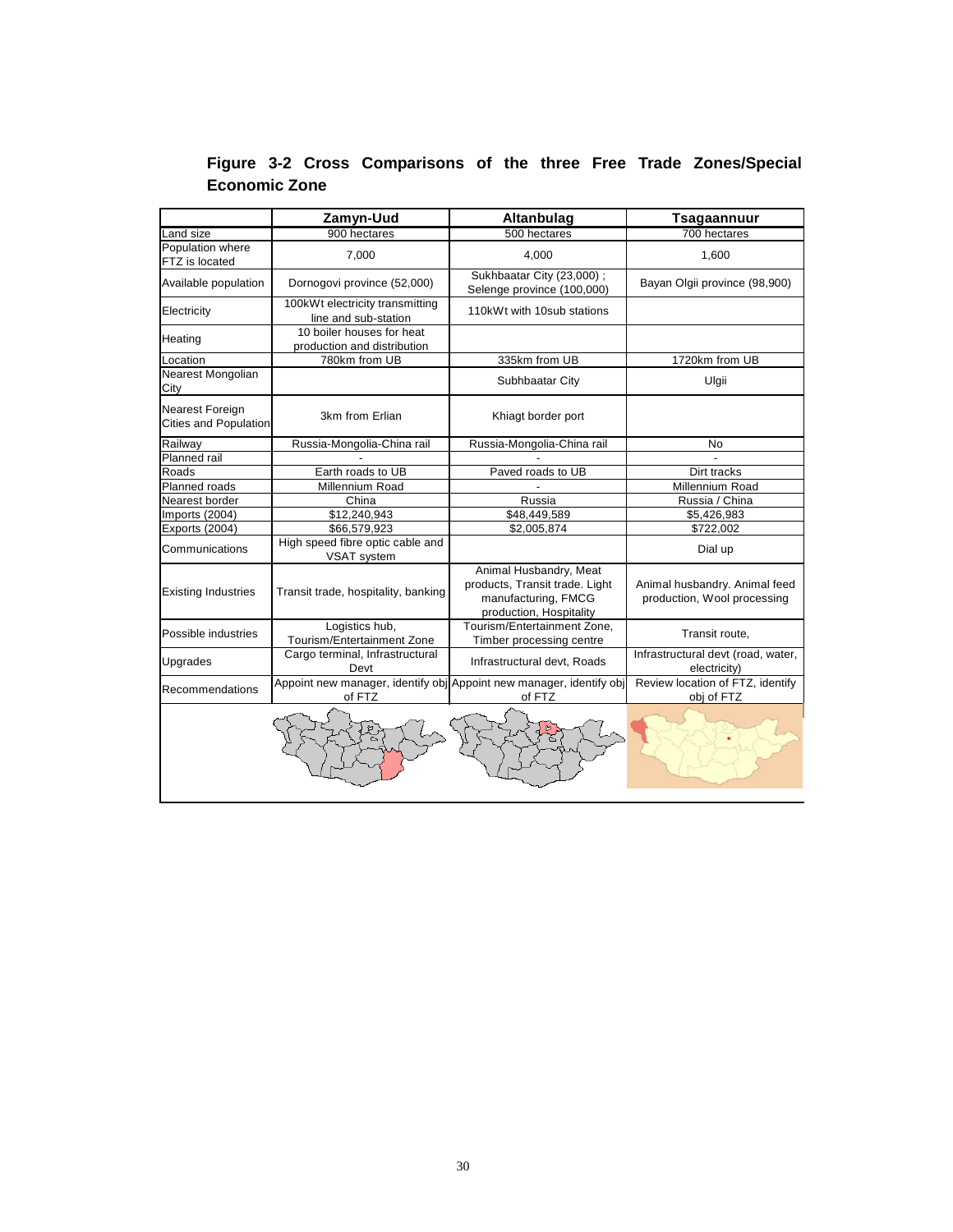**Figure 3-2 Cross Comparisons of the three Free Trade Zones/Special Economic Zone**

| | Zamyn-Uud | Altanbulag | Tsagaannuur |
|---|---|---|---|
| Land size | 900 hectares | 500 hectares | 700 hectares |
| Population where FTZ is located | 7,000 | 4,000 | 1,600 |
| Available population | Dornogovi province (52,000) | Sukhbaatar City (23,000) ; Selenge province (100,000) | Bayan Olgii province (98,900) |
| Electricity | 100kWt electricity transmitting line and sub-station | 110kWt with 10sub stations | |
| Heating | 10 boiler houses for heat production and distribution | | |
| Location | 780km from UB | 335km from UB | 1720km from UB |
| Nearest Mongolian City | | Subhbaatar City | Ulgii |
| Nearest Foreign Cities and Population | 3km from Erlian | Khiagt border port | |
| Railway | Russia-Mongolia-China rail | Russia-Mongolia-China rail | No |
| Planned rail | - | - | - |
| Roads | Earth roads to UB | Paved roads to UB | Dirt tracks |
| Planned roads | Millennium Road | - | Millennium Road |
| Nearest border | China | Russia | Russia / China |
| Imports (2004) | $12,240,943 | $48,449,589 | $5,426,983 |
| Exports (2004) | $66,579,923 | $2,005,874 | $722,002 |
| Communications | High speed fibre optic cable and VSAT system | | Dial up |
| Existing Industries | Transit trade, hospitality, banking | Animal Husbandry, Meat products, Transit trade. Light manufacturing, FMCG production, Hospitality | Animal husbandry. Animal feed production, Wool processing |
| Possible industries | Logistics hub, Tourism/Entertainment Zone | Tourism/Entertainment Zone, Timber processing centre | Transit route, |
| Upgrades | Cargo terminal, Infrastructural Devt | Infrastructural devt, Roads | Infrastructural devt (road, water, electricity) |
| Recommendations | Appoint new manager, identify obj of FTZ | Appoint new manager, identify obj of FTZ | Review location of FTZ, identify obj of FTZ |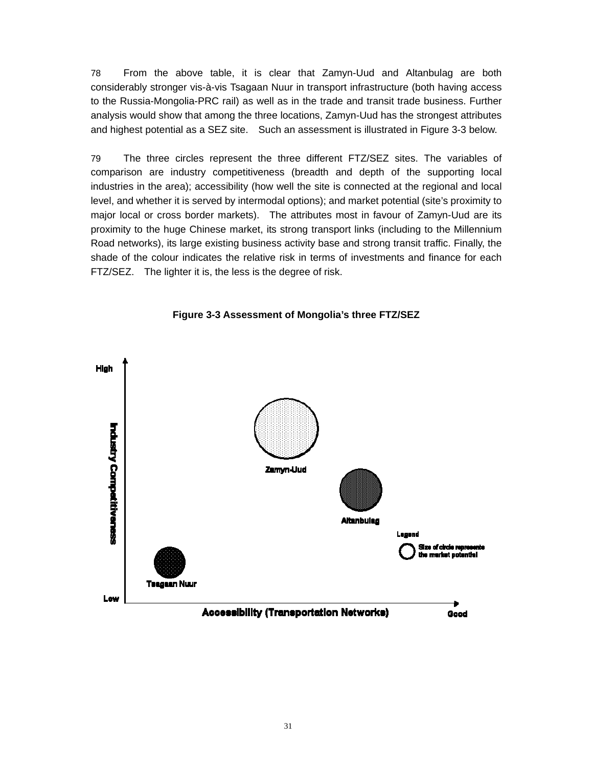78 From the above table, it is clear that Zamyn-Uud and Altanbulag are both considerably stronger vis-à-vis Tsagaan Nuur in transport infrastructure (both having access to the Russia-Mongolia-PRC rail) as well as in the trade and transit trade business. Further analysis would show that among the three locations, Zamyn-Uud has the strongest attributes and highest potential as a SEZ site. Such an assessment is illustrated in Figure 3-3 below.

79 The three circles represent the three different FTZ/SEZ sites. The variables of comparison are industry competitiveness (breadth and depth of the supporting local industries in the area); accessibility (how well the site is connected at the regional and local level, and whether it is served by intermodal options); and market potential (site's proximity to major local or cross border markets). The attributes most in favour of Zamyn-Uud are its proximity to the huge Chinese market, its strong transport links (including to the Millennium Road networks), its large existing business activity base and strong transit traffic. Finally, the shade of the colour indicates the relative risk in terms of investments and finance for each FTZ/SEZ. The lighter it is, the less is the degree of risk.

**Figure 3-3 Assessment of Mongolia's three FTZ/SEZ**

High

Industry Competitiveness

Zamyn-Uud

Altanbulag

Legend

Size of circle represents the market potential

Tsagaan Nuur

Low

Accessibility (Transportation Networks)

Good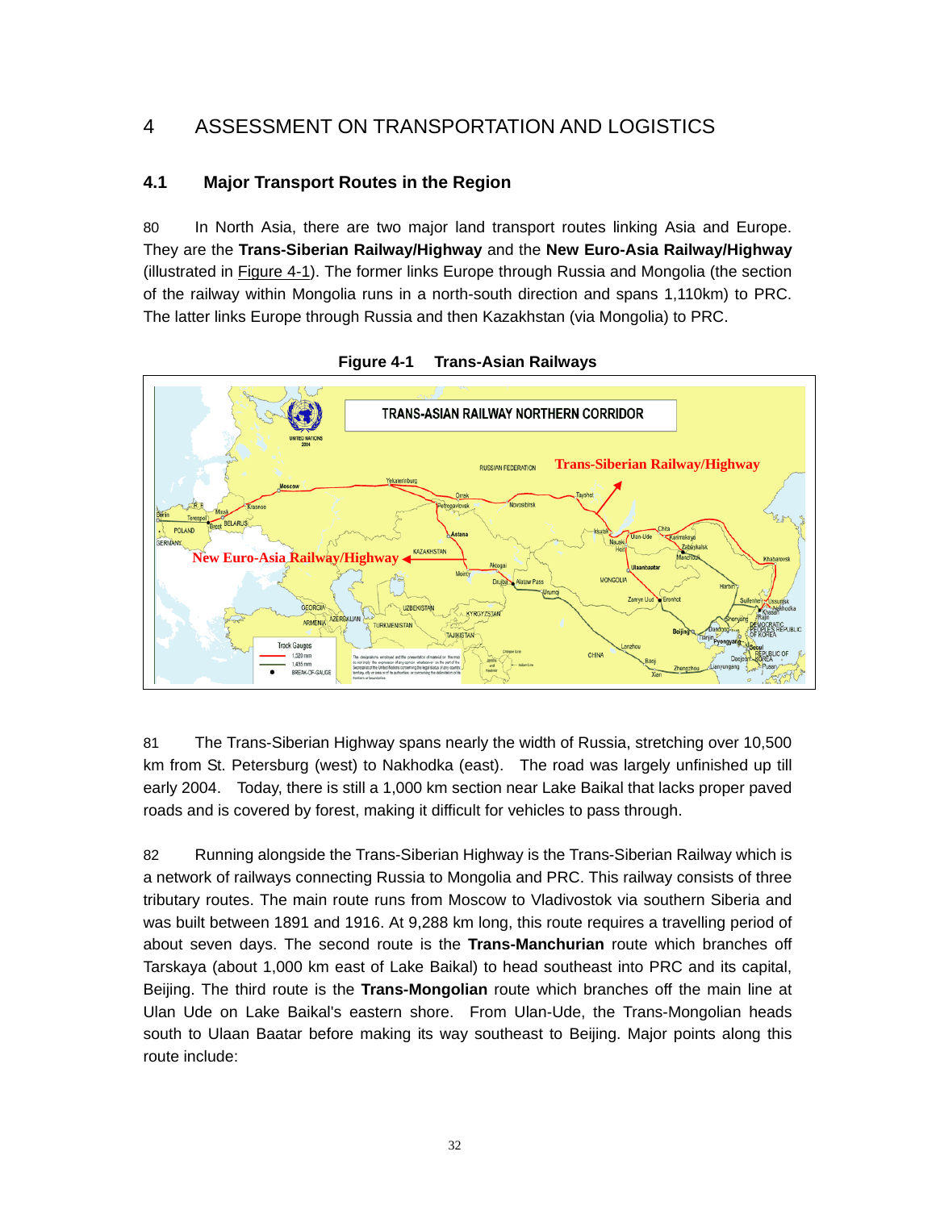# 4 ASSESSMENT ON TRANSPORTATION AND LOGISTICS

## 4.1 Major Transport Routes in the Region

80 In North Asia, there are two major land transport routes linking Asia and Europe. They are the **Trans-Siberian Railway/Highway** and the **New Euro-Asia Railway/Highway** (illustrated in Figure 4-1). The former links Europe through Russia and Mongolia (the section of the railway within Mongolia runs in a north-south direction and spans 1,110km) to PRC. The latter links Europe through Russia and then Kazakhstan (via Mongolia) to PRC.

**Figure 4-1 Trans-Asian Railways**

81 The Trans-Siberian Highway spans nearly the width of Russia, stretching over 10,500 km from St. Petersburg (west) to Nakhodka (east). The road was largely unfinished up till early 2004. Today, there is still a 1,000 km section near Lake Baikal that lacks proper paved roads and is covered by forest, making it difficult for vehicles to pass through.

82 Running alongside the Trans-Siberian Highway is the Trans-Siberian Railway which is a network of railways connecting Russia to Mongolia and PRC. This railway consists of three tributary routes. The main route runs from Moscow to Vladivostok via southern Siberia and was built between 1891 and 1916. At 9,288 km long, this route requires a travelling period of about seven days. The second route is the **Trans-Manchurian** route which branches off Tarskaya (about 1,000 km east of Lake Baikal) to head southeast into PRC and its capital, Beijing. The third route is the **Trans-Mongolian** route which branches off the main line at Ulan Ude on Lake Baikal's eastern shore. From Ulan-Ude, the Trans-Mongolian heads south to Ulaan Baatar before making its way southeast to Beijing. Major points along this route include: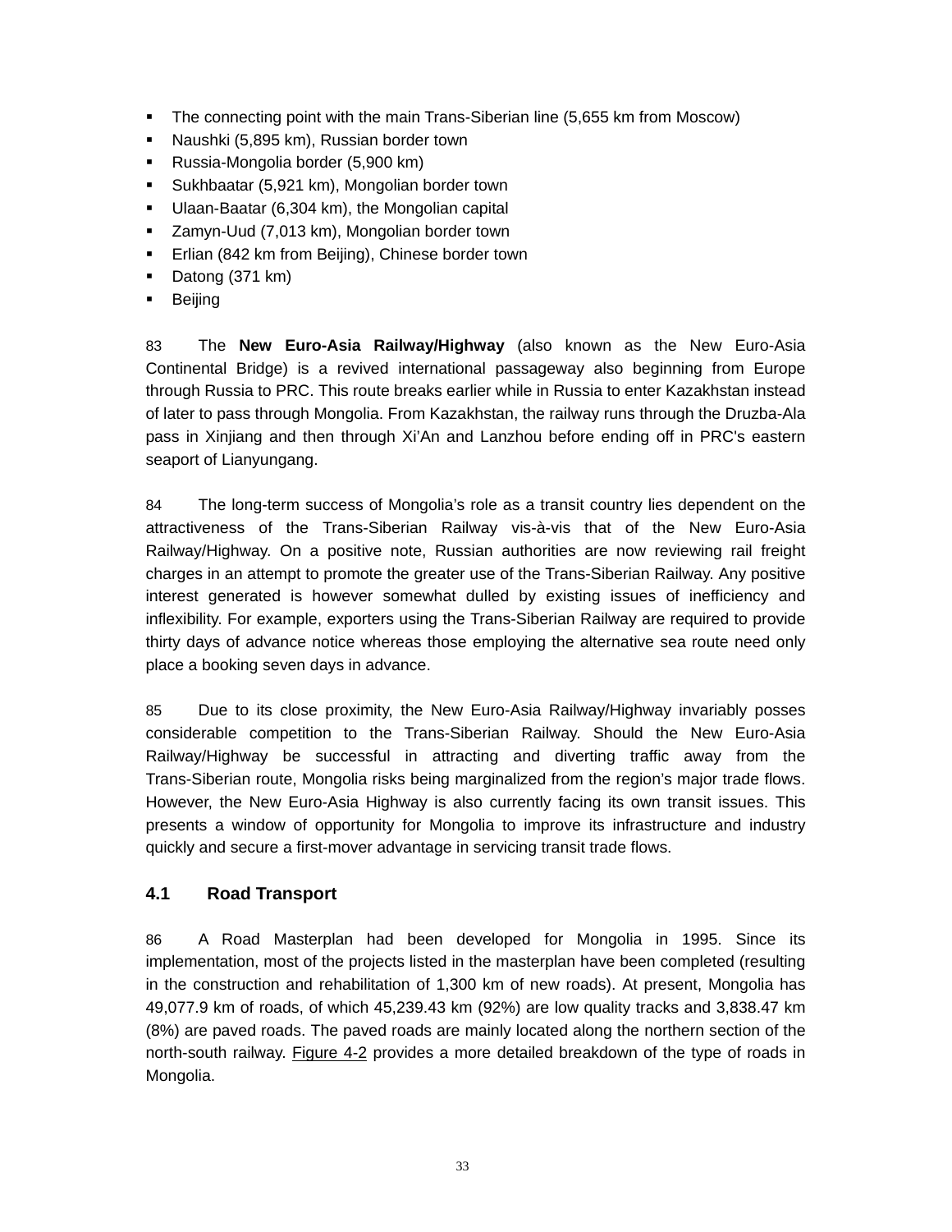- The connecting point with the main Trans-Siberian line (5,655 km from Moscow)
- Naushki (5,895 km), Russian border town
- Russia-Mongolia border (5,900 km)
- Sukhbaatar (5,921 km), Mongolian border town
- Ulaan-Baatar (6,304 km), the Mongolian capital
- Zamyn-Uud (7,013 km), Mongolian border town
- Erlian (842 km from Beijing), Chinese border town
- Datong (371 km)
- Beijing

83 The **New Euro-Asia Railway/Highway** (also known as the New Euro-Asia Continental Bridge) is a revived international passageway also beginning from Europe through Russia to PRC. This route breaks earlier while in Russia to enter Kazakhstan instead of later to pass through Mongolia. From Kazakhstan, the railway runs through the Druzba-Ala pass in Xinjiang and then through Xi'An and Lanzhou before ending off in PRC's eastern seaport of Lianyungang.

84 The long-term success of Mongolia's role as a transit country lies dependent on the attractiveness of the Trans-Siberian Railway vis-à-vis that of the New Euro-Asia Railway/Highway. On a positive note, Russian authorities are now reviewing rail freight charges in an attempt to promote the greater use of the Trans-Siberian Railway. Any positive interest generated is however somewhat dulled by existing issues of inefficiency and inflexibility. For example, exporters using the Trans-Siberian Railway are required to provide thirty days of advance notice whereas those employing the alternative sea route need only place a booking seven days in advance.

85 Due to its close proximity, the New Euro-Asia Railway/Highway invariably posses considerable competition to the Trans-Siberian Railway. Should the New Euro-Asia Railway/Highway be successful in attracting and diverting traffic away from the Trans-Siberian route, Mongolia risks being marginalized from the region's major trade flows. However, the New Euro-Asia Highway is also currently facing its own transit issues. This presents a window of opportunity for Mongolia to improve its infrastructure and industry quickly and secure a first-mover advantage in servicing transit trade flows.

### 4.1 Road Transport

86 A Road Masterplan had been developed for Mongolia in 1995. Since its implementation, most of the projects listed in the masterplan have been completed (resulting in the construction and rehabilitation of 1,300 km of new roads). At present, Mongolia has 49,077.9 km of roads, of which 45,239.43 km (92%) are low quality tracks and 3,838.47 km (8%) are paved roads. The paved roads are mainly located along the northern section of the north-south railway. Figure 4-2 provides a more detailed breakdown of the type of roads in Mongolia.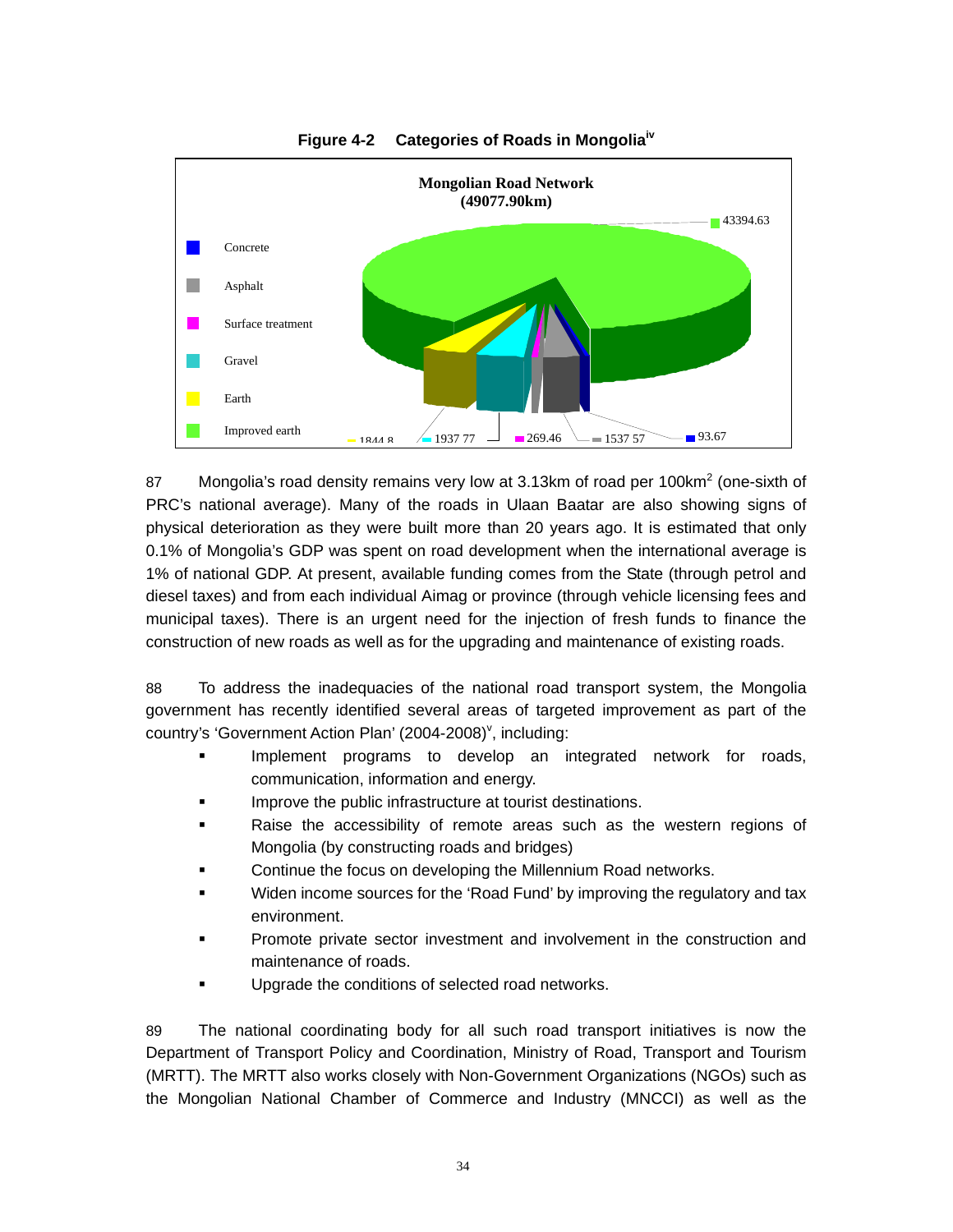**Figure 4-2 Categories of Roads in Mongolia[iv]**

Mongolian Road Network
(49077.90km)

| Category | Length (km) |
|---|---|
| Concrete | 93.67 |
| Asphalt | 1537.57 |
| Surface treatment | 269.46 |
| Gravel | 1937.77 |
| Earth | 1844.8 |
| Improved earth | 43394.63 |

87 Mongolia's road density remains very low at 3.13km of road per $100km^2$ (one-sixth of PRC's national average). Many of the roads in Ulaan Baatar are also showing signs of physical deterioration as they were built more than 20 years ago. It is estimated that only 0.1% of Mongolia's GDP was spent on road development when the international average is 1% of national GDP. At present, available funding comes from the State (through petrol and diesel taxes) and from each individual Aimag or province (through vehicle licensing fees and municipal taxes). There is an urgent need for the injection of fresh funds to finance the construction of new roads as well as for the upgrading and maintenance of existing roads.

88 To address the inadequacies of the national road transport system, the Mongolia government has recently identified several areas of targeted improvement as part of the country's 'Government Action Plan' (2004-2008)[v], including:

- Implement programs to develop an integrated network for roads, communication, information and energy.
- Improve the public infrastructure at tourist destinations.
- Raise the accessibility of remote areas such as the western regions of Mongolia (by constructing roads and bridges)
- Continue the focus on developing the Millennium Road networks.
- Widen income sources for the 'Road Fund' by improving the regulatory and tax environment.
- Promote private sector investment and involvement in the construction and maintenance of roads.
- Upgrade the conditions of selected road networks.

89 The national coordinating body for all such road transport initiatives is now the Department of Transport Policy and Coordination, Ministry of Road, Transport and Tourism (MRTT). The MRTT also works closely with Non-Government Organizations (NGOs) such as the Mongolian National Chamber of Commerce and Industry (MNCCI) as well as the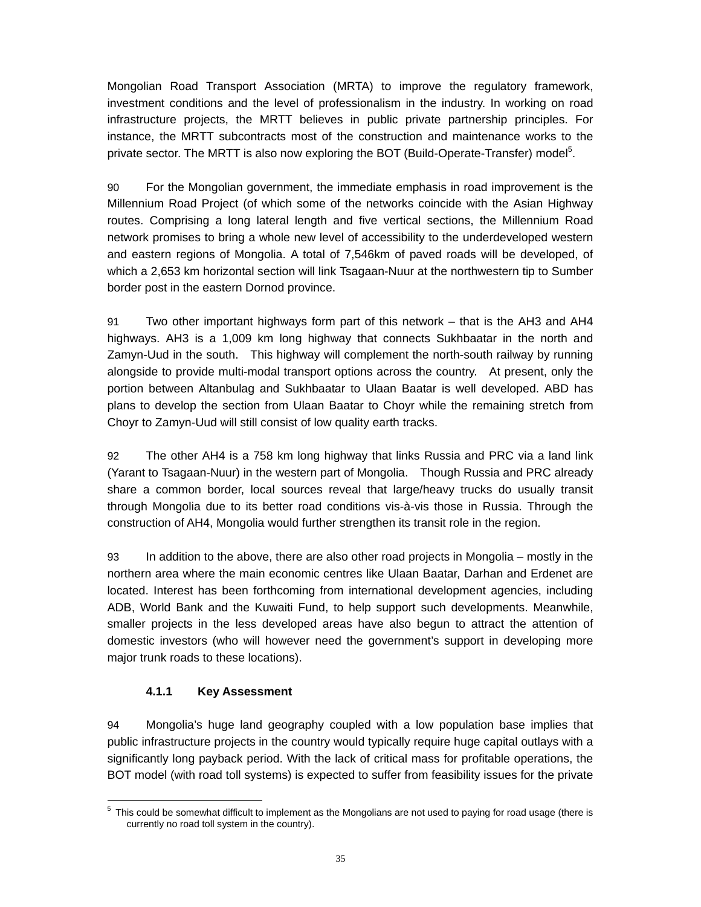Mongolian Road Transport Association (MRTA) to improve the regulatory framework, investment conditions and the level of professionalism in the industry. In working on road infrastructure projects, the MRTT believes in public private partnership principles. For instance, the MRTT subcontracts most of the construction and maintenance works to the private sector. The MRTT is also now exploring the BOT (Build-Operate-Transfer) model[5].

90 For the Mongolian government, the immediate emphasis in road improvement is the Millennium Road Project (of which some of the networks coincide with the Asian Highway routes. Comprising a long lateral length and five vertical sections, the Millennium Road network promises to bring a whole new level of accessibility to the underdeveloped western and eastern regions of Mongolia. A total of 7,546km of paved roads will be developed, of which a 2,653 km horizontal section will link Tsagaan-Nuur at the northwestern tip to Sumber border post in the eastern Dornod province.

91 Two other important highways form part of this network – that is the AH3 and AH4 highways. AH3 is a 1,009 km long highway that connects Sukhbaatar in the north and Zamyn-Uud in the south. This highway will complement the north-south railway by running alongside to provide multi-modal transport options across the country. At present, only the portion between Altanbulag and Sukhbaatar to Ulaan Baatar is well developed. ABD has plans to develop the section from Ulaan Baatar to Choyr while the remaining stretch from Choyr to Zamyn-Uud will still consist of low quality earth tracks.

92 The other AH4 is a 758 km long highway that links Russia and PRC via a land link (Yarant to Tsagaan-Nuur) in the western part of Mongolia. Though Russia and PRC already share a common border, local sources reveal that large/heavy trucks do usually transit through Mongolia due to its better road conditions vis-à-vis those in Russia. Through the construction of AH4, Mongolia would further strengthen its transit role in the region.

93 In addition to the above, there are also other road projects in Mongolia – mostly in the northern area where the main economic centres like Ulaan Baatar, Darhan and Erdenet are located. Interest has been forthcoming from international development agencies, including ADB, World Bank and the Kuwaiti Fund, to help support such developments. Meanwhile, smaller projects in the less developed areas have also begun to attract the attention of domestic investors (who will however need the government's support in developing more major trunk roads to these locations).

#### 4.1.1 Key Assessment

94 Mongolia's huge land geography coupled with a low population base implies that public infrastructure projects in the country would typically require huge capital outlays with a significantly long payback period. With the lack of critical mass for profitable operations, the BOT model (with road toll systems) is expected to suffer from feasibility issues for the private

---

[5] This could be somewhat difficult to implement as the Mongolians are not used to paying for road usage (there is currently no road toll system in the country).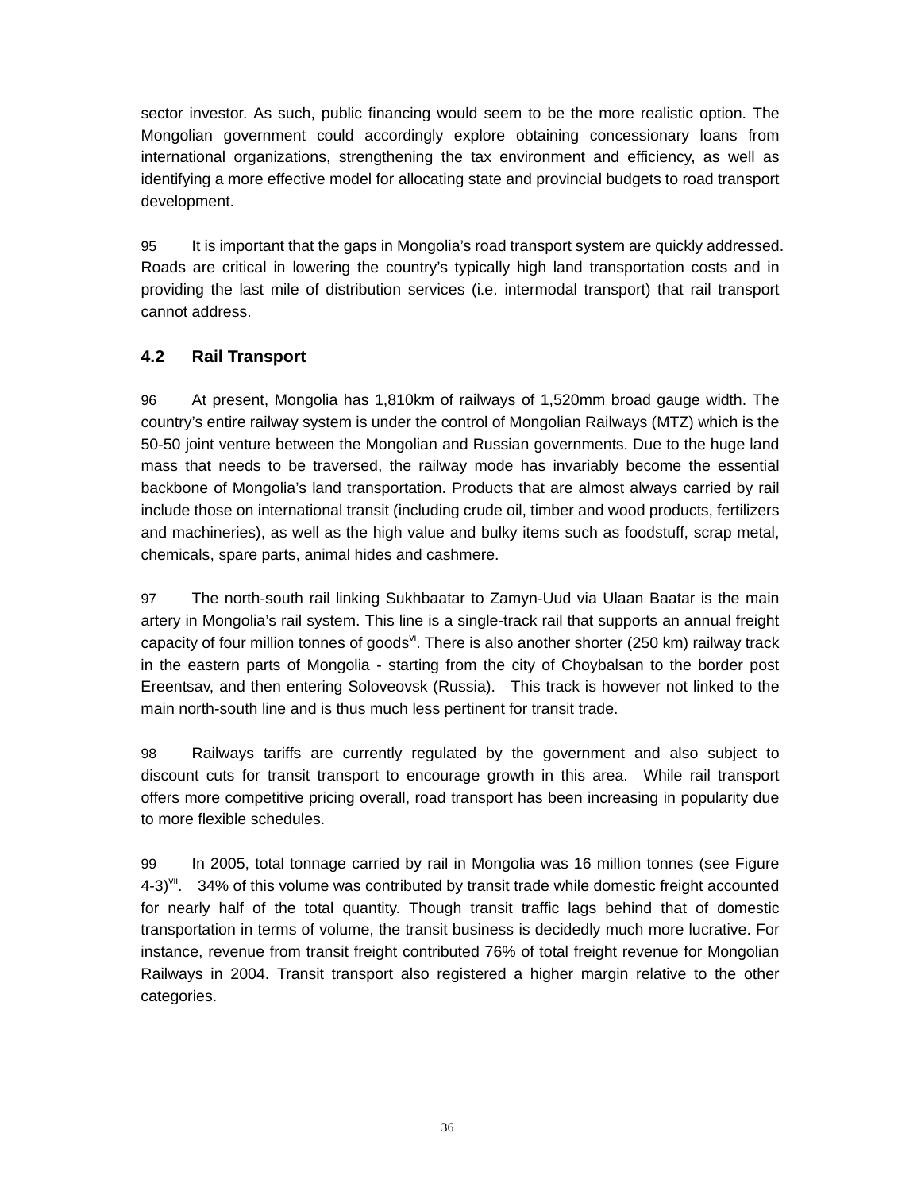sector investor. As such, public financing would seem to be the more realistic option. The Mongolian government could accordingly explore obtaining concessionary loans from international organizations, strengthening the tax environment and efficiency, as well as identifying a more effective model for allocating state and provincial budgets to road transport development.

95 It is important that the gaps in Mongolia's road transport system are quickly addressed. Roads are critical in lowering the country's typically high land transportation costs and in providing the last mile of distribution services (i.e. intermodal transport) that rail transport cannot address.

## 4.2 Rail Transport

96 At present, Mongolia has 1,810km of railways of 1,520mm broad gauge width. The country's entire railway system is under the control of Mongolian Railways (MTZ) which is the 50-50 joint venture between the Mongolian and Russian governments. Due to the huge land mass that needs to be traversed, the railway mode has invariably become the essential backbone of Mongolia's land transportation. Products that are almost always carried by rail include those on international transit (including crude oil, timber and wood products, fertilizers and machineries), as well as the high value and bulky items such as foodstuff, scrap metal, chemicals, spare parts, animal hides and cashmere.

97 The north-south rail linking Sukhbaatar to Zamyn-Uud via Ulaan Baatar is the main artery in Mongolia's rail system. This line is a single-track rail that supports an annual freight capacity of four million tonnes of goods[vi]. There is also another shorter (250 km) railway track in the eastern parts of Mongolia - starting from the city of Choybalsan to the border post Ereentsav, and then entering Soloveovsk (Russia). This track is however not linked to the main north-south line and is thus much less pertinent for transit trade.

98 Railways tariffs are currently regulated by the government and also subject to discount cuts for transit transport to encourage growth in this area. While rail transport offers more competitive pricing overall, road transport has been increasing in popularity due to more flexible schedules.

99 In 2005, total tonnage carried by rail in Mongolia was 16 million tonnes (see Figure 4-3)[vii]. 34% of this volume was contributed by transit trade while domestic freight accounted for nearly half of the total quantity. Though transit traffic lags behind that of domestic transportation in terms of volume, the transit business is decidedly much more lucrative. For instance, revenue from transit freight contributed 76% of total freight revenue for Mongolian Railways in 2004. Transit transport also registered a higher margin relative to the other categories.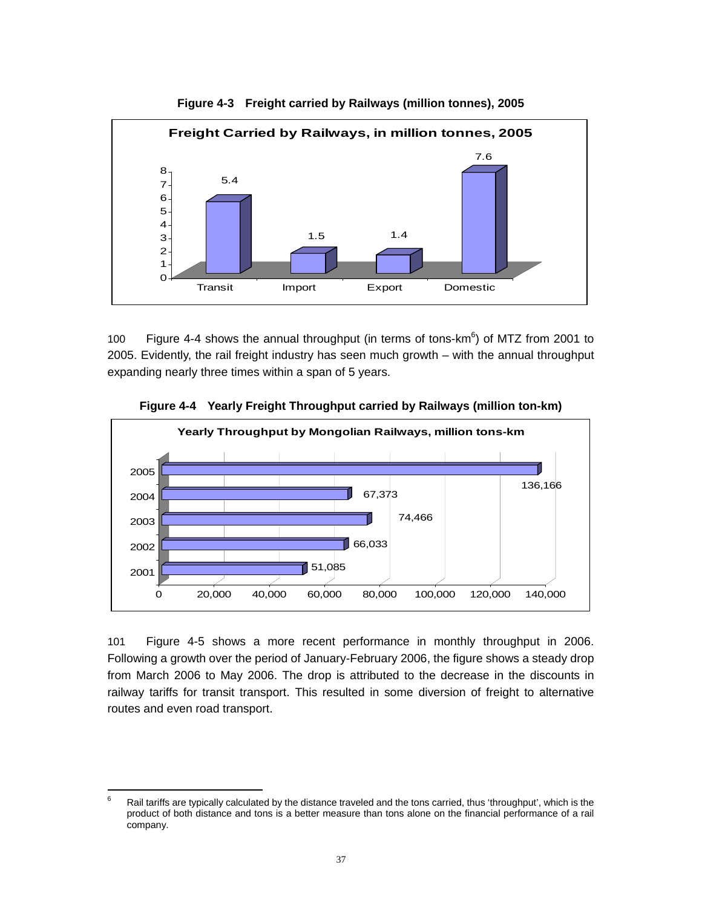**Figure 4-3 Freight carried by Railways (million tonnes), 2005**

| | Transit | Import | Export | Domestic |
|---|---|---|---|---|
| Freight Carried by Railways, in million tonnes, 2005 | 5.4 | 1.5 | 1.4 | 7.6 |

100 Figure 4-4 shows the annual throughput (in terms of tons-km[6]) of MTZ from 2001 to 2005. Evidently, the rail freight industry has seen much growth – with the annual throughput expanding nearly three times within a span of 5 years.

**Figure 4-4 Yearly Freight Throughput carried by Railways (million ton-km)**

| Year | Yearly Throughput by Mongolian Railways, million tons-km |
|---|---|
| 2001 | 51,085 |
| 2002 | 66,033 |
| 2003 | 74,466 |
| 2004 | 67,373 |
| 2005 | 136,166 |

101 Figure 4-5 shows a more recent performance in monthly throughput in 2006. Following a growth over the period of January-February 2006, the figure shows a steady drop from March 2006 to May 2006. The drop is attributed to the decrease in the discounts in railway tariffs for transit transport. This resulted in some diversion of freight to alternative routes and even road transport.

---

[6] Rail tariffs are typically calculated by the distance traveled and the tons carried, thus 'throughput', which is the product of both distance and tons is a better measure than tons alone on the financial performance of a rail company.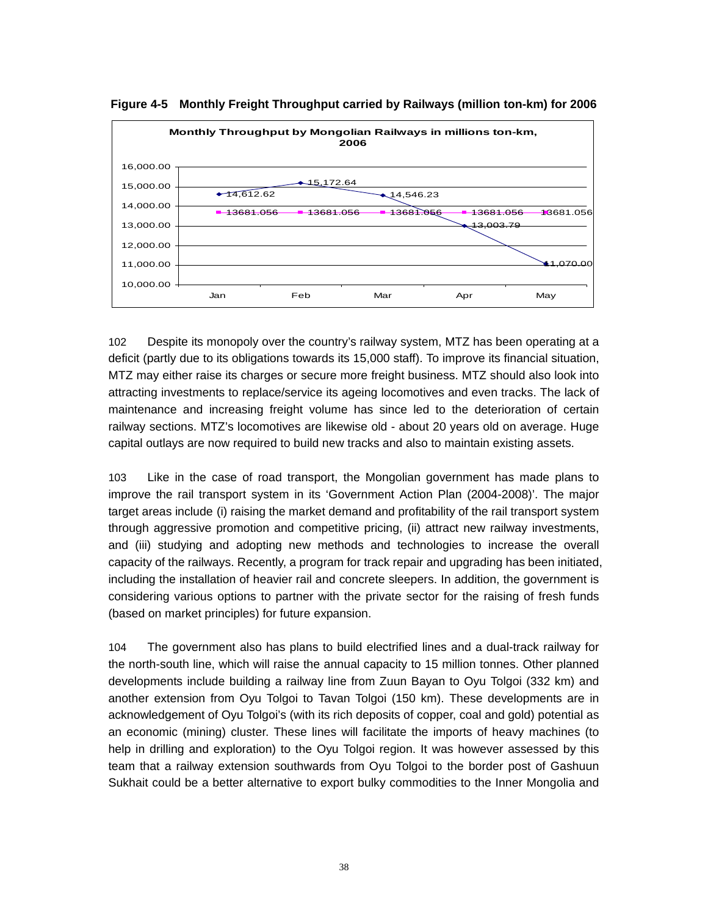**Figure 4-5 Monthly Freight Throughput carried by Railways (million ton-km) for 2006**

**Monthly Throughput by Mongolian Railways in millions ton-km, 2006**

| Month | Throughput | Average |
|---|---|---|
| Jan | 14,612.62 | 13681.056 |
| Feb | 15,172.64 | 13681.056 |
| Mar | 14,546.23 | 13681.056 |
| Apr | 13,003.79 | 13681.056 |
| May | 11,070.00 | 13681.056 |

102 Despite its monopoly over the country's railway system, MTZ has been operating at a deficit (partly due to its obligations towards its 15,000 staff). To improve its financial situation, MTZ may either raise its charges or secure more freight business. MTZ should also look into attracting investments to replace/service its ageing locomotives and even tracks. The lack of maintenance and increasing freight volume has since led to the deterioration of certain railway sections. MTZ's locomotives are likewise old - about 20 years old on average. Huge capital outlays are now required to build new tracks and also to maintain existing assets.

103 Like in the case of road transport, the Mongolian government has made plans to improve the rail transport system in its 'Government Action Plan (2004-2008)'. The major target areas include (i) raising the market demand and profitability of the rail transport system through aggressive promotion and competitive pricing, (ii) attract new railway investments, and (iii) studying and adopting new methods and technologies to increase the overall capacity of the railways. Recently, a program for track repair and upgrading has been initiated, including the installation of heavier rail and concrete sleepers. In addition, the government is considering various options to partner with the private sector for the raising of fresh funds (based on market principles) for future expansion.

104 The government also has plans to build electrified lines and a dual-track railway for the north-south line, which will raise the annual capacity to 15 million tonnes. Other planned developments include building a railway line from Zuun Bayan to Oyu Tolgoi (332 km) and another extension from Oyu Tolgoi to Tavan Tolgoi (150 km). These developments are in acknowledgement of Oyu Tolgoi's (with its rich deposits of copper, coal and gold) potential as an economic (mining) cluster. These lines will facilitate the imports of heavy machines (to help in drilling and exploration) to the Oyu Tolgoi region. It was however assessed by this team that a railway extension southwards from Oyu Tolgoi to the border post of Gashuun Sukhait could be a better alternative to export bulky commodities to the Inner Mongolia and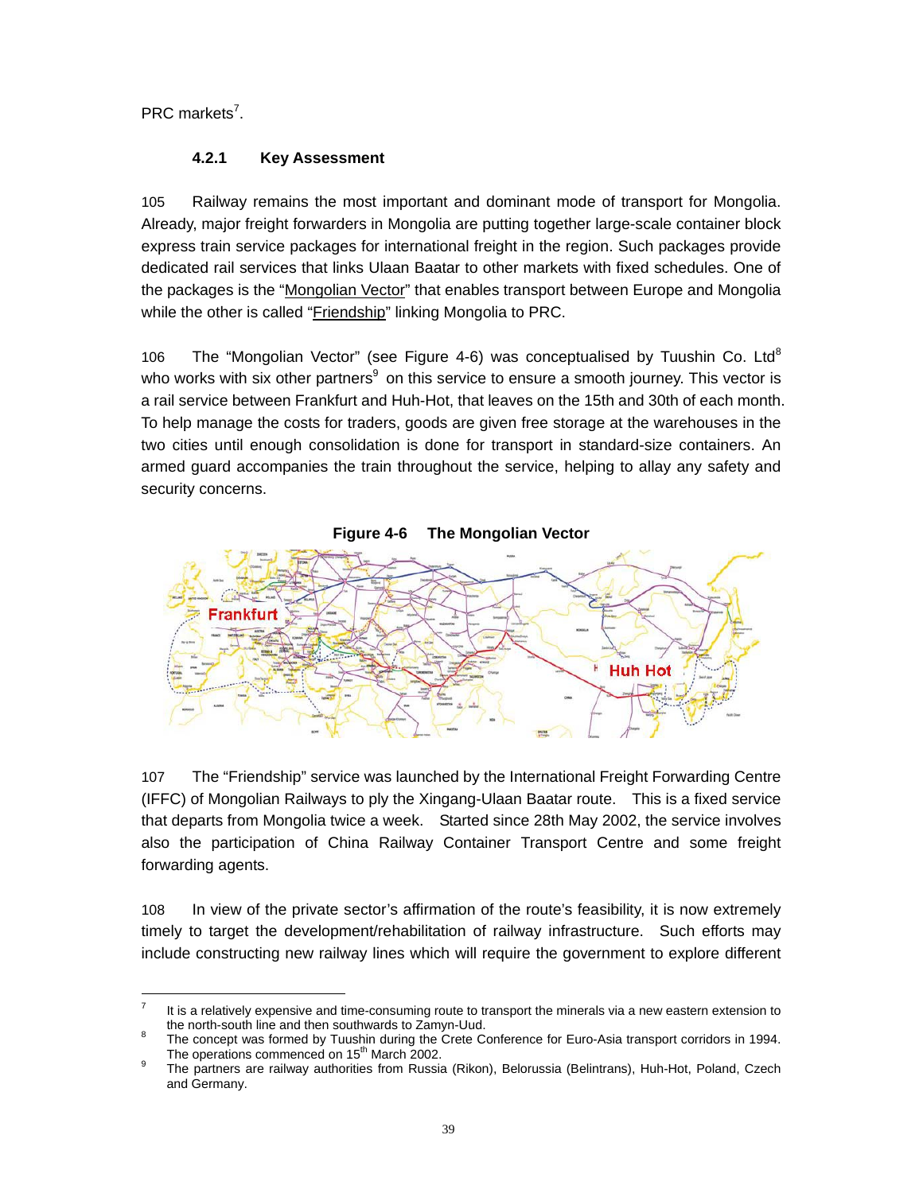PRC markets[7].

### 4.2.1 Key Assessment

105 Railway remains the most important and dominant mode of transport for Mongolia. Already, major freight forwarders in Mongolia are putting together large-scale container block express train service packages for international freight in the region. Such packages provide dedicated rail services that links Ulaan Baatar to other markets with fixed schedules. One of the packages is the "Mongolian Vector" that enables transport between Europe and Mongolia while the other is called "Friendship" linking Mongolia to PRC.

106 The "Mongolian Vector" (see Figure 4-6) was conceptualised by Tuushin Co. Ltd[8] who works with six other partners[9] on this service to ensure a smooth journey. This vector is a rail service between Frankfurt and Huh-Hot, that leaves on the 15th and 30th of each month. To help manage the costs for traders, goods are given free storage at the warehouses in the two cities until enough consolidation is done for transport in standard-size containers. An armed guard accompanies the train throughout the service, helping to allay any safety and security concerns.

**Figure 4-6 The Mongolian Vector**

107 The "Friendship" service was launched by the International Freight Forwarding Centre (IFFC) of Mongolian Railways to ply the Xingang-Ulaan Baatar route. This is a fixed service that departs from Mongolia twice a week. Started since 28th May 2002, the service involves also the participation of China Railway Container Transport Centre and some freight forwarding agents.

108 In view of the private sector's affirmation of the route's feasibility, it is now extremely timely to target the development/rehabilitation of railway infrastructure. Such efforts may include constructing new railway lines which will require the government to explore different

---

[7] It is a relatively expensive and time-consuming route to transport the minerals via a new eastern extension to the north-south line and then southwards to Zamyn-Uud.

[8] The concept was formed by Tuushin during the Crete Conference for Euro-Asia transport corridors in 1994. The operations commenced on 15th March 2002.

[9] The partners are railway authorities from Russia (Rikon), Belorussia (Belintrans), Huh-Hot, Poland, Czech and Germany.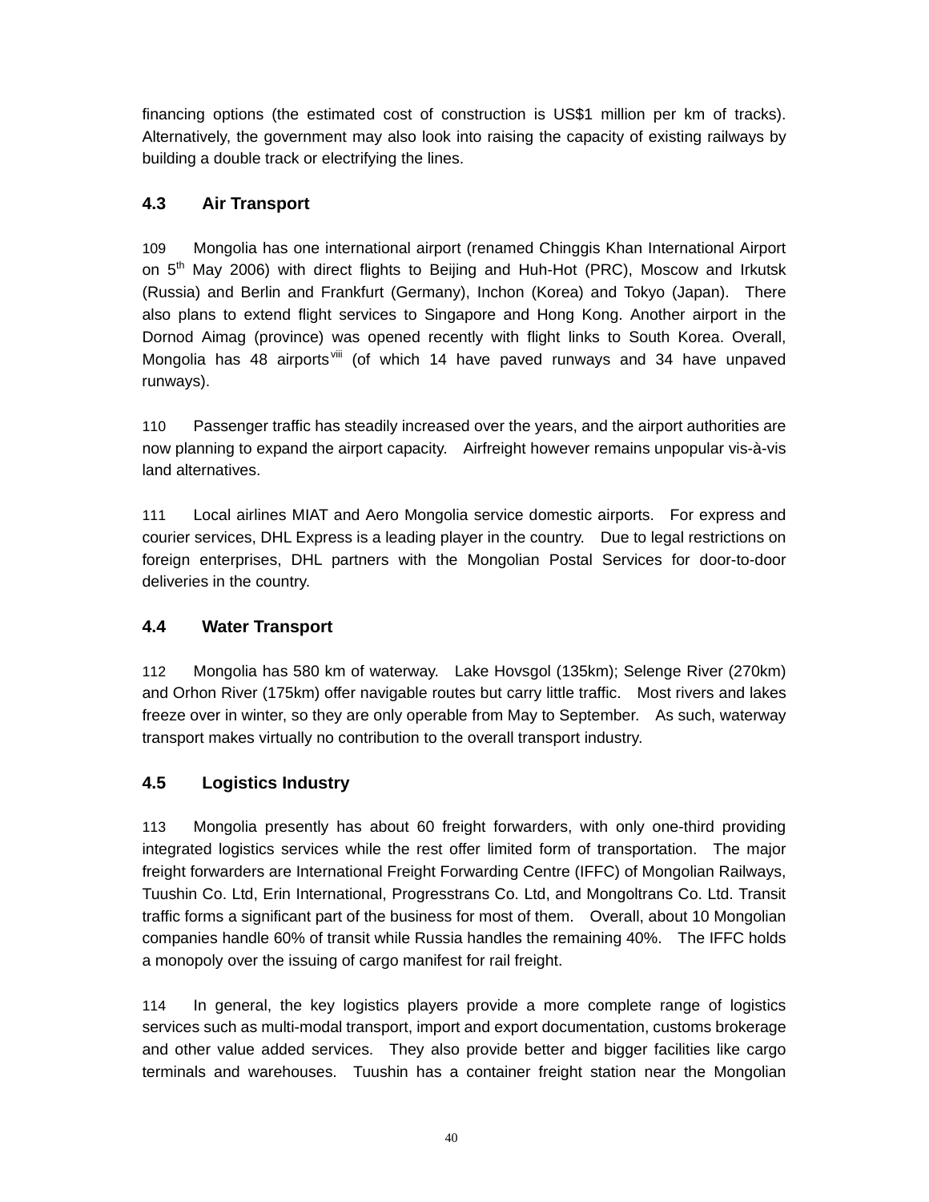financing options (the estimated cost of construction is US$1 million per km of tracks). Alternatively, the government may also look into raising the capacity of existing railways by building a double track or electrifying the lines.

### 4.3 Air Transport

109 Mongolia has one international airport (renamed Chinggis Khan International Airport on 5th May 2006) with direct flights to Beijing and Huh-Hot (PRC), Moscow and Irkutsk (Russia) and Berlin and Frankfurt (Germany), Inchon (Korea) and Tokyo (Japan). There also plans to extend flight services to Singapore and Hong Kong. Another airport in the Dornod Aimag (province) was opened recently with flight links to South Korea. Overall, Mongolia has 48 airports[viii] (of which 14 have paved runways and 34 have unpaved runways).

110 Passenger traffic has steadily increased over the years, and the airport authorities are now planning to expand the airport capacity. Airfreight however remains unpopular vis-à-vis land alternatives.

111 Local airlines MIAT and Aero Mongolia service domestic airports. For express and courier services, DHL Express is a leading player in the country. Due to legal restrictions on foreign enterprises, DHL partners with the Mongolian Postal Services for door-to-door deliveries in the country.

### 4.4 Water Transport

112 Mongolia has 580 km of waterway. Lake Hovsgol (135km); Selenge River (270km) and Orhon River (175km) offer navigable routes but carry little traffic. Most rivers and lakes freeze over in winter, so they are only operable from May to September. As such, waterway transport makes virtually no contribution to the overall transport industry.

### 4.5 Logistics Industry

113 Mongolia presently has about 60 freight forwarders, with only one-third providing integrated logistics services while the rest offer limited form of transportation. The major freight forwarders are International Freight Forwarding Centre (IFFC) of Mongolian Railways, Tuushin Co. Ltd, Erin International, Progresstrans Co. Ltd, and Mongoltrans Co. Ltd. Transit traffic forms a significant part of the business for most of them. Overall, about 10 Mongolian companies handle 60% of transit while Russia handles the remaining 40%. The IFFC holds a monopoly over the issuing of cargo manifest for rail freight.

114 In general, the key logistics players provide a more complete range of logistics services such as multi-modal transport, import and export documentation, customs brokerage and other value added services. They also provide better and bigger facilities like cargo terminals and warehouses. Tuushin has a container freight station near the Mongolian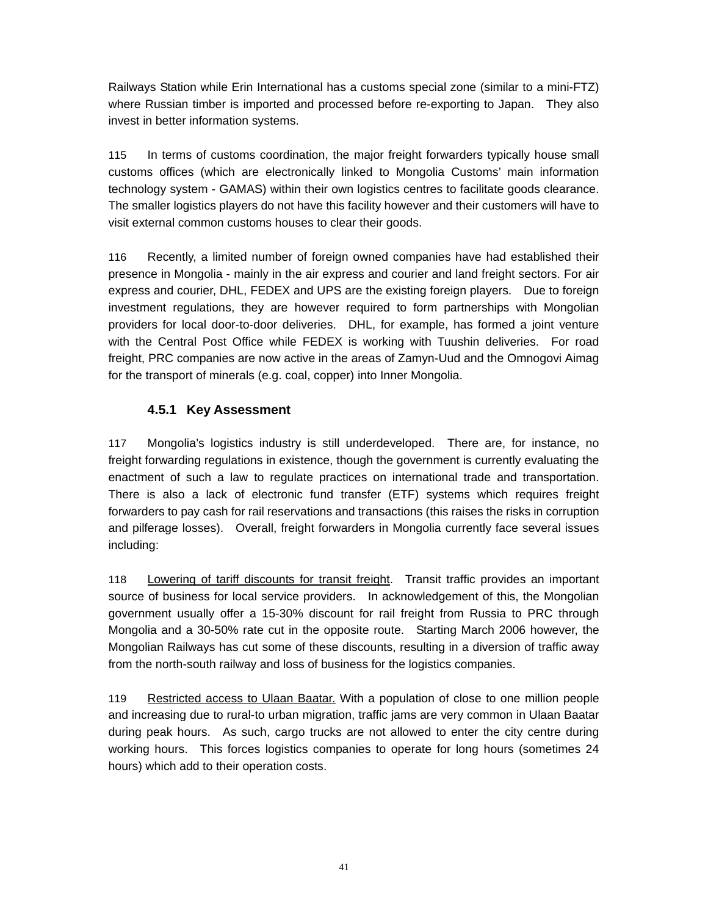Railways Station while Erin International has a customs special zone (similar to a mini-FTZ) where Russian timber is imported and processed before re-exporting to Japan. They also invest in better information systems.

115 In terms of customs coordination, the major freight forwarders typically house small customs offices (which are electronically linked to Mongolia Customs' main information technology system - GAMAS) within their own logistics centres to facilitate goods clearance. The smaller logistics players do not have this facility however and their customers will have to visit external common customs houses to clear their goods.

116 Recently, a limited number of foreign owned companies have had established their presence in Mongolia - mainly in the air express and courier and land freight sectors. For air express and courier, DHL, FEDEX and UPS are the existing foreign players. Due to foreign investment regulations, they are however required to form partnerships with Mongolian providers for local door-to-door deliveries. DHL, for example, has formed a joint venture with the Central Post Office while FEDEX is working with Tuushin deliveries. For road freight, PRC companies are now active in the areas of Zamyn-Uud and the Omnogovi Aimag for the transport of minerals (e.g. coal, copper) into Inner Mongolia.

### 4.5.1 Key Assessment

117 Mongolia's logistics industry is still underdeveloped. There are, for instance, no freight forwarding regulations in existence, though the government is currently evaluating the enactment of such a law to regulate practices on international trade and transportation. There is also a lack of electronic fund transfer (ETF) systems which requires freight forwarders to pay cash for rail reservations and transactions (this raises the risks in corruption and pilferage losses). Overall, freight forwarders in Mongolia currently face several issues including:

118 Lowering of tariff discounts for transit freight. Transit traffic provides an important source of business for local service providers. In acknowledgement of this, the Mongolian government usually offer a 15-30% discount for rail freight from Russia to PRC through Mongolia and a 30-50% rate cut in the opposite route. Starting March 2006 however, the Mongolian Railways has cut some of these discounts, resulting in a diversion of traffic away from the north-south railway and loss of business for the logistics companies.

119 Restricted access to Ulaan Baatar. With a population of close to one million people and increasing due to rural-to urban migration, traffic jams are very common in Ulaan Baatar during peak hours. As such, cargo trucks are not allowed to enter the city centre during working hours. This forces logistics companies to operate for long hours (sometimes 24 hours) which add to their operation costs.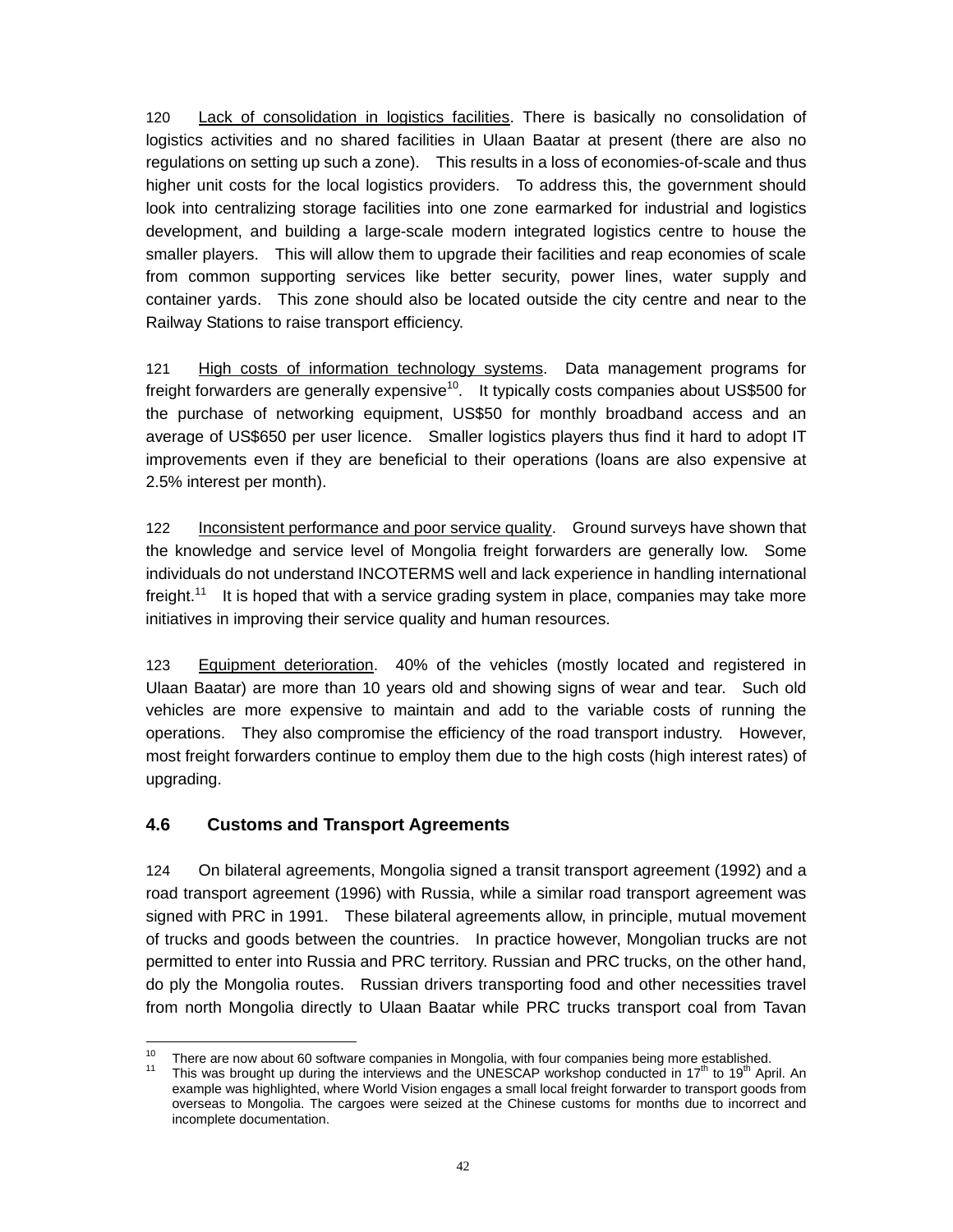120 Lack of consolidation in logistics facilities. There is basically no consolidation of logistics activities and no shared facilities in Ulaan Baatar at present (there are also no regulations on setting up such a zone). This results in a loss of economies-of-scale and thus higher unit costs for the local logistics providers. To address this, the government should look into centralizing storage facilities into one zone earmarked for industrial and logistics development, and building a large-scale modern integrated logistics centre to house the smaller players. This will allow them to upgrade their facilities and reap economies of scale from common supporting services like better security, power lines, water supply and container yards. This zone should also be located outside the city centre and near to the Railway Stations to raise transport efficiency.

121 High costs of information technology systems. Data management programs for freight forwarders are generally expensive[10]. It typically costs companies about US$500 for the purchase of networking equipment, US$50 for monthly broadband access and an average of US$650 per user licence. Smaller logistics players thus find it hard to adopt IT improvements even if they are beneficial to their operations (loans are also expensive at 2.5% interest per month).

122 Inconsistent performance and poor service quality. Ground surveys have shown that the knowledge and service level of Mongolia freight forwarders are generally low. Some individuals do not understand INCOTERMS well and lack experience in handling international freight.[11] It is hoped that with a service grading system in place, companies may take more initiatives in improving their service quality and human resources.

123 Equipment deterioration. 40% of the vehicles (mostly located and registered in Ulaan Baatar) are more than 10 years old and showing signs of wear and tear. Such old vehicles are more expensive to maintain and add to the variable costs of running the operations. They also compromise the efficiency of the road transport industry. However, most freight forwarders continue to employ them due to the high costs (high interest rates) of upgrading.

## 4.6 Customs and Transport Agreements

124 On bilateral agreements, Mongolia signed a transit transport agreement (1992) and a road transport agreement (1996) with Russia, while a similar road transport agreement was signed with PRC in 1991. These bilateral agreements allow, in principle, mutual movement of trucks and goods between the countries. In practice however, Mongolian trucks are not permitted to enter into Russia and PRC territory. Russian and PRC trucks, on the other hand, do ply the Mongolia routes. Russian drivers transporting food and other necessities travel from north Mongolia directly to Ulaan Baatar while PRC trucks transport coal from Tavan

---

[10] There are now about 60 software companies in Mongolia, with four companies being more established.

[11] This was brought up during the interviews and the UNESCAP workshop conducted in 17th to 19th April. An example was highlighted, where World Vision engages a small local freight forwarder to transport goods from overseas to Mongolia. The cargoes were seized at the Chinese customs for months due to incorrect and incomplete documentation.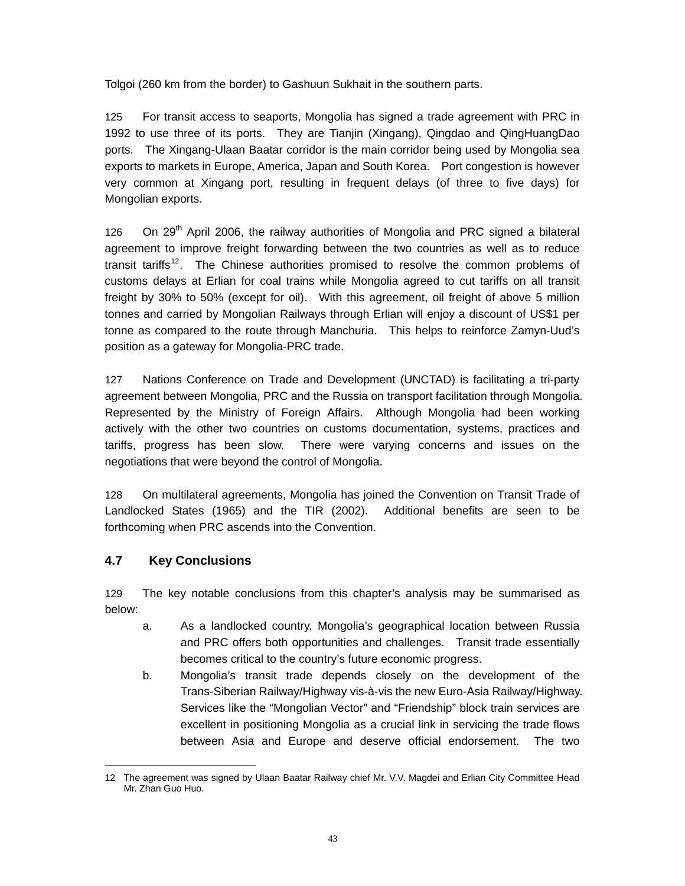Tolgoi (260 km from the border) to Gashuun Sukhait in the southern parts.

125 For transit access to seaports, Mongolia has signed a trade agreement with PRC in 1992 to use three of its ports. They are Tianjin (Xingang), Qingdao and QingHuangDao ports. The Xingang-Ulaan Baatar corridor is the main corridor being used by Mongolia sea exports to markets in Europe, America, Japan and South Korea. Port congestion is however very common at Xingang port, resulting in frequent delays (of three to five days) for Mongolian exports.

126 On 29th April 2006, the railway authorities of Mongolia and PRC signed a bilateral agreement to improve freight forwarding between the two countries as well as to reduce transit tariffs[12]. The Chinese authorities promised to resolve the common problems of customs delays at Erlian for coal trains while Mongolia agreed to cut tariffs on all transit freight by 30% to 50% (except for oil). With this agreement, oil freight of above 5 million tonnes and carried by Mongolian Railways through Erlian will enjoy a discount of US$1 per tonne as compared to the route through Manchuria. This helps to reinforce Zamyn-Uud's position as a gateway for Mongolia-PRC trade.

127 Nations Conference on Trade and Development (UNCTAD) is facilitating a tri-party agreement between Mongolia, PRC and the Russia on transport facilitation through Mongolia. Represented by the Ministry of Foreign Affairs. Although Mongolia had been working actively with the other two countries on customs documentation, systems, practices and tariffs, progress has been slow. There were varying concerns and issues on the negotiations that were beyond the control of Mongolia.

128 On multilateral agreements, Mongolia has joined the Convention on Transit Trade of Landlocked States (1965) and the TIR (2002). Additional benefits are seen to be forthcoming when PRC ascends into the Convention.

### 4.7 Key Conclusions

129 The key notable conclusions from this chapter's analysis may be summarised as below:

a. As a landlocked country, Mongolia's geographical location between Russia and PRC offers both opportunities and challenges. Transit trade essentially becomes critical to the country's future economic progress.

b. Mongolia's transit trade depends closely on the development of the Trans-Siberian Railway/Highway vis-à-vis the new Euro-Asia Railway/Highway. Services like the "Mongolian Vector" and "Friendship" block train services are excellent in positioning Mongolia as a crucial link in servicing the trade flows between Asia and Europe and deserve official endorsement. The two

---

12 The agreement was signed by Ulaan Baatar Railway chief Mr. V.V. Magdei and Erlian City Committee Head Mr. Zhan Guo Huo.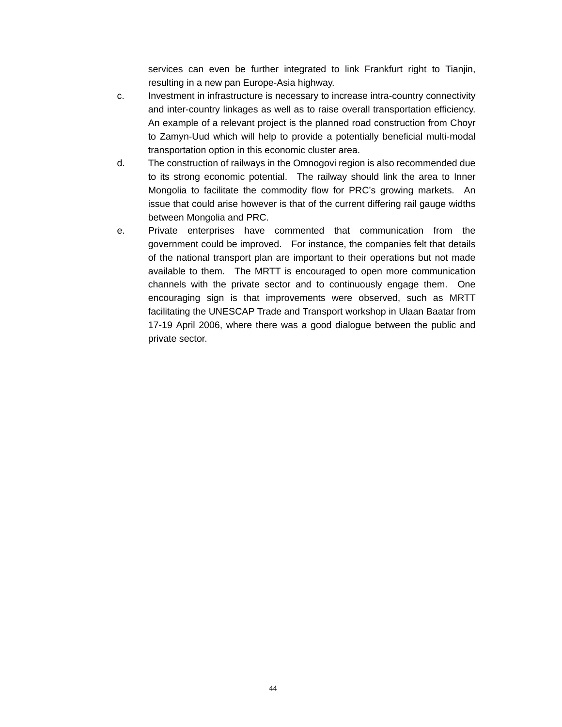services can even be further integrated to link Frankfurt right to Tianjin, resulting in a new pan Europe-Asia highway.

c. Investment in infrastructure is necessary to increase intra-country connectivity and inter-country linkages as well as to raise overall transportation efficiency. An example of a relevant project is the planned road construction from Choyr to Zamyn-Uud which will help to provide a potentially beneficial multi-modal transportation option in this economic cluster area.

d. The construction of railways in the Omnogovi region is also recommended due to its strong economic potential. The railway should link the area to Inner Mongolia to facilitate the commodity flow for PRC's growing markets. An issue that could arise however is that of the current differing rail gauge widths between Mongolia and PRC.

e. Private enterprises have commented that communication from the government could be improved. For instance, the companies felt that details of the national transport plan are important to their operations but not made available to them. The MRTT is encouraged to open more communication channels with the private sector and to continuously engage them. One encouraging sign is that improvements were observed, such as MRTT facilitating the UNESCAP Trade and Transport workshop in Ulaan Baatar from 17-19 April 2006, where there was a good dialogue between the public and private sector.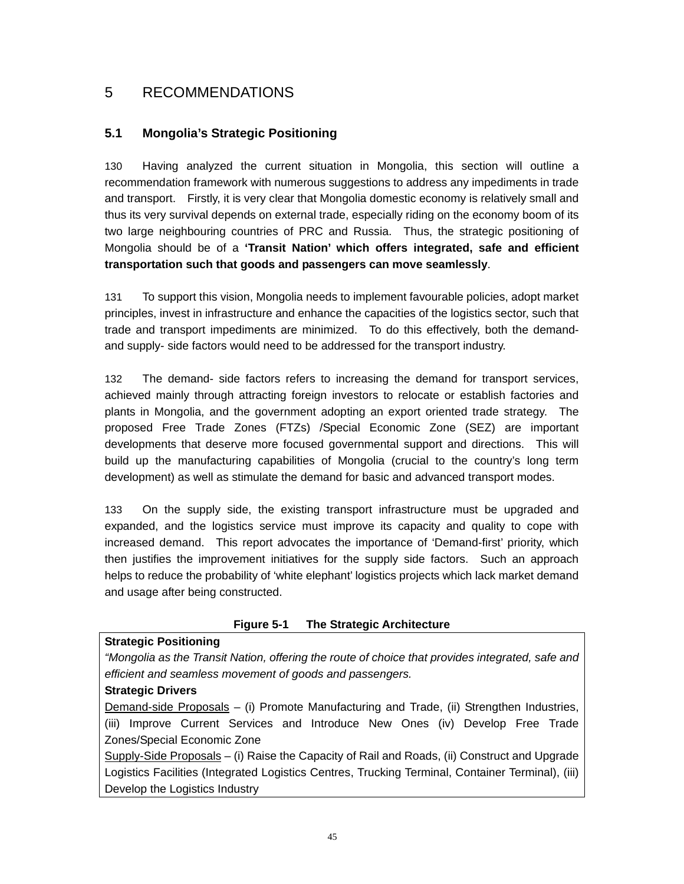# 5 RECOMMENDATIONS

## 5.1 Mongolia's Strategic Positioning

130 Having analyzed the current situation in Mongolia, this section will outline a recommendation framework with numerous suggestions to address any impediments in trade and transport. Firstly, it is very clear that Mongolia domestic economy is relatively small and thus its very survival depends on external trade, especially riding on the economy boom of its two large neighbouring countries of PRC and Russia. Thus, the strategic positioning of Mongolia should be of a **'Transit Nation' which offers integrated, safe and efficient transportation such that goods and passengers can move seamlessly**.

131 To support this vision, Mongolia needs to implement favourable policies, adopt market principles, invest in infrastructure and enhance the capacities of the logistics sector, such that trade and transport impediments are minimized. To do this effectively, both the demand- and supply- side factors would need to be addressed for the transport industry.

132 The demand- side factors refers to increasing the demand for transport services, achieved mainly through attracting foreign investors to relocate or establish factories and plants in Mongolia, and the government adopting an export oriented trade strategy. The proposed Free Trade Zones (FTZs) /Special Economic Zone (SEZ) are important developments that deserve more focused governmental support and directions. This will build up the manufacturing capabilities of Mongolia (crucial to the country's long term development) as well as stimulate the demand for basic and advanced transport modes.

133 On the supply side, the existing transport infrastructure must be upgraded and expanded, and the logistics service must improve its capacity and quality to cope with increased demand. This report advocates the importance of 'Demand-first' priority, which then justifies the improvement initiatives for the supply side factors. Such an approach helps to reduce the probability of 'white elephant' logistics projects which lack market demand and usage after being constructed.

**Figure 5-1 The Strategic Architecture**

| **Strategic Positioning**<br>*"Mongolia as the Transit Nation, offering the route of choice that provides integrated, safe and efficient and seamless movement of goods and passengers.*<br>**Strategic Drivers**<br>Demand-side Proposals – (i) Promote Manufacturing and Trade, (ii) Strengthen Industries, (iii) Improve Current Services and Introduce New Ones (iv) Develop Free Trade Zones/Special Economic Zone<br>Supply-Side Proposals – (i) Raise the Capacity of Rail and Roads, (ii) Construct and Upgrade Logistics Facilities (Integrated Logistics Centres, Trucking Terminal, Container Terminal), (iii) Develop the Logistics Industry |
|---|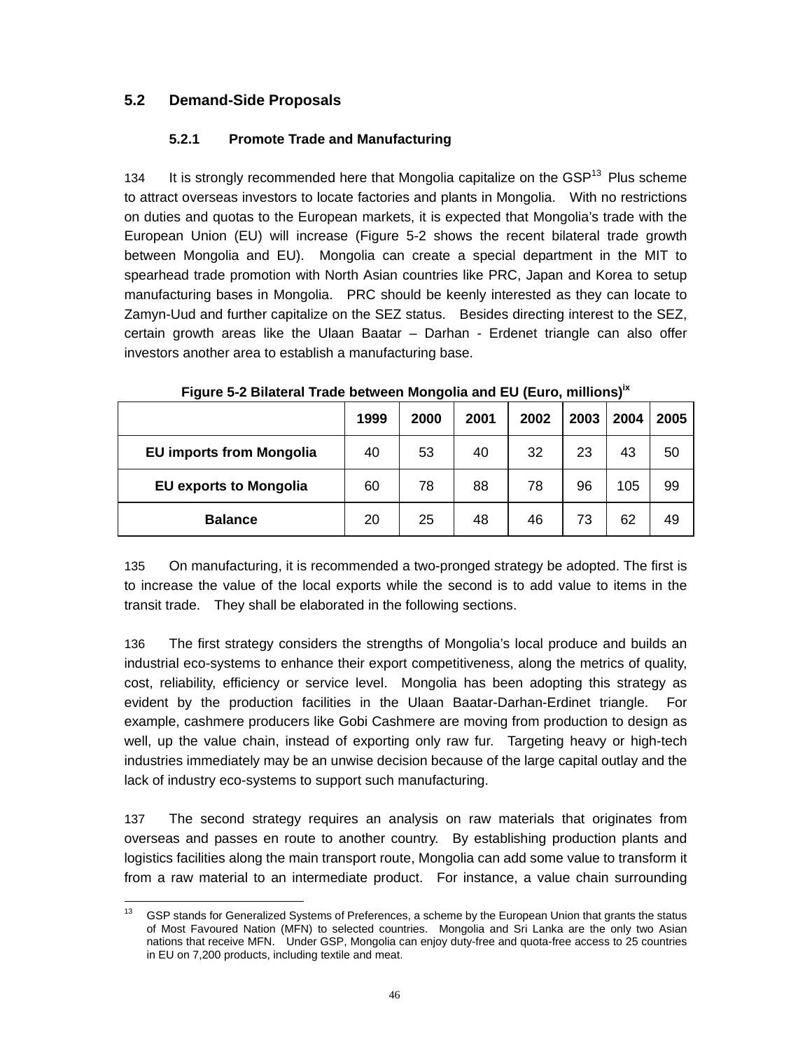## 5.2 Demand-Side Proposals

### 5.2.1 Promote Trade and Manufacturing

134 It is strongly recommended here that Mongolia capitalize on the GSP[13] Plus scheme to attract overseas investors to locate factories and plants in Mongolia. With no restrictions on duties and quotas to the European markets, it is expected that Mongolia's trade with the European Union (EU) will increase (Figure 5-2 shows the recent bilateral trade growth between Mongolia and EU). Mongolia can create a special department in the MIT to spearhead trade promotion with North Asian countries like PRC, Japan and Korea to setup manufacturing bases in Mongolia. PRC should be keenly interested as they can locate to Zamyn-Uud and further capitalize on the SEZ status. Besides directing interest to the SEZ, certain growth areas like the Ulaan Baatar – Darhan - Erdenet triangle can also offer investors another area to establish a manufacturing base.

**Figure 5-2 Bilateral Trade between Mongolia and EU (Euro, millions)[ix]**

| | 1999 | 2000 | 2001 | 2002 | 2003 | 2004 | 2005 |
|---|---|---|---|---|---|---|---|
| **EU imports from Mongolia** | 40 | 53 | 40 | 32 | 23 | 43 | 50 |
| **EU exports to Mongolia** | 60 | 78 | 88 | 78 | 96 | 105 | 99 |
| **Balance** | 20 | 25 | 48 | 46 | 73 | 62 | 49 |

135 On manufacturing, it is recommended a two-pronged strategy be adopted. The first is to increase the value of the local exports while the second is to add value to items in the transit trade. They shall be elaborated in the following sections.

136 The first strategy considers the strengths of Mongolia's local produce and builds an industrial eco-systems to enhance their export competitiveness, along the metrics of quality, cost, reliability, efficiency or service level. Mongolia has been adopting this strategy as evident by the production facilities in the Ulaan Baatar-Darhan-Erdinet triangle. For example, cashmere producers like Gobi Cashmere are moving from production to design as well, up the value chain, instead of exporting only raw fur. Targeting heavy or high-tech industries immediately may be an unwise decision because of the large capital outlay and the lack of industry eco-systems to support such manufacturing.

137 The second strategy requires an analysis on raw materials that originates from overseas and passes en route to another country. By establishing production plants and logistics facilities along the main transport route, Mongolia can add some value to transform it from a raw material to an intermediate product. For instance, a value chain surrounding

---

[13] GSP stands for Generalized Systems of Preferences, a scheme by the European Union that grants the status of Most Favoured Nation (MFN) to selected countries. Mongolia and Sri Lanka are the only two Asian nations that receive MFN. Under GSP, Mongolia can enjoy duty-free and quota-free access to 25 countries in EU on 7,200 products, including textile and meat.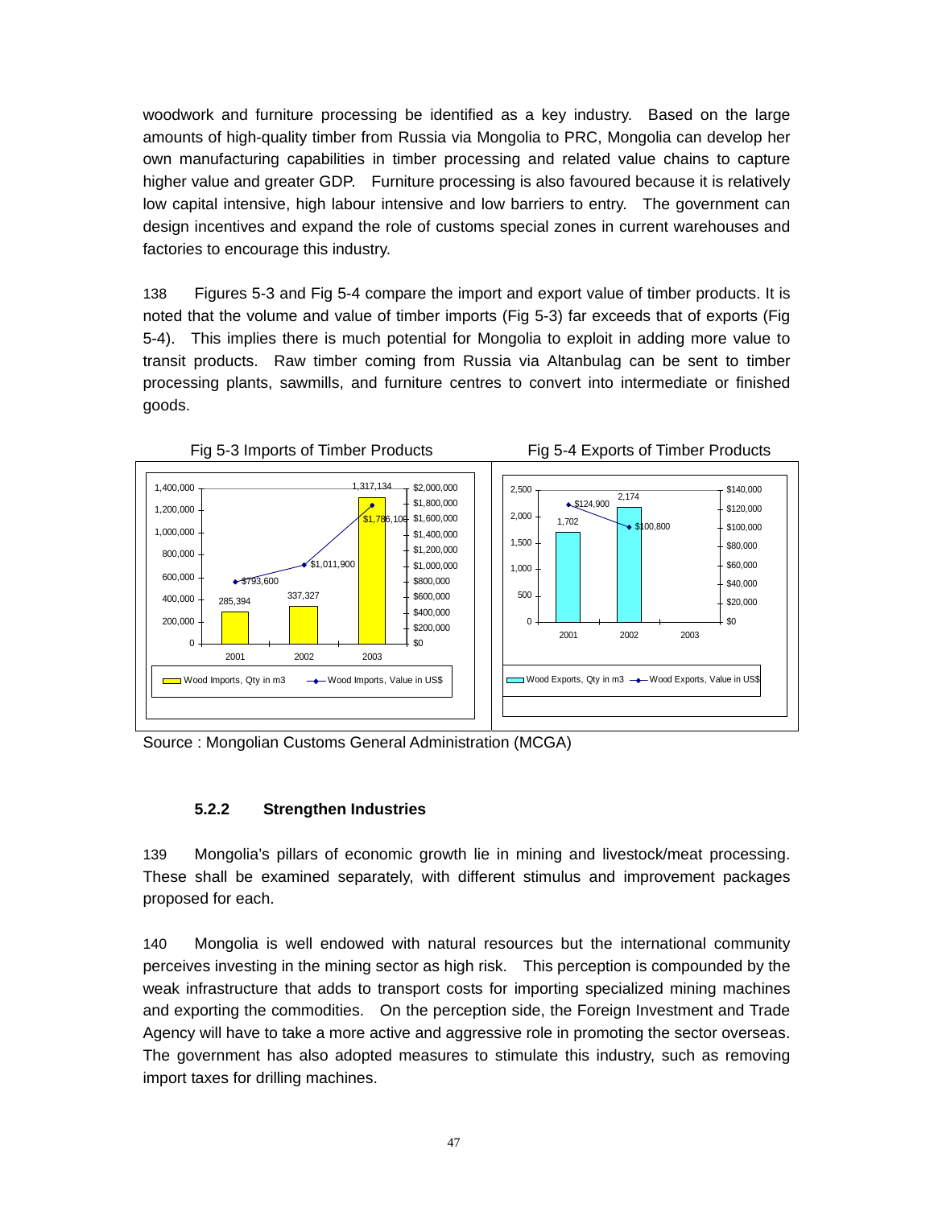woodwork and furniture processing be identified as a key industry. Based on the large amounts of high-quality timber from Russia via Mongolia to PRC, Mongolia can develop her own manufacturing capabilities in timber processing and related value chains to capture higher value and greater GDP. Furniture processing is also favoured because it is relatively low capital intensive, high labour intensive and low barriers to entry. The government can design incentives and expand the role of customs special zones in current warehouses and factories to encourage this industry.

138 Figures 5-3 and Fig 5-4 compare the import and export value of timber products. It is noted that the volume and value of timber imports (Fig 5-3) far exceeds that of exports (Fig 5-4). This implies there is much potential for Mongolia to exploit in adding more value to transit products. Raw timber coming from Russia via Altanbulag can be sent to timber processing plants, sawmills, and furniture centres to convert into intermediate or finished goods.

Fig 5-3 Imports of Timber Products

| Year | Wood Imports, Qty in m3 | Wood Imports, Value in US$ |
|---|---|---|
| 2001 | 285,394 | $793,600 |
| 2002 | 337,327 | $1,011,900 |
| 2003 | 1,317,134 | $1,786,106 |

Fig 5-4 Exports of Timber Products

| Year | Wood Exports, Qty in m3 | Wood Exports, Value in US$ |
|---|---|---|
| 2001 | 1,702 | $124,900 |
| 2002 | 2,174 | $100,800 |
| 2003 | | |

Source : Mongolian Customs General Administration (MCGA)

### 5.2.2 Strengthen Industries

139 Mongolia's pillars of economic growth lie in mining and livestock/meat processing. These shall be examined separately, with different stimulus and improvement packages proposed for each.

140 Mongolia is well endowed with natural resources but the international community perceives investing in the mining sector as high risk. This perception is compounded by the weak infrastructure that adds to transport costs for importing specialized mining machines and exporting the commodities. On the perception side, the Foreign Investment and Trade Agency will have to take a more active and aggressive role in promoting the sector overseas. The government has also adopted measures to stimulate this industry, such as removing import taxes for drilling machines.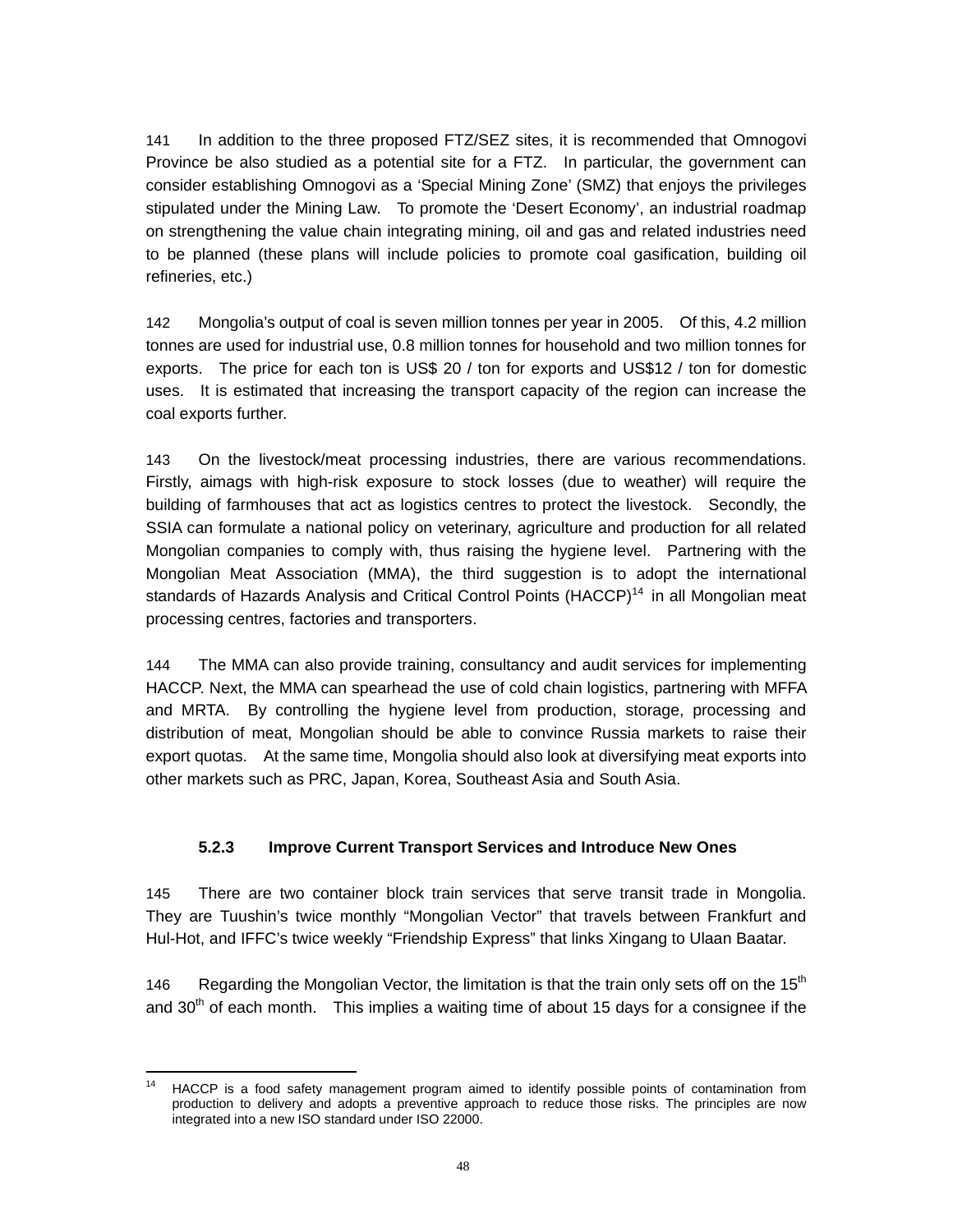141 In addition to the three proposed FTZ/SEZ sites, it is recommended that Omnogovi Province be also studied as a potential site for a FTZ. In particular, the government can consider establishing Omnogovi as a 'Special Mining Zone' (SMZ) that enjoys the privileges stipulated under the Mining Law. To promote the 'Desert Economy', an industrial roadmap on strengthening the value chain integrating mining, oil and gas and related industries need to be planned (these plans will include policies to promote coal gasification, building oil refineries, etc.)

142 Mongolia's output of coal is seven million tonnes per year in 2005. Of this, 4.2 million tonnes are used for industrial use, 0.8 million tonnes for household and two million tonnes for exports. The price for each ton is US$ 20 / ton for exports and US$12 / ton for domestic uses. It is estimated that increasing the transport capacity of the region can increase the coal exports further.

143 On the livestock/meat processing industries, there are various recommendations. Firstly, aimags with high-risk exposure to stock losses (due to weather) will require the building of farmhouses that act as logistics centres to protect the livestock. Secondly, the SSIA can formulate a national policy on veterinary, agriculture and production for all related Mongolian companies to comply with, thus raising the hygiene level. Partnering with the Mongolian Meat Association (MMA), the third suggestion is to adopt the international standards of Hazards Analysis and Critical Control Points (HACCP)[14] in all Mongolian meat processing centres, factories and transporters.

144 The MMA can also provide training, consultancy and audit services for implementing HACCP. Next, the MMA can spearhead the use of cold chain logistics, partnering with MFFA and MRTA. By controlling the hygiene level from production, storage, processing and distribution of meat, Mongolian should be able to convince Russia markets to raise their export quotas. At the same time, Mongolia should also look at diversifying meat exports into other markets such as PRC, Japan, Korea, Southeast Asia and South Asia.

### 5.2.3 Improve Current Transport Services and Introduce New Ones

145 There are two container block train services that serve transit trade in Mongolia. They are Tuushin's twice monthly "Mongolian Vector" that travels between Frankfurt and Hul-Hot, and IFFC's twice weekly "Friendship Express" that links Xingang to Ulaan Baatar.

146 Regarding the Mongolian Vector, the limitation is that the train only sets off on the 15th and 30th of each month. This implies a waiting time of about 15 days for a consignee if the

---

[14] HACCP is a food safety management program aimed to identify possible points of contamination from production to delivery and adopts a preventive approach to reduce those risks. The principles are now integrated into a new ISO standard under ISO 22000.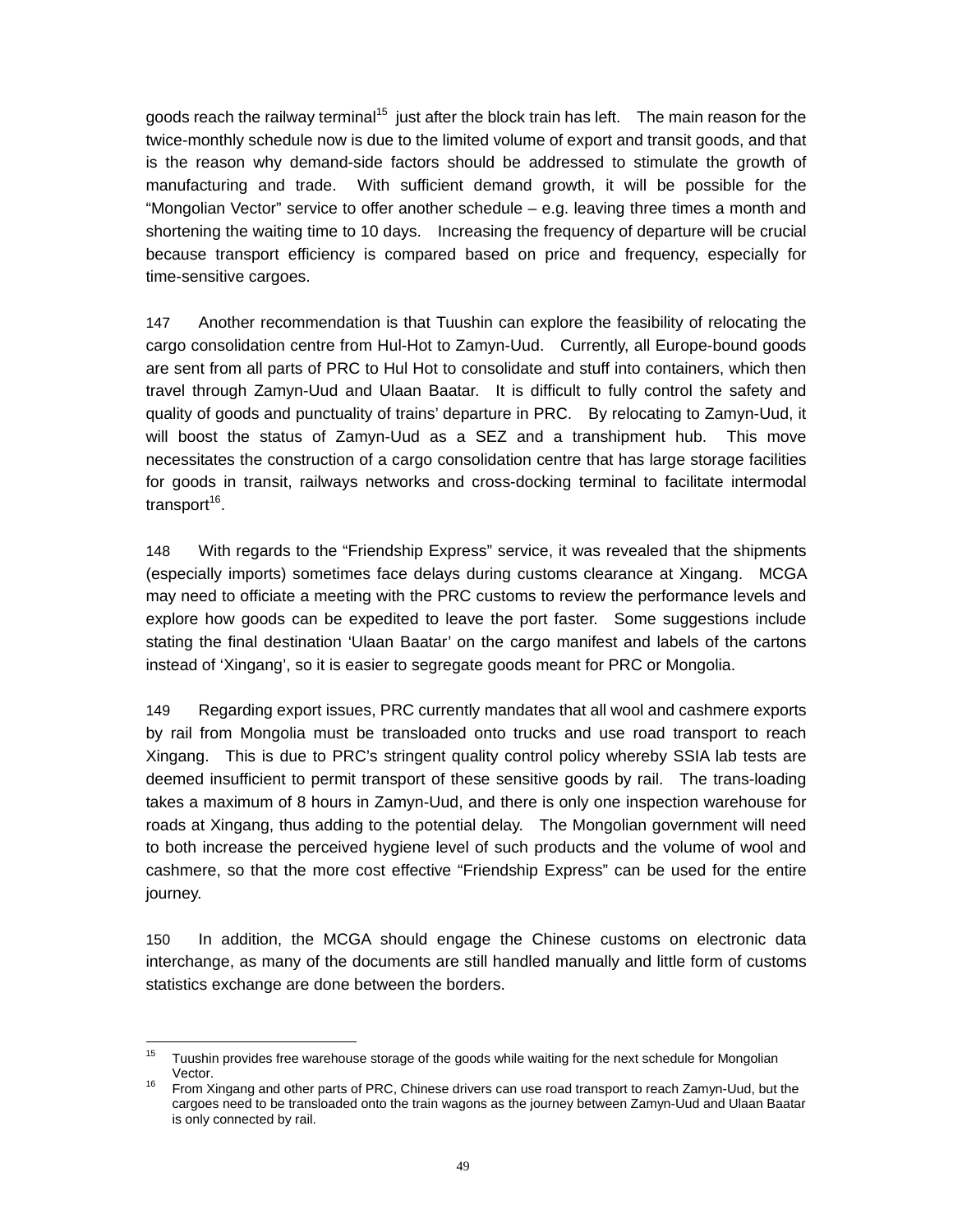goods reach the railway terminal[15] just after the block train has left. The main reason for the twice-monthly schedule now is due to the limited volume of export and transit goods, and that is the reason why demand-side factors should be addressed to stimulate the growth of manufacturing and trade. With sufficient demand growth, it will be possible for the "Mongolian Vector" service to offer another schedule – e.g. leaving three times a month and shortening the waiting time to 10 days. Increasing the frequency of departure will be crucial because transport efficiency is compared based on price and frequency, especially for time-sensitive cargoes.

147 Another recommendation is that Tuushin can explore the feasibility of relocating the cargo consolidation centre from Hul-Hot to Zamyn-Uud. Currently, all Europe-bound goods are sent from all parts of PRC to Hul Hot to consolidate and stuff into containers, which then travel through Zamyn-Uud and Ulaan Baatar. It is difficult to fully control the safety and quality of goods and punctuality of trains' departure in PRC. By relocating to Zamyn-Uud, it will boost the status of Zamyn-Uud as a SEZ and a transhipment hub. This move necessitates the construction of a cargo consolidation centre that has large storage facilities for goods in transit, railways networks and cross-docking terminal to facilitate intermodal transport[16].

148 With regards to the "Friendship Express" service, it was revealed that the shipments (especially imports) sometimes face delays during customs clearance at Xingang. MCGA may need to officiate a meeting with the PRC customs to review the performance levels and explore how goods can be expedited to leave the port faster. Some suggestions include stating the final destination 'Ulaan Baatar' on the cargo manifest and labels of the cartons instead of 'Xingang', so it is easier to segregate goods meant for PRC or Mongolia.

149 Regarding export issues, PRC currently mandates that all wool and cashmere exports by rail from Mongolia must be transloaded onto trucks and use road transport to reach Xingang. This is due to PRC's stringent quality control policy whereby SSIA lab tests are deemed insufficient to permit transport of these sensitive goods by rail. The trans-loading takes a maximum of 8 hours in Zamyn-Uud, and there is only one inspection warehouse for roads at Xingang, thus adding to the potential delay. The Mongolian government will need to both increase the perceived hygiene level of such products and the volume of wool and cashmere, so that the more cost effective "Friendship Express" can be used for the entire journey.

150 In addition, the MCGA should engage the Chinese customs on electronic data interchange, as many of the documents are still handled manually and little form of customs statistics exchange are done between the borders.

---

[15] Tuushin provides free warehouse storage of the goods while waiting for the next schedule for Mongolian Vector.

[16] From Xingang and other parts of PRC, Chinese drivers can use road transport to reach Zamyn-Uud, but the cargoes need to be transloaded onto the train wagons as the journey between Zamyn-Uud and Ulaan Baatar is only connected by rail.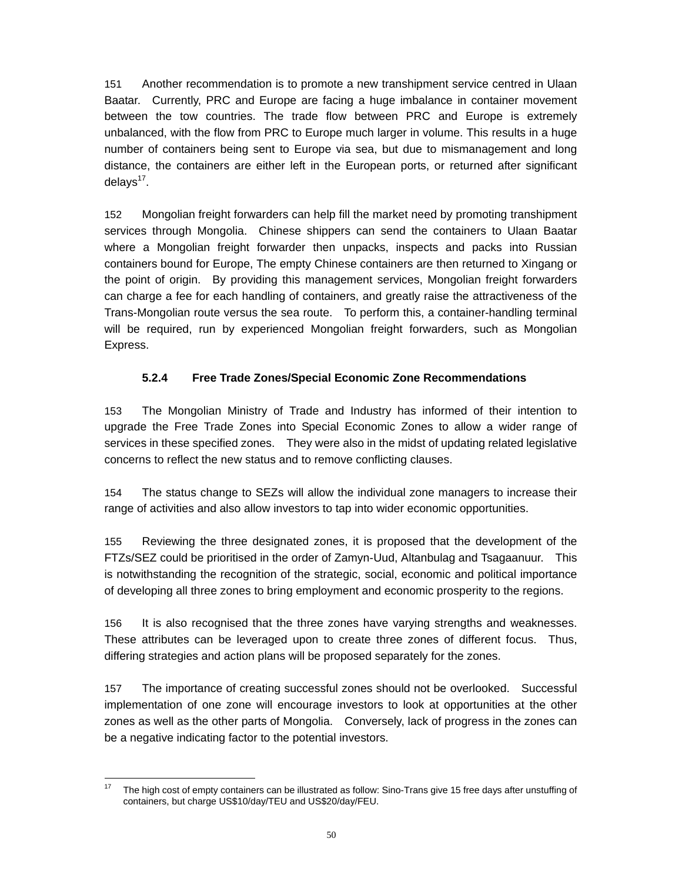151 Another recommendation is to promote a new transhipment service centred in Ulaan Baatar. Currently, PRC and Europe are facing a huge imbalance in container movement between the tow countries. The trade flow between PRC and Europe is extremely unbalanced, with the flow from PRC to Europe much larger in volume. This results in a huge number of containers being sent to Europe via sea, but due to mismanagement and long distance, the containers are either left in the European ports, or returned after significant delays[17].

152 Mongolian freight forwarders can help fill the market need by promoting transhipment services through Mongolia. Chinese shippers can send the containers to Ulaan Baatar where a Mongolian freight forwarder then unpacks, inspects and packs into Russian containers bound for Europe, The empty Chinese containers are then returned to Xingang or the point of origin. By providing this management services, Mongolian freight forwarders can charge a fee for each handling of containers, and greatly raise the attractiveness of the Trans-Mongolian route versus the sea route. To perform this, a container-handling terminal will be required, run by experienced Mongolian freight forwarders, such as Mongolian Express.

### 5.2.4 Free Trade Zones/Special Economic Zone Recommendations

153 The Mongolian Ministry of Trade and Industry has informed of their intention to upgrade the Free Trade Zones into Special Economic Zones to allow a wider range of services in these specified zones. They were also in the midst of updating related legislative concerns to reflect the new status and to remove conflicting clauses.

154 The status change to SEZs will allow the individual zone managers to increase their range of activities and also allow investors to tap into wider economic opportunities.

155 Reviewing the three designated zones, it is proposed that the development of the FTZs/SEZ could be prioritised in the order of Zamyn-Uud, Altanbulag and Tsagaanuur. This is notwithstanding the recognition of the strategic, social, economic and political importance of developing all three zones to bring employment and economic prosperity to the regions.

156 It is also recognised that the three zones have varying strengths and weaknesses. These attributes can be leveraged upon to create three zones of different focus. Thus, differing strategies and action plans will be proposed separately for the zones.

157 The importance of creating successful zones should not be overlooked. Successful implementation of one zone will encourage investors to look at opportunities at the other zones as well as the other parts of Mongolia. Conversely, lack of progress in the zones can be a negative indicating factor to the potential investors.

---

[17] The high cost of empty containers can be illustrated as follow: Sino-Trans give 15 free days after unstuffing of containers, but charge US$10/day/TEU and US$20/day/FEU.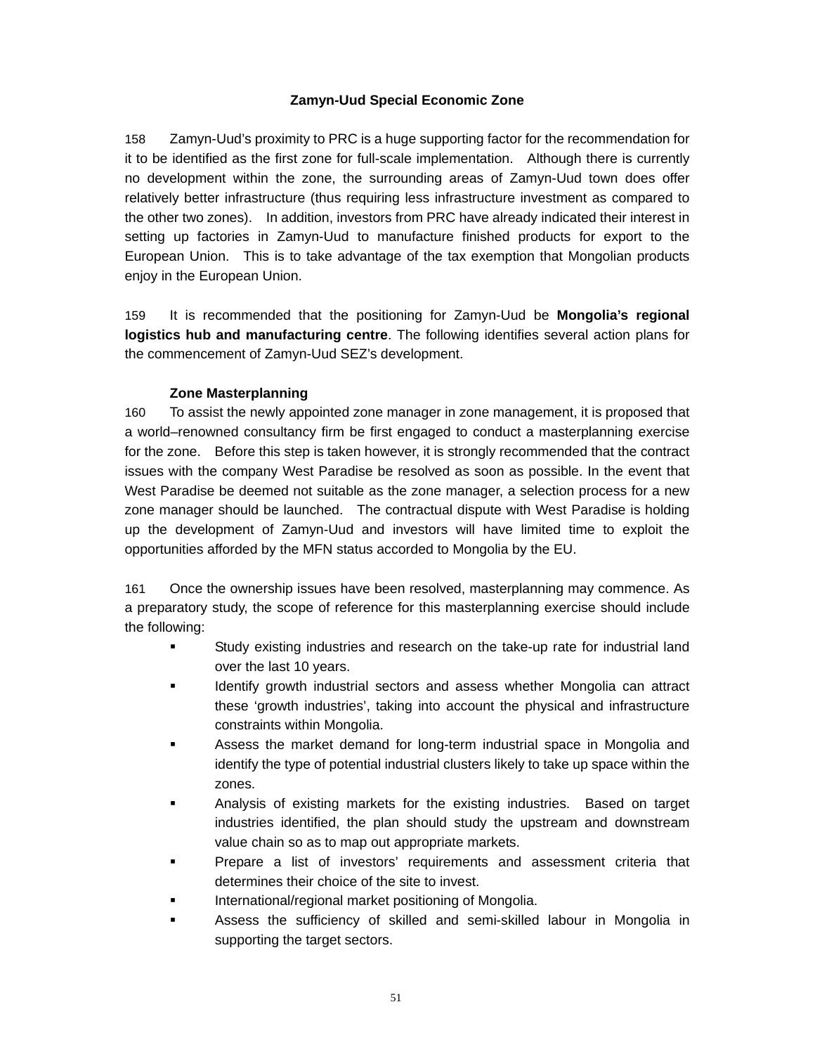### Zamyn-Uud Special Economic Zone

158 Zamyn-Uud's proximity to PRC is a huge supporting factor for the recommendation for it to be identified as the first zone for full-scale implementation. Although there is currently no development within the zone, the surrounding areas of Zamyn-Uud town does offer relatively better infrastructure (thus requiring less infrastructure investment as compared to the other two zones). In addition, investors from PRC have already indicated their interest in setting up factories in Zamyn-Uud to manufacture finished products for export to the European Union. This is to take advantage of the tax exemption that Mongolian products enjoy in the European Union.

159 It is recommended that the positioning for Zamyn-Uud be **Mongolia's regional logistics hub and manufacturing centre**. The following identifies several action plans for the commencement of Zamyn-Uud SEZ's development.

**Zone Masterplanning**

160 To assist the newly appointed zone manager in zone management, it is proposed that a world–renowned consultancy firm be first engaged to conduct a masterplanning exercise for the zone. Before this step is taken however, it is strongly recommended that the contract issues with the company West Paradise be resolved as soon as possible. In the event that West Paradise be deemed not suitable as the zone manager, a selection process for a new zone manager should be launched. The contractual dispute with West Paradise is holding up the development of Zamyn-Uud and investors will have limited time to exploit the opportunities afforded by the MFN status accorded to Mongolia by the EU.

161 Once the ownership issues have been resolved, masterplanning may commence. As a preparatory study, the scope of reference for this masterplanning exercise should include the following:

- Study existing industries and research on the take-up rate for industrial land over the last 10 years.
- Identify growth industrial sectors and assess whether Mongolia can attract these 'growth industries', taking into account the physical and infrastructure constraints within Mongolia.
- Assess the market demand for long-term industrial space in Mongolia and identify the type of potential industrial clusters likely to take up space within the zones.
- Analysis of existing markets for the existing industries. Based on target industries identified, the plan should study the upstream and downstream value chain so as to map out appropriate markets.
- Prepare a list of investors' requirements and assessment criteria that determines their choice of the site to invest.
- International/regional market positioning of Mongolia.
- Assess the sufficiency of skilled and semi-skilled labour in Mongolia in supporting the target sectors.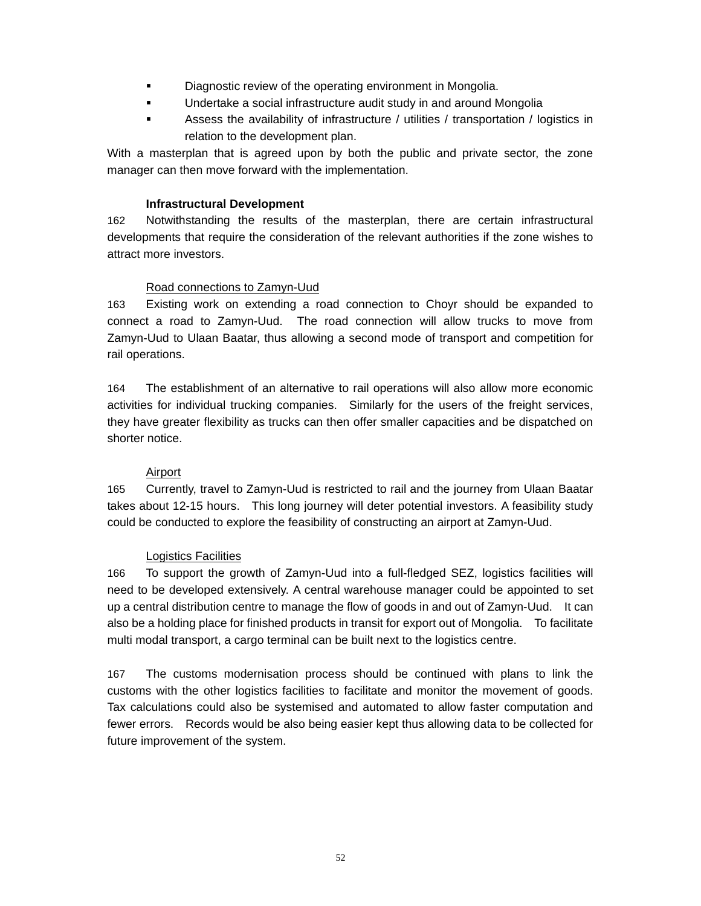- Diagnostic review of the operating environment in Mongolia.
- Undertake a social infrastructure audit study in and around Mongolia
- Assess the availability of infrastructure / utilities / transportation / logistics in relation to the development plan.

With a masterplan that is agreed upon by both the public and private sector, the zone manager can then move forward with the implementation.

**Infrastructural Development**

162 Notwithstanding the results of the masterplan, there are certain infrastructural developments that require the consideration of the relevant authorities if the zone wishes to attract more investors.

Road connections to Zamyn-Uud

163 Existing work on extending a road connection to Choyr should be expanded to connect a road to Zamyn-Uud. The road connection will allow trucks to move from Zamyn-Uud to Ulaan Baatar, thus allowing a second mode of transport and competition for rail operations.

164 The establishment of an alternative to rail operations will also allow more economic activities for individual trucking companies. Similarly for the users of the freight services, they have greater flexibility as trucks can then offer smaller capacities and be dispatched on shorter notice.

Airport

165 Currently, travel to Zamyn-Uud is restricted to rail and the journey from Ulaan Baatar takes about 12-15 hours. This long journey will deter potential investors. A feasibility study could be conducted to explore the feasibility of constructing an airport at Zamyn-Uud.

Logistics Facilities

166 To support the growth of Zamyn-Uud into a full-fledged SEZ, logistics facilities will need to be developed extensively. A central warehouse manager could be appointed to set up a central distribution centre to manage the flow of goods in and out of Zamyn-Uud. It can also be a holding place for finished products in transit for export out of Mongolia. To facilitate multi modal transport, a cargo terminal can be built next to the logistics centre.

167 The customs modernisation process should be continued with plans to link the customs with the other logistics facilities to facilitate and monitor the movement of goods. Tax calculations could also be systemised and automated to allow faster computation and fewer errors. Records would be also being easier kept thus allowing data to be collected for future improvement of the system.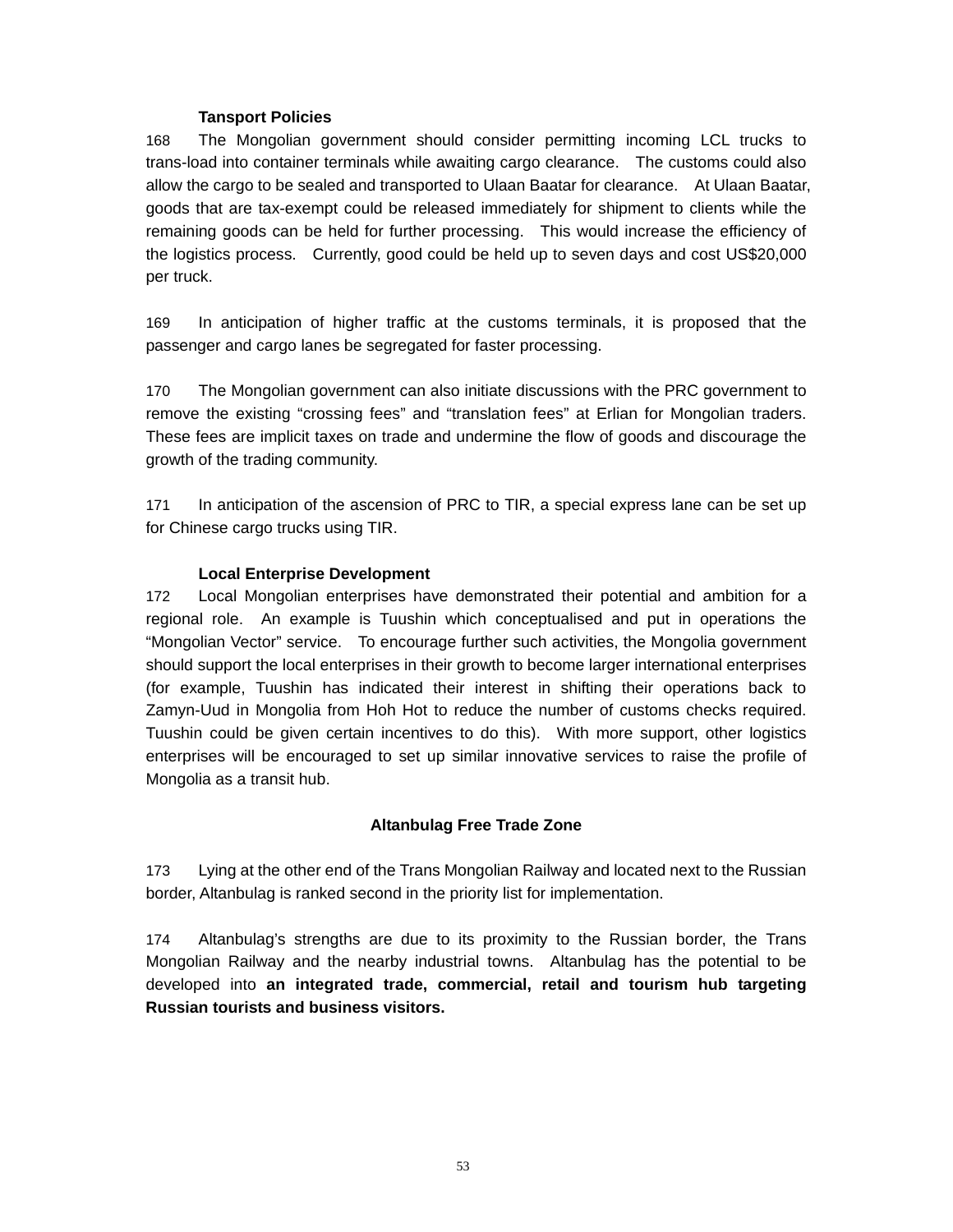### Tansport Policies

168 The Mongolian government should consider permitting incoming LCL trucks to trans-load into container terminals while awaiting cargo clearance. The customs could also allow the cargo to be sealed and transported to Ulaan Baatar for clearance. At Ulaan Baatar, goods that are tax-exempt could be released immediately for shipment to clients while the remaining goods can be held for further processing. This would increase the efficiency of the logistics process. Currently, good could be held up to seven days and cost US$20,000 per truck.

169 In anticipation of higher traffic at the customs terminals, it is proposed that the passenger and cargo lanes be segregated for faster processing.

170 The Mongolian government can also initiate discussions with the PRC government to remove the existing “crossing fees” and “translation fees” at Erlian for Mongolian traders. These fees are implicit taxes on trade and undermine the flow of goods and discourage the growth of the trading community.

171 In anticipation of the ascension of PRC to TIR, a special express lane can be set up for Chinese cargo trucks using TIR.

### Local Enterprise Development

172 Local Mongolian enterprises have demonstrated their potential and ambition for a regional role. An example is Tuushin which conceptualised and put in operations the “Mongolian Vector” service. To encourage further such activities, the Mongolia government should support the local enterprises in their growth to become larger international enterprises (for example, Tuushin has indicated their interest in shifting their operations back to Zamyn-Uud in Mongolia from Hoh Hot to reduce the number of customs checks required. Tuushin could be given certain incentives to do this). With more support, other logistics enterprises will be encouraged to set up similar innovative services to raise the profile of Mongolia as a transit hub.

## Altanbulag Free Trade Zone

173 Lying at the other end of the Trans Mongolian Railway and located next to the Russian border, Altanbulag is ranked second in the priority list for implementation.

174 Altanbulag's strengths are due to its proximity to the Russian border, the Trans Mongolian Railway and the nearby industrial towns. Altanbulag has the potential to be developed into **an integrated trade, commercial, retail and tourism hub targeting Russian tourists and business visitors.**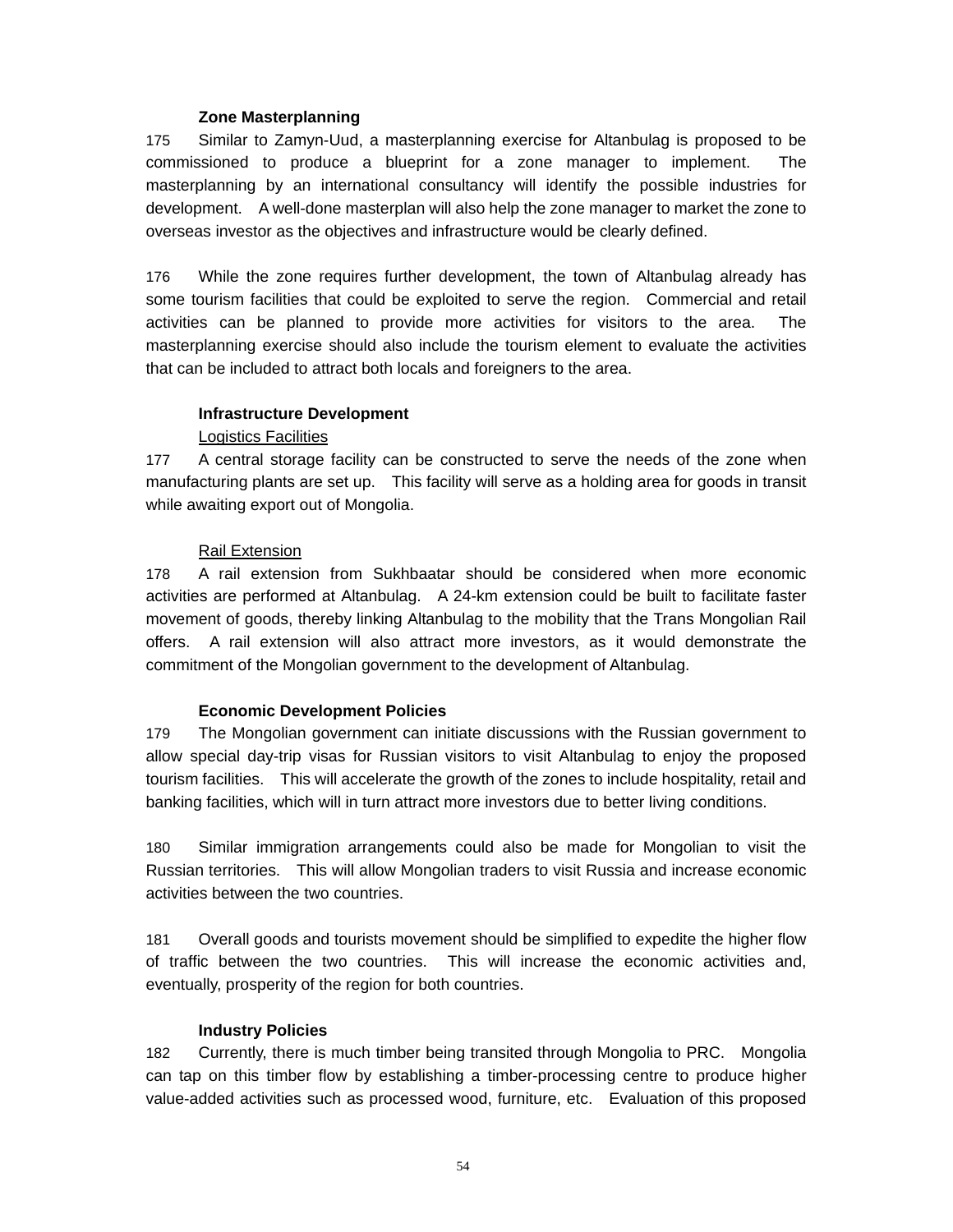**Zone Masterplanning**

175 Similar to Zamyn-Uud, a masterplanning exercise for Altanbulag is proposed to be commissioned to produce a blueprint for a zone manager to implement. The masterplanning by an international consultancy will identify the possible industries for development. A well-done masterplan will also help the zone manager to market the zone to overseas investor as the objectives and infrastructure would be clearly defined.

176 While the zone requires further development, the town of Altanbulag already has some tourism facilities that could be exploited to serve the region. Commercial and retail activities can be planned to provide more activities for visitors to the area. The masterplanning exercise should also include the tourism element to evaluate the activities that can be included to attract both locals and foreigners to the area.

**Infrastructure Development**

Logistics Facilities

177 A central storage facility can be constructed to serve the needs of the zone when manufacturing plants are set up. This facility will serve as a holding area for goods in transit while awaiting export out of Mongolia.

Rail Extension

178 A rail extension from Sukhbaatar should be considered when more economic activities are performed at Altanbulag. A 24-km extension could be built to facilitate faster movement of goods, thereby linking Altanbulag to the mobility that the Trans Mongolian Rail offers. A rail extension will also attract more investors, as it would demonstrate the commitment of the Mongolian government to the development of Altanbulag.

**Economic Development Policies**

179 The Mongolian government can initiate discussions with the Russian government to allow special day-trip visas for Russian visitors to visit Altanbulag to enjoy the proposed tourism facilities. This will accelerate the growth of the zones to include hospitality, retail and banking facilities, which will in turn attract more investors due to better living conditions.

180 Similar immigration arrangements could also be made for Mongolian to visit the Russian territories. This will allow Mongolian traders to visit Russia and increase economic activities between the two countries.

181 Overall goods and tourists movement should be simplified to expedite the higher flow of traffic between the two countries. This will increase the economic activities and, eventually, prosperity of the region for both countries.

**Industry Policies**

182 Currently, there is much timber being transited through Mongolia to PRC. Mongolia can tap on this timber flow by establishing a timber-processing centre to produce higher value-added activities such as processed wood, furniture, etc. Evaluation of this proposed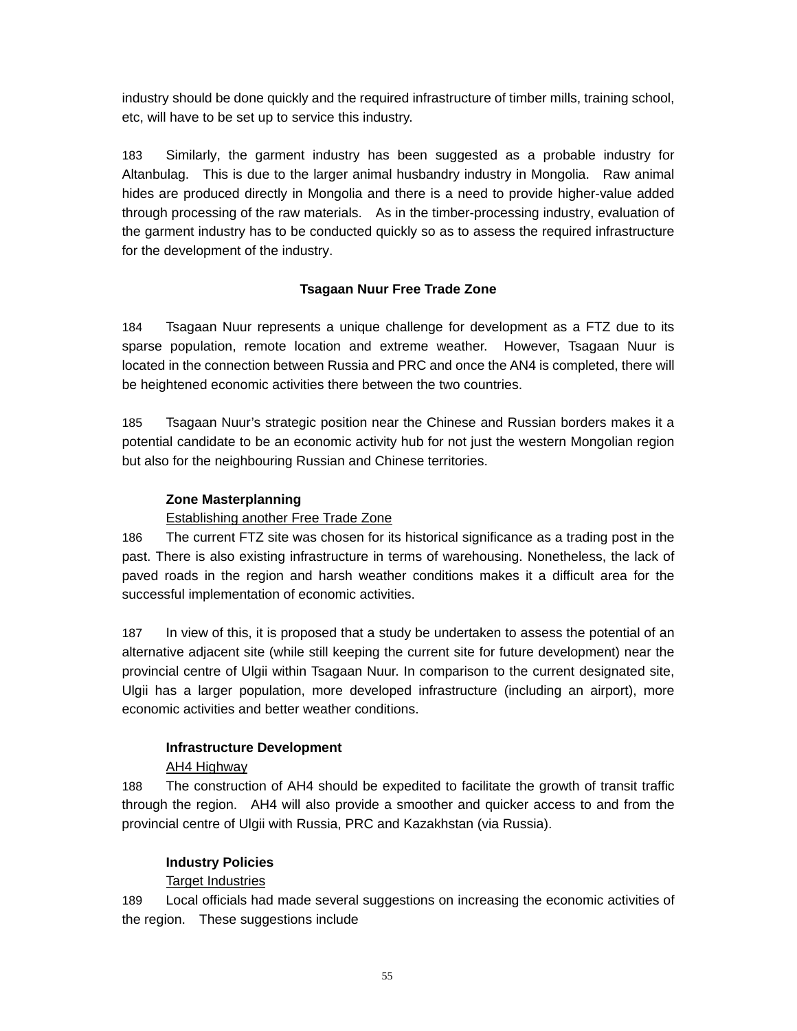industry should be done quickly and the required infrastructure of timber mills, training school, etc, will have to be set up to service this industry.

183 Similarly, the garment industry has been suggested as a probable industry for Altanbulag. This is due to the larger animal husbandry industry in Mongolia. Raw animal hides are produced directly in Mongolia and there is a need to provide higher-value added through processing of the raw materials. As in the timber-processing industry, evaluation of the garment industry has to be conducted quickly so as to assess the required infrastructure for the development of the industry.

### Tsagaan Nuur Free Trade Zone

184 Tsagaan Nuur represents a unique challenge for development as a FTZ due to its sparse population, remote location and extreme weather. However, Tsagaan Nuur is located in the connection between Russia and PRC and once the AN4 is completed, there will be heightened economic activities there between the two countries.

185 Tsagaan Nuur's strategic position near the Chinese and Russian borders makes it a potential candidate to be an economic activity hub for not just the western Mongolian region but also for the neighbouring Russian and Chinese territories.

#### Zone Masterplanning

Establishing another Free Trade Zone

186 The current FTZ site was chosen for its historical significance as a trading post in the past. There is also existing infrastructure in terms of warehousing. Nonetheless, the lack of paved roads in the region and harsh weather conditions makes it a difficult area for the successful implementation of economic activities.

187 In view of this, it is proposed that a study be undertaken to assess the potential of an alternative adjacent site (while still keeping the current site for future development) near the provincial centre of Ulgii within Tsagaan Nuur. In comparison to the current designated site, Ulgii has a larger population, more developed infrastructure (including an airport), more economic activities and better weather conditions.

#### Infrastructure Development

AH4 Highway

188 The construction of AH4 should be expedited to facilitate the growth of transit traffic through the region. AH4 will also provide a smoother and quicker access to and from the provincial centre of Ulgii with Russia, PRC and Kazakhstan (via Russia).

#### Industry Policies

Target Industries

189 Local officials had made several suggestions on increasing the economic activities of the region. These suggestions include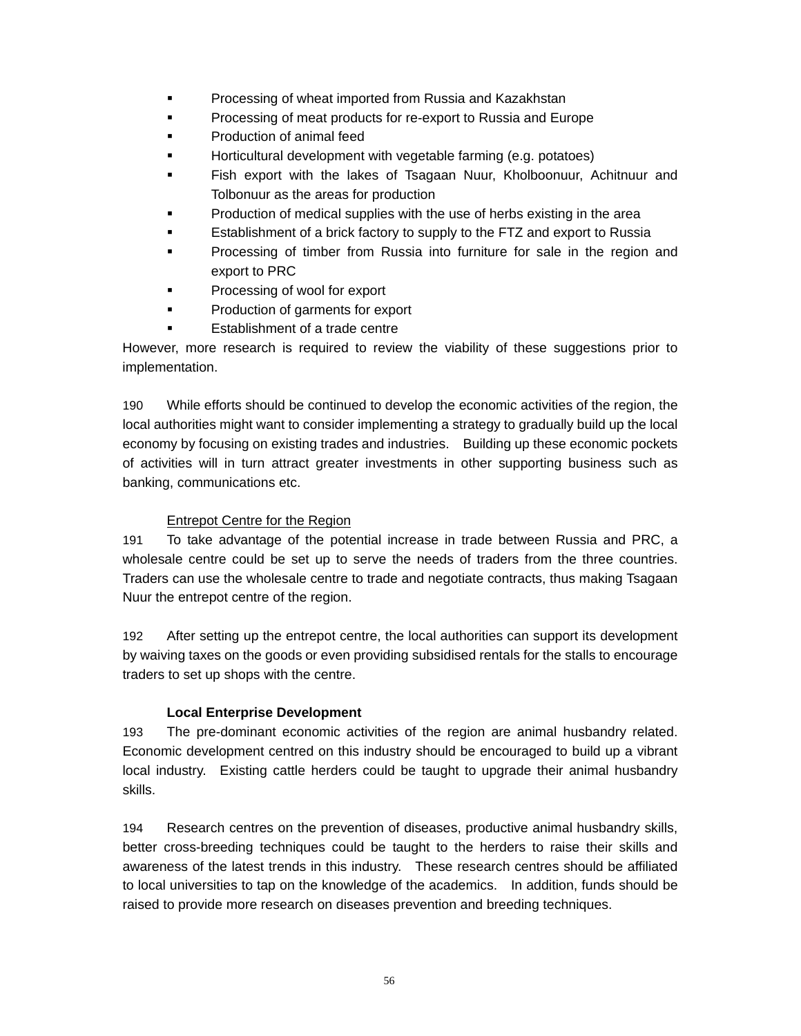- Processing of wheat imported from Russia and Kazakhstan
- Processing of meat products for re-export to Russia and Europe
- Production of animal feed
- Horticultural development with vegetable farming (e.g. potatoes)
- Fish export with the lakes of Tsagaan Nuur, Kholboonuur, Achitnuur and Tolbonuur as the areas for production
- Production of medical supplies with the use of herbs existing in the area
- Establishment of a brick factory to supply to the FTZ and export to Russia
- Processing of timber from Russia into furniture for sale in the region and export to PRC
- Processing of wool for export
- Production of garments for export
- Establishment of a trade centre

However, more research is required to review the viability of these suggestions prior to implementation.

190 While efforts should be continued to develop the economic activities of the region, the local authorities might want to consider implementing a strategy to gradually build up the local economy by focusing on existing trades and industries. Building up these economic pockets of activities will in turn attract greater investments in other supporting business such as banking, communications etc.

Entrepot Centre for the Region

191 To take advantage of the potential increase in trade between Russia and PRC, a wholesale centre could be set up to serve the needs of traders from the three countries. Traders can use the wholesale centre to trade and negotiate contracts, thus making Tsagaan Nuur the entrepot centre of the region.

192 After setting up the entrepot centre, the local authorities can support its development by waiving taxes on the goods or even providing subsidised rentals for the stalls to encourage traders to set up shops with the centre.

**Local Enterprise Development**

193 The pre-dominant economic activities of the region are animal husbandry related. Economic development centred on this industry should be encouraged to build up a vibrant local industry. Existing cattle herders could be taught to upgrade their animal husbandry skills.

194 Research centres on the prevention of diseases, productive animal husbandry skills, better cross-breeding techniques could be taught to the herders to raise their skills and awareness of the latest trends in this industry. These research centres should be affiliated to local universities to tap on the knowledge of the academics. In addition, funds should be raised to provide more research on diseases prevention and breeding techniques.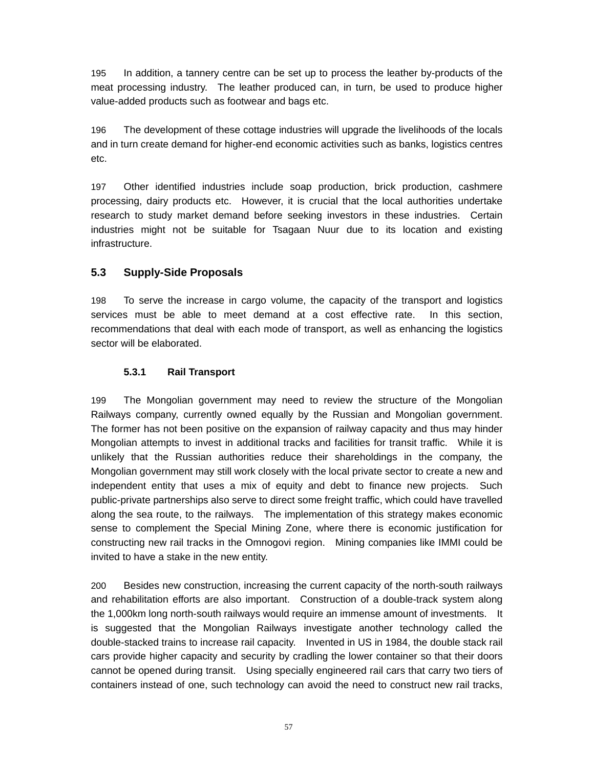195 In addition, a tannery centre can be set up to process the leather by-products of the meat processing industry. The leather produced can, in turn, be used to produce higher value-added products such as footwear and bags etc.

196 The development of these cottage industries will upgrade the livelihoods of the locals and in turn create demand for higher-end economic activities such as banks, logistics centres etc.

197 Other identified industries include soap production, brick production, cashmere processing, dairy products etc. However, it is crucial that the local authorities undertake research to study market demand before seeking investors in these industries. Certain industries might not be suitable for Tsagaan Nuur due to its location and existing infrastructure.

## 5.3 Supply-Side Proposals

198 To serve the increase in cargo volume, the capacity of the transport and logistics services must be able to meet demand at a cost effective rate. In this section, recommendations that deal with each mode of transport, as well as enhancing the logistics sector will be elaborated.

### 5.3.1 Rail Transport

199 The Mongolian government may need to review the structure of the Mongolian Railways company, currently owned equally by the Russian and Mongolian government. The former has not been positive on the expansion of railway capacity and thus may hinder Mongolian attempts to invest in additional tracks and facilities for transit traffic. While it is unlikely that the Russian authorities reduce their shareholdings in the company, the Mongolian government may still work closely with the local private sector to create a new and independent entity that uses a mix of equity and debt to finance new projects. Such public-private partnerships also serve to direct some freight traffic, which could have travelled along the sea route, to the railways. The implementation of this strategy makes economic sense to complement the Special Mining Zone, where there is economic justification for constructing new rail tracks in the Omnogovi region. Mining companies like IMMI could be invited to have a stake in the new entity.

200 Besides new construction, increasing the current capacity of the north-south railways and rehabilitation efforts are also important. Construction of a double-track system along the 1,000km long north-south railways would require an immense amount of investments. It is suggested that the Mongolian Railways investigate another technology called the double-stacked trains to increase rail capacity. Invented in US in 1984, the double stack rail cars provide higher capacity and security by cradling the lower container so that their doors cannot be opened during transit. Using specially engineered rail cars that carry two tiers of containers instead of one, such technology can avoid the need to construct new rail tracks,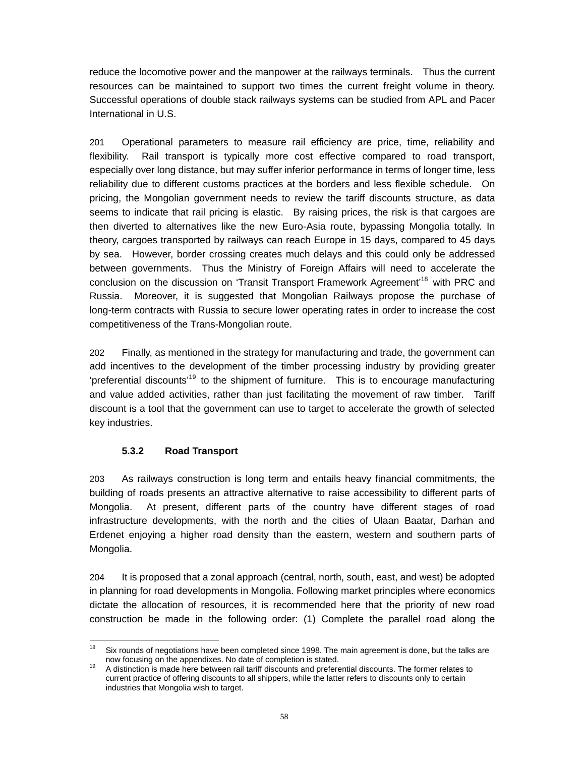reduce the locomotive power and the manpower at the railways terminals. Thus the current resources can be maintained to support two times the current freight volume in theory. Successful operations of double stack railways systems can be studied from APL and Pacer International in U.S.

201 Operational parameters to measure rail efficiency are price, time, reliability and flexibility. Rail transport is typically more cost effective compared to road transport, especially over long distance, but may suffer inferior performance in terms of longer time, less reliability due to different customs practices at the borders and less flexible schedule. On pricing, the Mongolian government needs to review the tariff discounts structure, as data seems to indicate that rail pricing is elastic. By raising prices, the risk is that cargoes are then diverted to alternatives like the new Euro-Asia route, bypassing Mongolia totally. In theory, cargoes transported by railways can reach Europe in 15 days, compared to 45 days by sea. However, border crossing creates much delays and this could only be addressed between governments. Thus the Ministry of Foreign Affairs will need to accelerate the conclusion on the discussion on 'Transit Transport Framework Agreement'[18] with PRC and Russia. Moreover, it is suggested that Mongolian Railways propose the purchase of long-term contracts with Russia to secure lower operating rates in order to increase the cost competitiveness of the Trans-Mongolian route.

202 Finally, as mentioned in the strategy for manufacturing and trade, the government can add incentives to the development of the timber processing industry by providing greater 'preferential discounts'[19] to the shipment of furniture. This is to encourage manufacturing and value added activities, rather than just facilitating the movement of raw timber. Tariff discount is a tool that the government can use to target to accelerate the growth of selected key industries.

### 5.3.2 Road Transport

203 As railways construction is long term and entails heavy financial commitments, the building of roads presents an attractive alternative to raise accessibility to different parts of Mongolia. At present, different parts of the country have different stages of road infrastructure developments, with the north and the cities of Ulaan Baatar, Darhan and Erdenet enjoying a higher road density than the eastern, western and southern parts of Mongolia.

204 It is proposed that a zonal approach (central, north, south, east, and west) be adopted in planning for road developments in Mongolia. Following market principles where economics dictate the allocation of resources, it is recommended here that the priority of new road construction be made in the following order: (1) Complete the parallel road along the

---

[18] Six rounds of negotiations have been completed since 1998. The main agreement is done, but the talks are now focusing on the appendixes. No date of completion is stated.

[19] A distinction is made here between rail tariff discounts and preferential discounts. The former relates to current practice of offering discounts to all shippers, while the latter refers to discounts only to certain industries that Mongolia wish to target.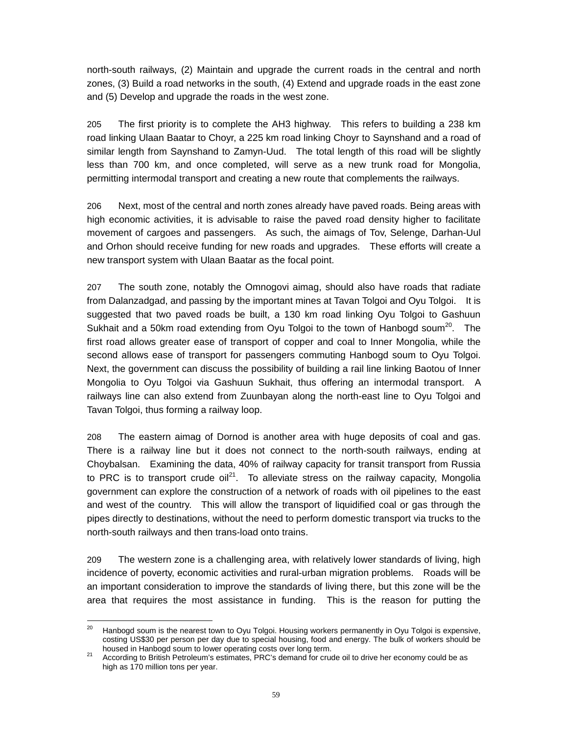north-south railways, (2) Maintain and upgrade the current roads in the central and north zones, (3) Build a road networks in the south, (4) Extend and upgrade roads in the east zone and (5) Develop and upgrade the roads in the west zone.

205 The first priority is to complete the AH3 highway. This refers to building a 238 km road linking Ulaan Baatar to Choyr, a 225 km road linking Choyr to Saynshand and a road of similar length from Saynshand to Zamyn-Uud. The total length of this road will be slightly less than 700 km, and once completed, will serve as a new trunk road for Mongolia, permitting intermodal transport and creating a new route that complements the railways.

206 Next, most of the central and north zones already have paved roads. Being areas with high economic activities, it is advisable to raise the paved road density higher to facilitate movement of cargoes and passengers. As such, the aimags of Tov, Selenge, Darhan-Uul and Orhon should receive funding for new roads and upgrades. These efforts will create a new transport system with Ulaan Baatar as the focal point.

207 The south zone, notably the Omnogovi aimag, should also have roads that radiate from Dalanzadgad, and passing by the important mines at Tavan Tolgoi and Oyu Tolgoi. It is suggested that two paved roads be built, a 130 km road linking Oyu Tolgoi to Gashuun Sukhait and a 50km road extending from Oyu Tolgoi to the town of Hanbogd soum[20]. The first road allows greater ease of transport of copper and coal to Inner Mongolia, while the second allows ease of transport for passengers commuting Hanbogd soum to Oyu Tolgoi. Next, the government can discuss the possibility of building a rail line linking Baotou of Inner Mongolia to Oyu Tolgoi via Gashuun Sukhait, thus offering an intermodal transport. A railways line can also extend from Zuunbayan along the north-east line to Oyu Tolgoi and Tavan Tolgoi, thus forming a railway loop.

208 The eastern aimag of Dornod is another area with huge deposits of coal and gas. There is a railway line but it does not connect to the north-south railways, ending at Choybalsan. Examining the data, 40% of railway capacity for transit transport from Russia to PRC is to transport crude oil[21]. To alleviate stress on the railway capacity, Mongolia government can explore the construction of a network of roads with oil pipelines to the east and west of the country. This will allow the transport of liquidified coal or gas through the pipes directly to destinations, without the need to perform domestic transport via trucks to the north-south railways and then trans-load onto trains.

209 The western zone is a challenging area, with relatively lower standards of living, high incidence of poverty, economic activities and rural-urban migration problems. Roads will be an important consideration to improve the standards of living there, but this zone will be the area that requires the most assistance in funding. This is the reason for putting the

---

[20] Hanbogd soum is the nearest town to Oyu Tolgoi. Housing workers permanently in Oyu Tolgoi is expensive, costing US$30 per person per day due to special housing, food and energy. The bulk of workers should be housed in Hanbogd soum to lower operating costs over long term.

[21] According to British Petroleum's estimates, PRC's demand for crude oil to drive her economy could be as high as 170 million tons per year.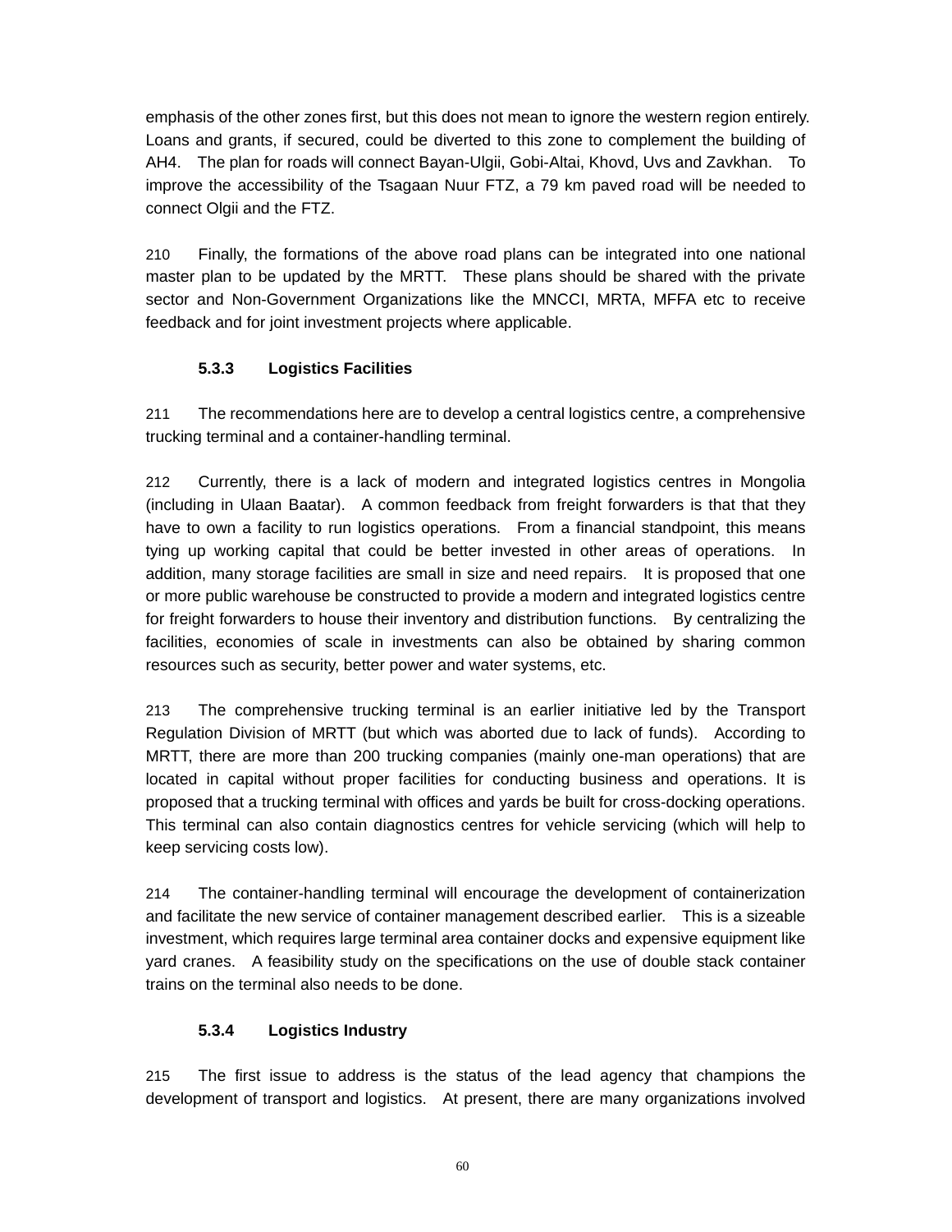emphasis of the other zones first, but this does not mean to ignore the western region entirely. Loans and grants, if secured, could be diverted to this zone to complement the building of AH4. The plan for roads will connect Bayan-Ulgii, Gobi-Altai, Khovd, Uvs and Zavkhan. To improve the accessibility of the Tsagaan Nuur FTZ, a 79 km paved road will be needed to connect Olgii and the FTZ.

210 Finally, the formations of the above road plans can be integrated into one national master plan to be updated by the MRTT. These plans should be shared with the private sector and Non-Government Organizations like the MNCCI, MRTA, MFFA etc to receive feedback and for joint investment projects where applicable.

### 5.3.3 Logistics Facilities

211 The recommendations here are to develop a central logistics centre, a comprehensive trucking terminal and a container-handling terminal.

212 Currently, there is a lack of modern and integrated logistics centres in Mongolia (including in Ulaan Baatar). A common feedback from freight forwarders is that that they have to own a facility to run logistics operations. From a financial standpoint, this means tying up working capital that could be better invested in other areas of operations. In addition, many storage facilities are small in size and need repairs. It is proposed that one or more public warehouse be constructed to provide a modern and integrated logistics centre for freight forwarders to house their inventory and distribution functions. By centralizing the facilities, economies of scale in investments can also be obtained by sharing common resources such as security, better power and water systems, etc.

213 The comprehensive trucking terminal is an earlier initiative led by the Transport Regulation Division of MRTT (but which was aborted due to lack of funds). According to MRTT, there are more than 200 trucking companies (mainly one-man operations) that are located in capital without proper facilities for conducting business and operations. It is proposed that a trucking terminal with offices and yards be built for cross-docking operations. This terminal can also contain diagnostics centres for vehicle servicing (which will help to keep servicing costs low).

214 The container-handling terminal will encourage the development of containerization and facilitate the new service of container management described earlier. This is a sizeable investment, which requires large terminal area container docks and expensive equipment like yard cranes. A feasibility study on the specifications on the use of double stack container trains on the terminal also needs to be done.

### 5.3.4 Logistics Industry

215 The first issue to address is the status of the lead agency that champions the development of transport and logistics. At present, there are many organizations involved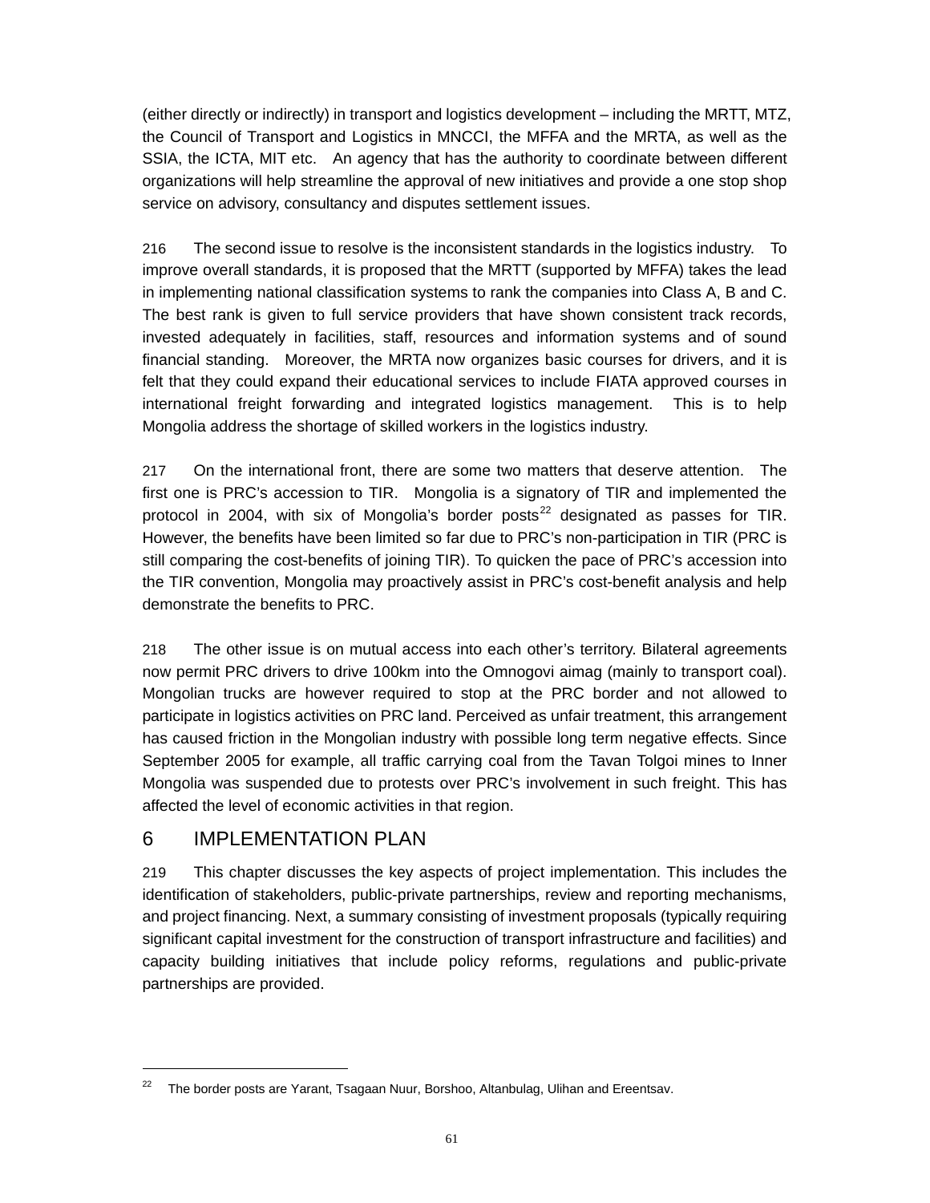(either directly or indirectly) in transport and logistics development – including the MRTT, MTZ, the Council of Transport and Logistics in MNCCI, the MFFA and the MRTA, as well as the SSIA, the ICTA, MIT etc. An agency that has the authority to coordinate between different organizations will help streamline the approval of new initiatives and provide a one stop shop service on advisory, consultancy and disputes settlement issues.

216 The second issue to resolve is the inconsistent standards in the logistics industry. To improve overall standards, it is proposed that the MRTT (supported by MFFA) takes the lead in implementing national classification systems to rank the companies into Class A, B and C. The best rank is given to full service providers that have shown consistent track records, invested adequately in facilities, staff, resources and information systems and of sound financial standing. Moreover, the MRTA now organizes basic courses for drivers, and it is felt that they could expand their educational services to include FIATA approved courses in international freight forwarding and integrated logistics management. This is to help Mongolia address the shortage of skilled workers in the logistics industry.

217 On the international front, there are some two matters that deserve attention. The first one is PRC's accession to TIR. Mongolia is a signatory of TIR and implemented the protocol in 2004, with six of Mongolia's border posts[22] designated as passes for TIR. However, the benefits have been limited so far due to PRC's non-participation in TIR (PRC is still comparing the cost-benefits of joining TIR). To quicken the pace of PRC's accession into the TIR convention, Mongolia may proactively assist in PRC's cost-benefit analysis and help demonstrate the benefits to PRC.

218 The other issue is on mutual access into each other's territory. Bilateral agreements now permit PRC drivers to drive 100km into the Omnogovi aimag (mainly to transport coal). Mongolian trucks are however required to stop at the PRC border and not allowed to participate in logistics activities on PRC land. Perceived as unfair treatment, this arrangement has caused friction in the Mongolian industry with possible long term negative effects. Since September 2005 for example, all traffic carrying coal from the Tavan Tolgoi mines to Inner Mongolia was suspended due to protests over PRC's involvement in such freight. This has affected the level of economic activities in that region.

# 6 IMPLEMENTATION PLAN

219 This chapter discusses the key aspects of project implementation. This includes the identification of stakeholders, public-private partnerships, review and reporting mechanisms, and project financing. Next, a summary consisting of investment proposals (typically requiring significant capital investment for the construction of transport infrastructure and facilities) and capacity building initiatives that include policy reforms, regulations and public-private partnerships are provided.

---

[22] The border posts are Yarant, Tsagaan Nuur, Borshoo, Altanbulag, Ulihan and Ereentsav.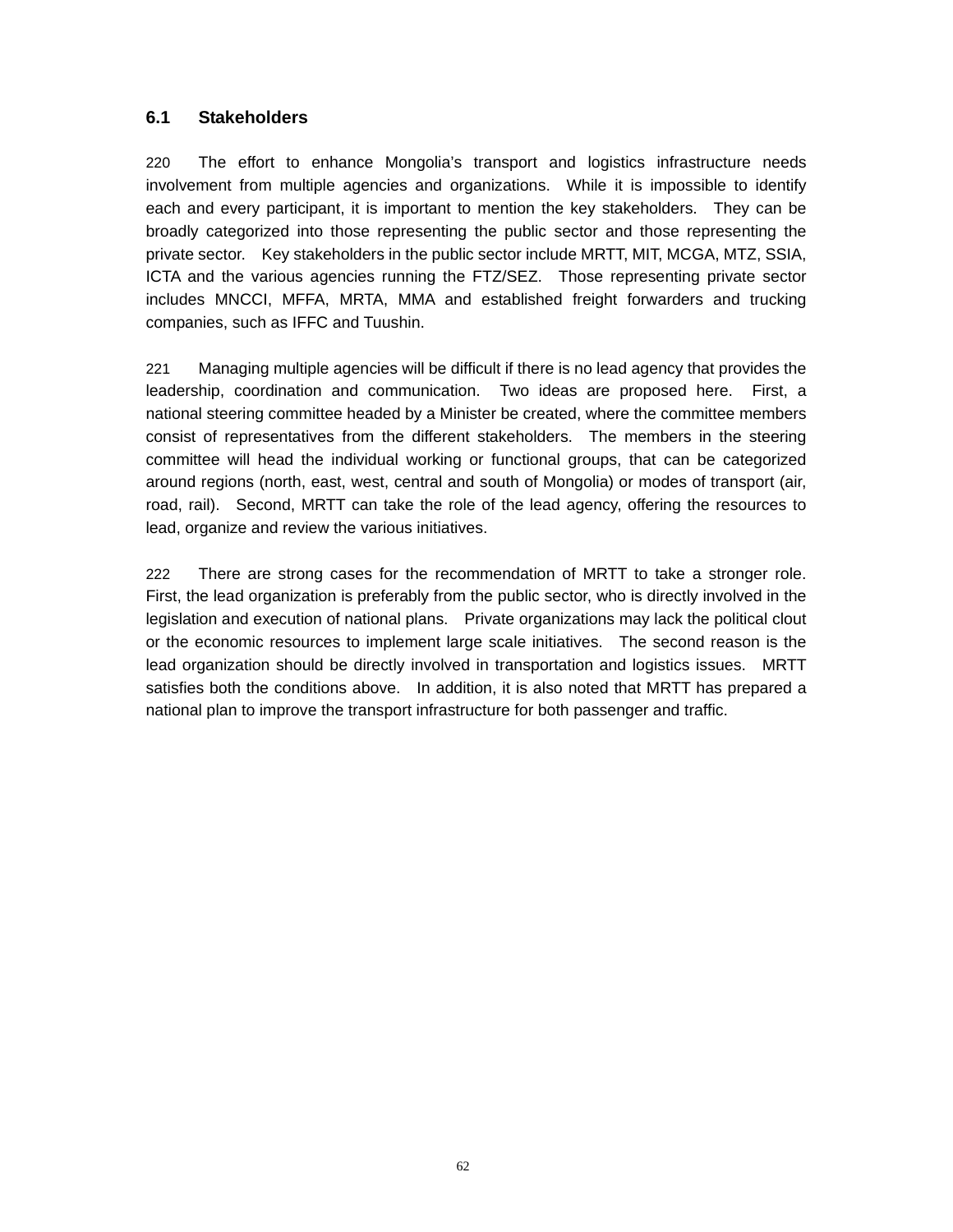### 6.1 Stakeholders

220 The effort to enhance Mongolia's transport and logistics infrastructure needs involvement from multiple agencies and organizations. While it is impossible to identify each and every participant, it is important to mention the key stakeholders. They can be broadly categorized into those representing the public sector and those representing the private sector. Key stakeholders in the public sector include MRTT, MIT, MCGA, MTZ, SSIA, ICTA and the various agencies running the FTZ/SEZ. Those representing private sector includes MNCCI, MFFA, MRTA, MMA and established freight forwarders and trucking companies, such as IFFC and Tuushin.

221 Managing multiple agencies will be difficult if there is no lead agency that provides the leadership, coordination and communication. Two ideas are proposed here. First, a national steering committee headed by a Minister be created, where the committee members consist of representatives from the different stakeholders. The members in the steering committee will head the individual working or functional groups, that can be categorized around regions (north, east, west, central and south of Mongolia) or modes of transport (air, road, rail). Second, MRTT can take the role of the lead agency, offering the resources to lead, organize and review the various initiatives.

222 There are strong cases for the recommendation of MRTT to take a stronger role. First, the lead organization is preferably from the public sector, who is directly involved in the legislation and execution of national plans. Private organizations may lack the political clout or the economic resources to implement large scale initiatives. The second reason is the lead organization should be directly involved in transportation and logistics issues. MRTT satisfies both the conditions above. In addition, it is also noted that MRTT has prepared a national plan to improve the transport infrastructure for both passenger and traffic.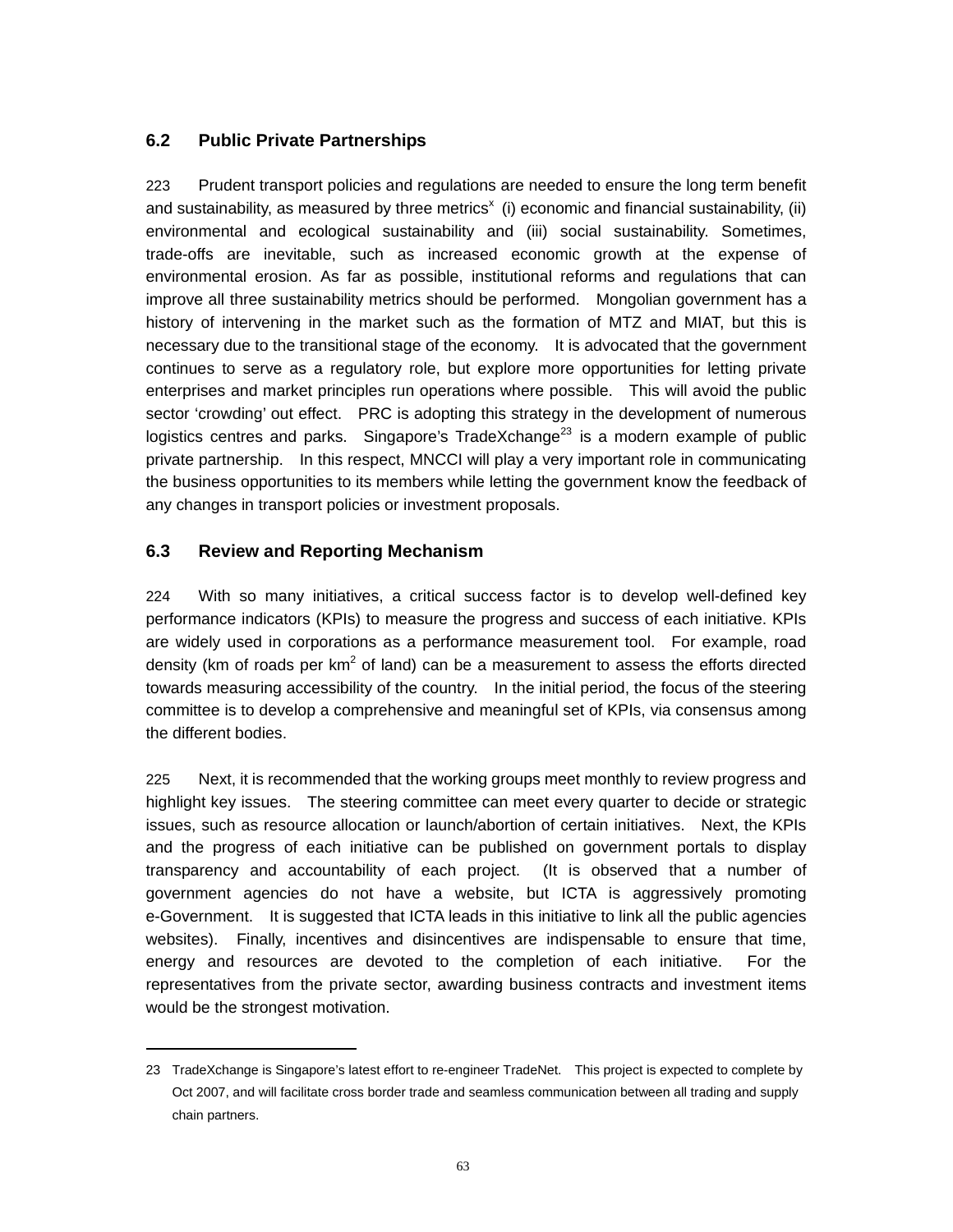## 6.2 Public Private Partnerships

223 Prudent transport policies and regulations are needed to ensure the long term benefit and sustainability, as measured by three metrics[x] (i) economic and financial sustainability, (ii) environmental and ecological sustainability and (iii) social sustainability. Sometimes, trade-offs are inevitable, such as increased economic growth at the expense of environmental erosion. As far as possible, institutional reforms and regulations that can improve all three sustainability metrics should be performed. Mongolian government has a history of intervening in the market such as the formation of MTZ and MIAT, but this is necessary due to the transitional stage of the economy. It is advocated that the government continues to serve as a regulatory role, but explore more opportunities for letting private enterprises and market principles run operations where possible. This will avoid the public sector 'crowding' out effect. PRC is adopting this strategy in the development of numerous logistics centres and parks. Singapore's TradeXchange[23] is a modern example of public private partnership. In this respect, MNCCI will play a very important role in communicating the business opportunities to its members while letting the government know the feedback of any changes in transport policies or investment proposals.

## 6.3 Review and Reporting Mechanism

224 With so many initiatives, a critical success factor is to develop well-defined key performance indicators (KPIs) to measure the progress and success of each initiative. KPIs are widely used in corporations as a performance measurement tool. For example, road density (km of roads per $km^2$ of land) can be a measurement to assess the efforts directed towards measuring accessibility of the country. In the initial period, the focus of the steering committee is to develop a comprehensive and meaningful set of KPIs, via consensus among the different bodies.

225 Next, it is recommended that the working groups meet monthly to review progress and highlight key issues. The steering committee can meet every quarter to decide or strategic issues, such as resource allocation or launch/abortion of certain initiatives. Next, the KPIs and the progress of each initiative can be published on government portals to display transparency and accountability of each project. (It is observed that a number of government agencies do not have a website, but ICTA is aggressively promoting e-Government. It is suggested that ICTA leads in this initiative to link all the public agencies websites). Finally, incentives and disincentives are indispensable to ensure that time, energy and resources are devoted to the completion of each initiative. For the representatives from the private sector, awarding business contracts and investment items would be the strongest motivation.

---

23 TradeXchange is Singapore's latest effort to re-engineer TradeNet. This project is expected to complete by Oct 2007, and will facilitate cross border trade and seamless communication between all trading and supply chain partners.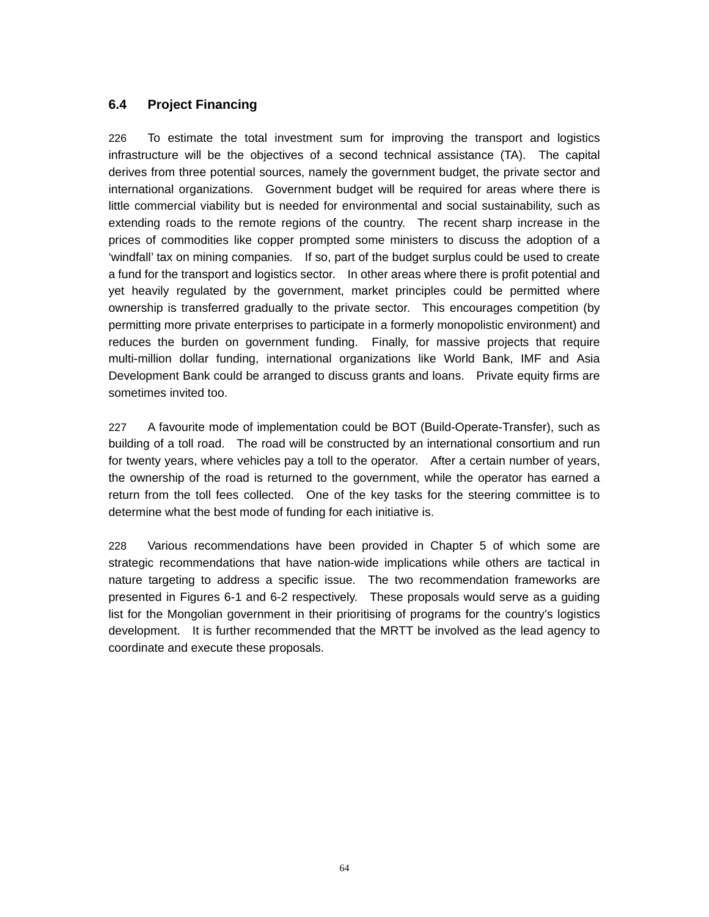## 6.4 Project Financing

226 To estimate the total investment sum for improving the transport and logistics infrastructure will be the objectives of a second technical assistance (TA). The capital derives from three potential sources, namely the government budget, the private sector and international organizations. Government budget will be required for areas where there is little commercial viability but is needed for environmental and social sustainability, such as extending roads to the remote regions of the country. The recent sharp increase in the prices of commodities like copper prompted some ministers to discuss the adoption of a 'windfall' tax on mining companies. If so, part of the budget surplus could be used to create a fund for the transport and logistics sector. In other areas where there is profit potential and yet heavily regulated by the government, market principles could be permitted where ownership is transferred gradually to the private sector. This encourages competition (by permitting more private enterprises to participate in a formerly monopolistic environment) and reduces the burden on government funding. Finally, for massive projects that require multi-million dollar funding, international organizations like World Bank, IMF and Asia Development Bank could be arranged to discuss grants and loans. Private equity firms are sometimes invited too.

227 A favourite mode of implementation could be BOT (Build-Operate-Transfer), such as building of a toll road. The road will be constructed by an international consortium and run for twenty years, where vehicles pay a toll to the operator. After a certain number of years, the ownership of the road is returned to the government, while the operator has earned a return from the toll fees collected. One of the key tasks for the steering committee is to determine what the best mode of funding for each initiative is.

228 Various recommendations have been provided in Chapter 5 of which some are strategic recommendations that have nation-wide implications while others are tactical in nature targeting to address a specific issue. The two recommendation frameworks are presented in Figures 6-1 and 6-2 respectively. These proposals would serve as a guiding list for the Mongolian government in their prioritising of programs for the country's logistics development. It is further recommended that the MRTT be involved as the lead agency to coordinate and execute these proposals.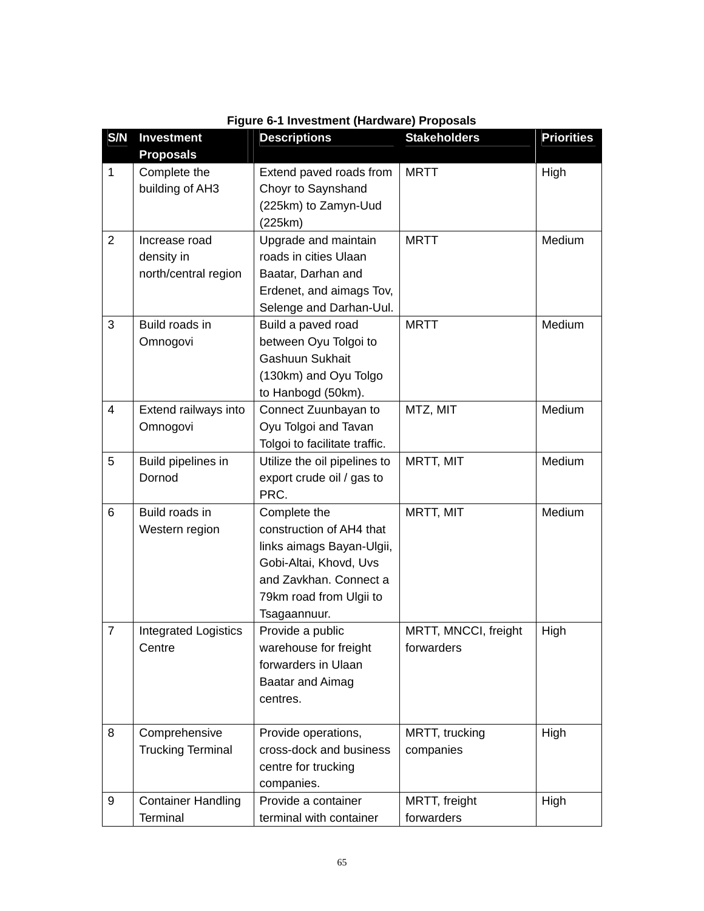**Figure 6-1 Investment (Hardware) Proposals**

| S/N | Investment Proposals | Descriptions | Stakeholders | Priorities |
|---|---|---|---|---|
| 1 | Complete the building of AH3 | Extend paved roads from Choyr to Saynshand (225km) to Zamyn-Uud (225km) | MRTT | High |
| 2 | Increase road density in north/central region | Upgrade and maintain roads in cities Ulaan Baatar, Darhan and Erdenet, and aimags Tov, Selenge and Darhan-Uul. | MRTT | Medium |
| 3 | Build roads in Omnogovi | Build a paved road between Oyu Tolgoi to Gashuun Sukhait (130km) and Oyu Tolgo to Hanbogd (50km). | MRTT | Medium |
| 4 | Extend railways into Omnogovi | Connect Zuunbayan to Oyu Tolgoi and Tavan Tolgoi to facilitate traffic. | MTZ, MIT | Medium |
| 5 | Build pipelines in Dornod | Utilize the oil pipelines to export crude oil / gas to PRC. | MRTT, MIT | Medium |
| 6 | Build roads in Western region | Complete the construction of AH4 that links aimags Bayan-Ulgii, Gobi-Altai, Khovd, Uvs and Zavkhan. Connect a 79km road from Ulgii to Tsagaannuur. | MRTT, MIT | Medium |
| 7 | Integrated Logistics Centre | Provide a public warehouse for freight forwarders in Ulaan Baatar and Aimag centres. | MRTT, MNCCI, freight forwarders | High |
| 8 | Comprehensive Trucking Terminal | Provide operations, cross-dock and business centre for trucking companies. | MRTT, trucking companies | High |
| 9 | Container Handling Terminal | Provide a container terminal with container | MRTT, freight forwarders | High |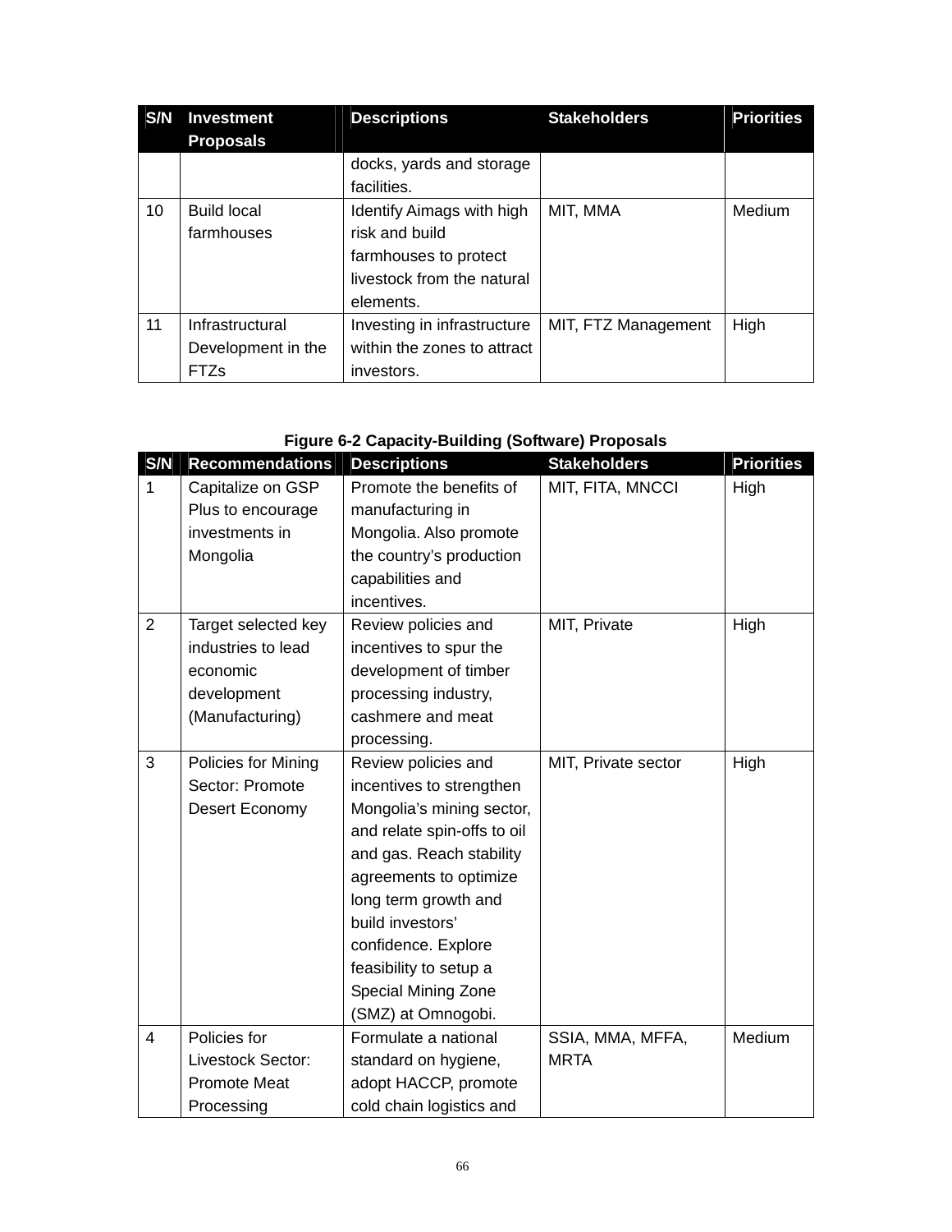| S/N | Investment Proposals | Descriptions | Stakeholders | Priorities |
|---|---|---|---|---|
| | | docks, yards and storage facilities. | | |
| 10 | Build local farmhouses | Identify Aimags with high risk and build farmhouses to protect livestock from the natural elements. | MIT, MMA | Medium |
| 11 | Infrastructural Development in the FTZs | Investing in infrastructure within the zones to attract investors. | MIT, FTZ Management | High |

**Figure 6-2 Capacity-Building (Software) Proposals**

| S/N | Recommendations | Descriptions | Stakeholders | Priorities |
|---|---|---|---|---|
| 1 | Capitalize on GSP Plus to encourage investments in Mongolia | Promote the benefits of manufacturing in Mongolia. Also promote the country's production capabilities and incentives. | MIT, FITA, MNCCI | High |
| 2 | Target selected key industries to lead economic development (Manufacturing) | Review policies and incentives to spur the development of timber processing industry, cashmere and meat processing. | MIT, Private | High |
| 3 | Policies for Mining Sector: Promote Desert Economy | Review policies and incentives to strengthen Mongolia's mining sector, and relate spin-offs to oil and gas. Reach stability agreements to optimize long term growth and build investors' confidence. Explore feasibility to setup a Special Mining Zone (SMZ) at Omnogobi. | MIT, Private sector | High |
| 4 | Policies for Livestock Sector: Promote Meat Processing | Formulate a national standard on hygiene, adopt HACCP, promote cold chain logistics and | SSIA, MMA, MFFA, MRTA | Medium |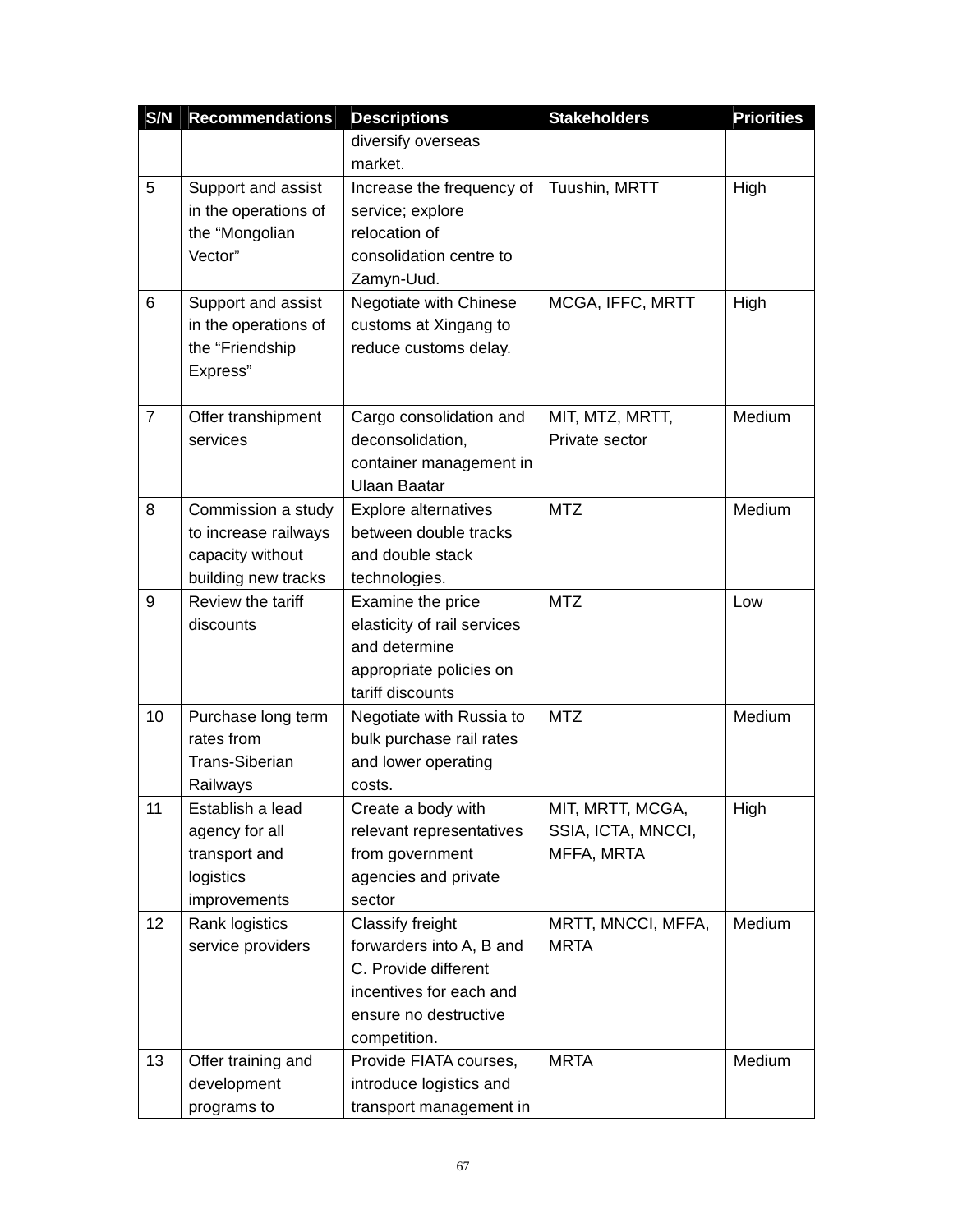| S/N | Recommendations | Descriptions | Stakeholders | Priorities |
|---|---|---|---|---|
| | | diversify overseas market. | | |
| 5 | Support and assist in the operations of the "Mongolian Vector" | Increase the frequency of service; explore relocation of consolidation centre to Zamyn-Uud. | Tuushin, MRTT | High |
| 6 | Support and assist in the operations of the "Friendship Express" | Negotiate with Chinese customs at Xingang to reduce customs delay. | MCGA, IFFC, MRTT | High |
| 7 | Offer transhipment services | Cargo consolidation and deconsolidation, container management in Ulaan Baatar | MIT, MTZ, MRTT, Private sector | Medium |
| 8 | Commission a study to increase railways capacity without building new tracks | Explore alternatives between double tracks and double stack technologies. | MTZ | Medium |
| 9 | Review the tariff discounts | Examine the price elasticity of rail services and determine appropriate policies on tariff discounts | MTZ | Low |
| 10 | Purchase long term rates from Trans-Siberian Railways | Negotiate with Russia to bulk purchase rail rates and lower operating costs. | MTZ | Medium |
| 11 | Establish a lead agency for all transport and logistics improvements | Create a body with relevant representatives from government agencies and private sector | MIT, MRTT, MCGA, SSIA, ICTA, MNCCI, MFFA, MRTA | High |
| 12 | Rank logistics service providers | Classify freight forwarders into A, B and C. Provide different incentives for each and ensure no destructive competition. | MRTT, MNCCI, MFFA, MRTA | Medium |
| 13 | Offer training and development programs to | Provide FIATA courses, introduce logistics and transport management in | MRTA | Medium |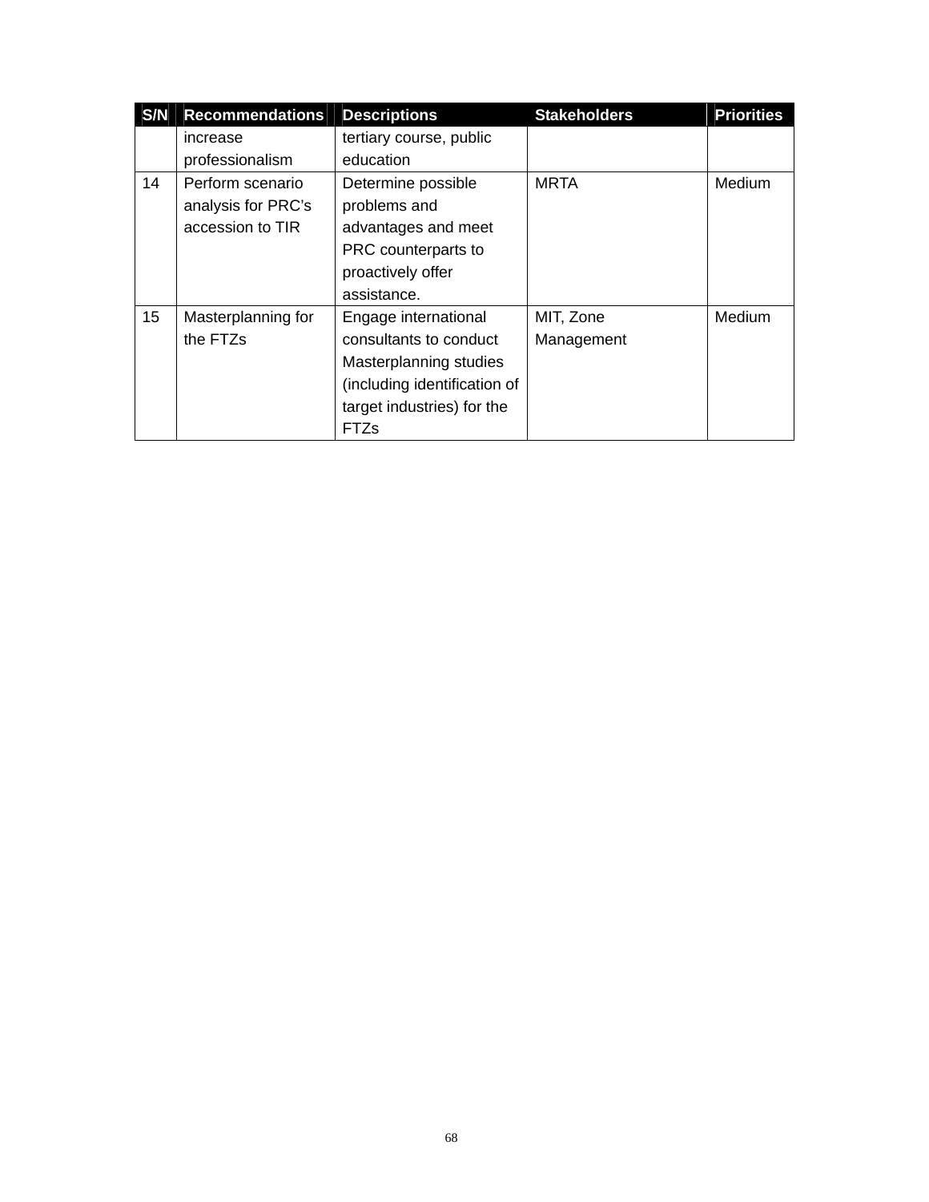| S/N | Recommendations | Descriptions | Stakeholders | Priorities |
| --- | --- | --- | --- | --- |
| | increase professionalism | tertiary course, public education | | |
| 14 | Perform scenario analysis for PRC's accession to TIR | Determine possible problems and advantages and meet PRC counterparts to proactively offer assistance. | MRTA | Medium |
| 15 | Masterplanning for the FTZs | Engage international consultants to conduct Masterplanning studies (including identification of target industries) for the FTZs | MIT, Zone Management | Medium |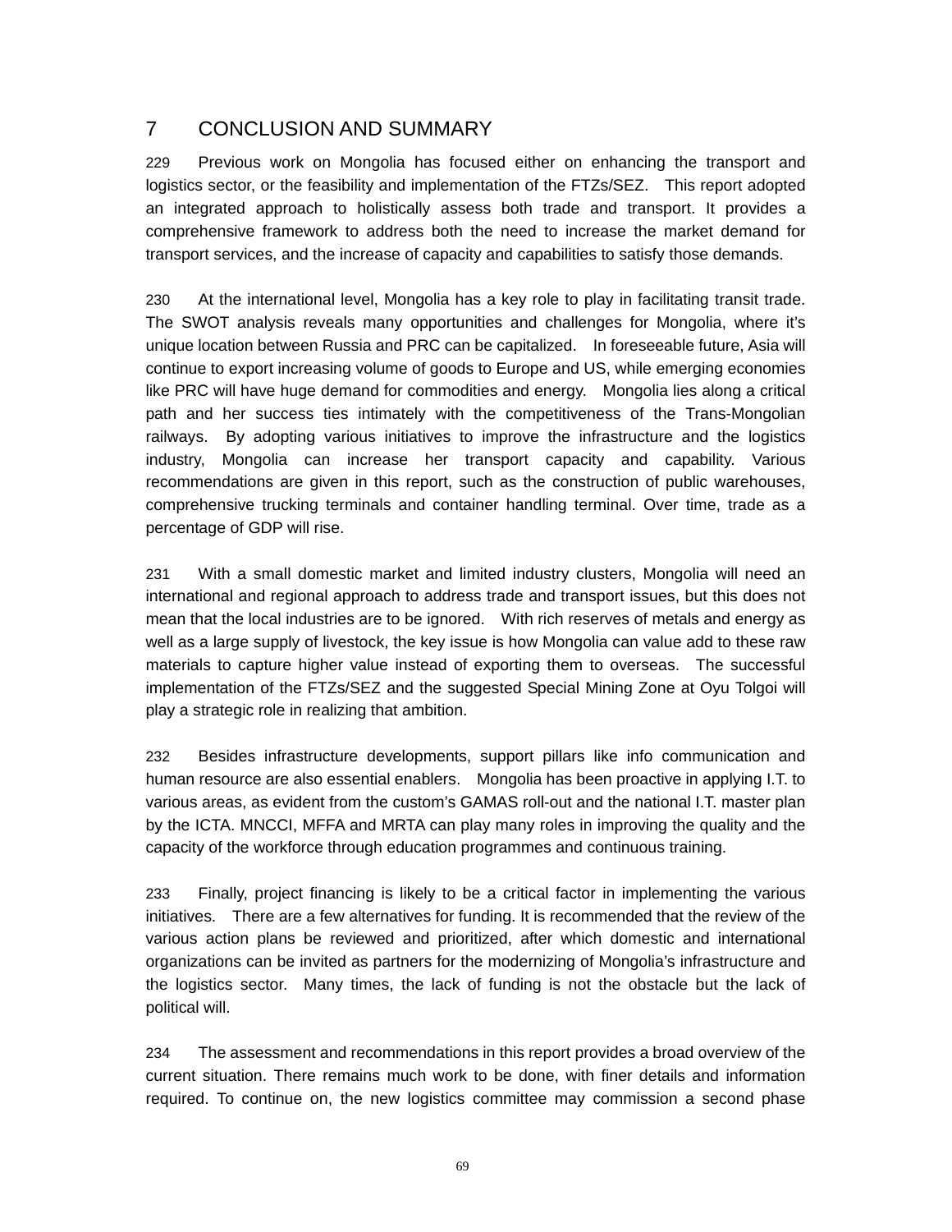# 7 CONCLUSION AND SUMMARY

229 Previous work on Mongolia has focused either on enhancing the transport and logistics sector, or the feasibility and implementation of the FTZs/SEZ. This report adopted an integrated approach to holistically assess both trade and transport. It provides a comprehensive framework to address both the need to increase the market demand for transport services, and the increase of capacity and capabilities to satisfy those demands.

230 At the international level, Mongolia has a key role to play in facilitating transit trade. The SWOT analysis reveals many opportunities and challenges for Mongolia, where it's unique location between Russia and PRC can be capitalized. In foreseeable future, Asia will continue to export increasing volume of goods to Europe and US, while emerging economies like PRC will have huge demand for commodities and energy. Mongolia lies along a critical path and her success ties intimately with the competitiveness of the Trans-Mongolian railways. By adopting various initiatives to improve the infrastructure and the logistics industry, Mongolia can increase her transport capacity and capability. Various recommendations are given in this report, such as the construction of public warehouses, comprehensive trucking terminals and container handling terminal. Over time, trade as a percentage of GDP will rise.

231 With a small domestic market and limited industry clusters, Mongolia will need an international and regional approach to address trade and transport issues, but this does not mean that the local industries are to be ignored. With rich reserves of metals and energy as well as a large supply of livestock, the key issue is how Mongolia can value add to these raw materials to capture higher value instead of exporting them to overseas. The successful implementation of the FTZs/SEZ and the suggested Special Mining Zone at Oyu Tolgoi will play a strategic role in realizing that ambition.

232 Besides infrastructure developments, support pillars like info communication and human resource are also essential enablers. Mongolia has been proactive in applying I.T. to various areas, as evident from the custom's GAMAS roll-out and the national I.T. master plan by the ICTA. MNCCI, MFFA and MRTA can play many roles in improving the quality and the capacity of the workforce through education programmes and continuous training.

233 Finally, project financing is likely to be a critical factor in implementing the various initiatives. There are a few alternatives for funding. It is recommended that the review of the various action plans be reviewed and prioritized, after which domestic and international organizations can be invited as partners for the modernizing of Mongolia's infrastructure and the logistics sector. Many times, the lack of funding is not the obstacle but the lack of political will.

234 The assessment and recommendations in this report provides a broad overview of the current situation. There remains much work to be done, with finer details and information required. To continue on, the new logistics committee may commission a second phase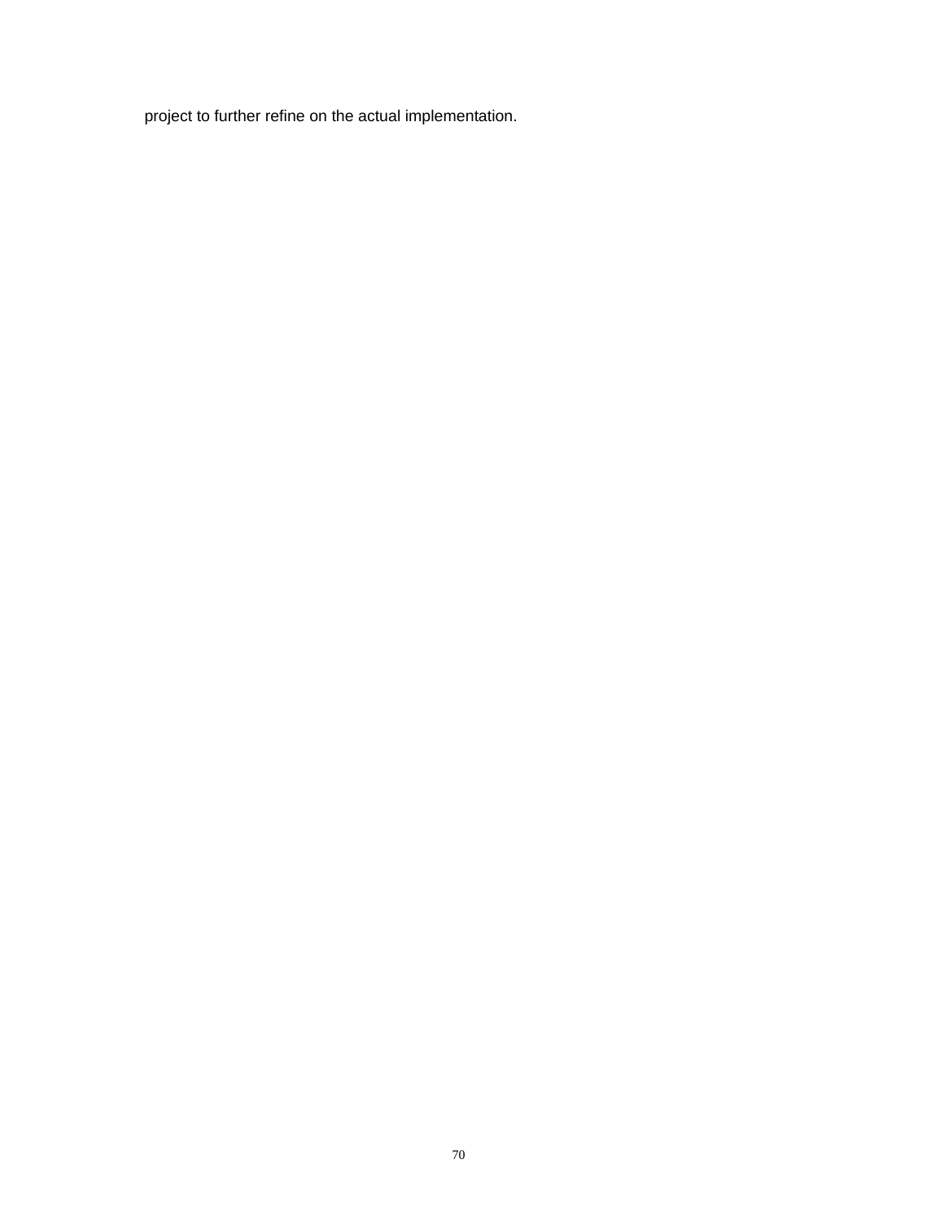project to further refine on the actual implementation.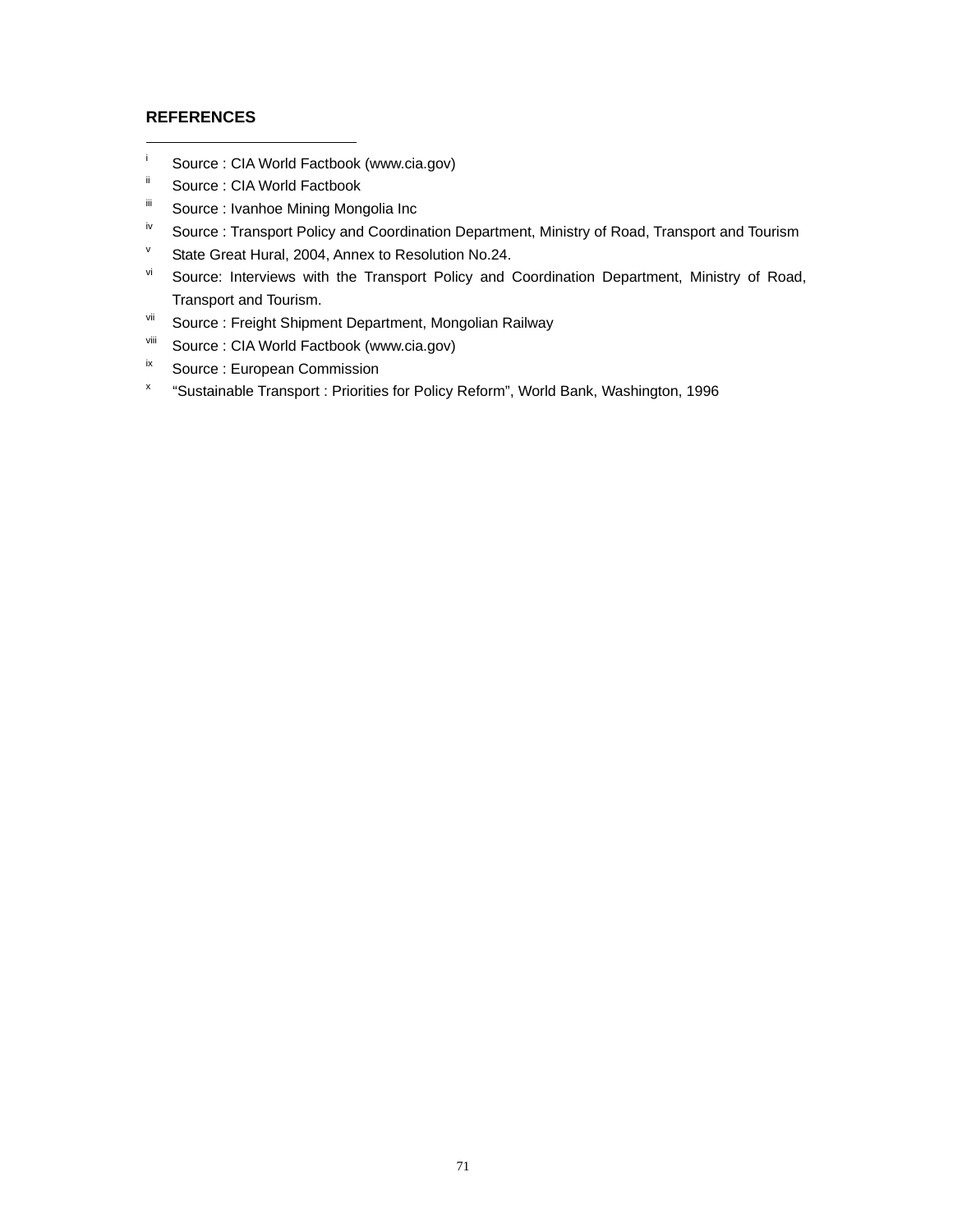## REFERENCES

---

[i] Source : CIA World Factbook (www.cia.gov)

[ii] Source : CIA World Factbook

[iii] Source : Ivanhoe Mining Mongolia Inc

[iv] Source : Transport Policy and Coordination Department, Ministry of Road, Transport and Tourism

[v] State Great Hural, 2004, Annex to Resolution No.24.

[vi] Source: Interviews with the Transport Policy and Coordination Department, Ministry of Road, Transport and Tourism.

[vii] Source : Freight Shipment Department, Mongolian Railway

[viii] Source : CIA World Factbook (www.cia.gov)

[ix] Source : European Commission

[x] “Sustainable Transport : Priorities for Policy Reform”, World Bank, Washington, 1996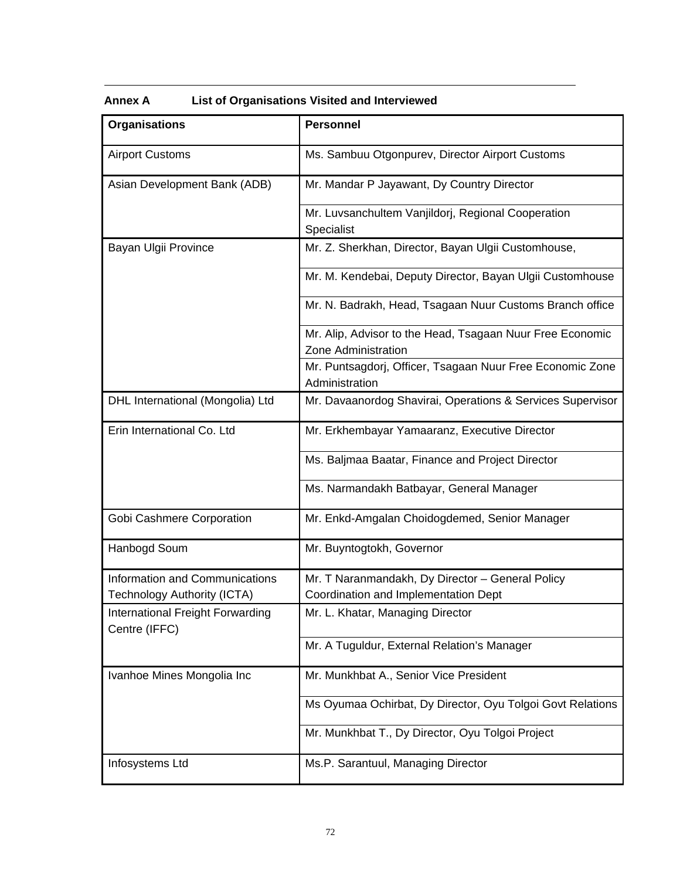## Annex A List of Organisations Visited and Interviewed

| Organisations | Personnel |
|---|---|
| Airport Customs | Ms. Sambuu Otgonpurev, Director Airport Customs |
| Asian Development Bank (ADB) | Mr. Mandar P Jayawant, Dy Country Director |
| | Mr. Luvsanchultem Vanjildorj, Regional Cooperation Specialist |
| Bayan Ulgii Province | Mr. Z. Sherkhan, Director, Bayan Ulgii Customhouse, |
| | Mr. M. Kendebai, Deputy Director, Bayan Ulgii Customhouse |
| | Mr. N. Badrakh, Head, Tsagaan Nuur Customs Branch office |
| | Mr. Alip, Advisor to the Head, Tsagaan Nuur Free Economic Zone Administration |
| | Mr. Puntsagdorj, Officer, Tsagaan Nuur Free Economic Zone Administration |
| DHL International (Mongolia) Ltd | Mr. Davaanordog Shavirai, Operations & Services Supervisor |
| Erin International Co. Ltd | Mr. Erkhembayar Yamaaranz, Executive Director |
| | Ms. Baljmaa Baatar, Finance and Project Director |
| | Ms. Narmandakh Batbayar, General Manager |
| Gobi Cashmere Corporation | Mr. Enkd-Amgalan Choidogdemed, Senior Manager |
| Hanbogd Soum | Mr. Buyntogtokh, Governor |
| Information and Communications Technology Authority (ICTA) | Mr. T Naranmandakh, Dy Director – General Policy Coordination and Implementation Dept |
| International Freight Forwarding Centre (IFFC) | Mr. L. Khatar, Managing Director |
| | Mr. A Tuguldur, External Relation's Manager |
| Ivanhoe Mines Mongolia Inc | Mr. Munkhbat A., Senior Vice President |
| | Ms Oyumaa Ochirbat, Dy Director, Oyu Tolgoi Govt Relations |
| | Mr. Munkhbat T., Dy Director, Oyu Tolgoi Project |
| Infosystems Ltd | Ms.P. Sarantuul, Managing Director |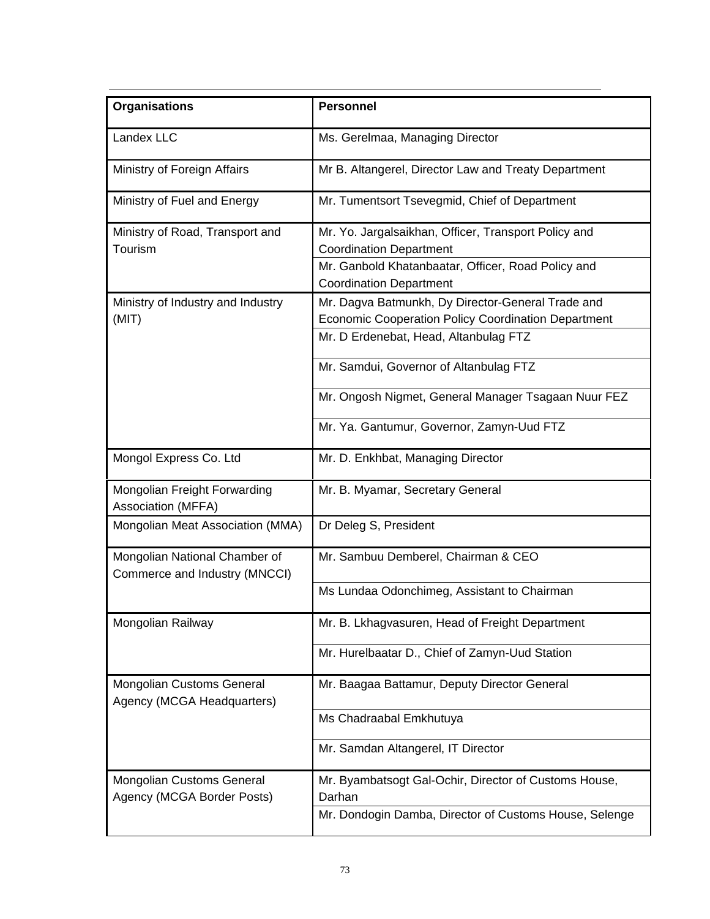| Organisations | Personnel |
| --- | --- |
| Landex LLC | Ms. Gerelmaa, Managing Director |
| Ministry of Foreign Affairs | Mr B. Altangerel, Director Law and Treaty Department |
| Ministry of Fuel and Energy | Mr. Tumentsort Tsevegmid, Chief of Department |
| Ministry of Road, Transport and Tourism | Mr. Yo. Jargalsaikhan, Officer, Transport Policy and Coordination Department |
| | Mr. Ganbold Khatanbaatar, Officer, Road Policy and Coordination Department |
| Ministry of Industry and Industry (MIT) | Mr. Dagva Batmunkh, Dy Director-General Trade and Economic Cooperation Policy Coordination Department |
| | Mr. D Erdenebat, Head, Altanbulag FTZ |
| | Mr. Samdui, Governor of Altanbulag FTZ |
| | Mr. Ongosh Nigmet, General Manager Tsagaan Nuur FEZ |
| | Mr. Ya. Gantumur, Governor, Zamyn-Uud FTZ |
| Mongol Express Co. Ltd | Mr. D. Enkhbat, Managing Director |
| Mongolian Freight Forwarding Association (MFFA) | Mr. B. Myamar, Secretary General |
| Mongolian Meat Association (MMA) | Dr Deleg S, President |
| Mongolian National Chamber of Commerce and Industry (MNCCI) | Mr. Sambuu Demberel, Chairman & CEO |
| | Ms Lundaa Odonchimeg, Assistant to Chairman |
| Mongolian Railway | Mr. B. Lkhagvasuren, Head of Freight Department |
| | Mr. Hurelbaatar D., Chief of Zamyn-Uud Station |
| Mongolian Customs General Agency (MCGA Headquarters) | Mr. Baagaa Battamur, Deputy Director General |
| | Ms Chadraabal Emkhutuya |
| | Mr. Samdan Altangerel, IT Director |
| Mongolian Customs General Agency (MCGA Border Posts) | Mr. Byambatsogt Gal-Ochir, Director of Customs House, Darhan |
| | Mr. Dondogin Damba, Director of Customs House, Selenge |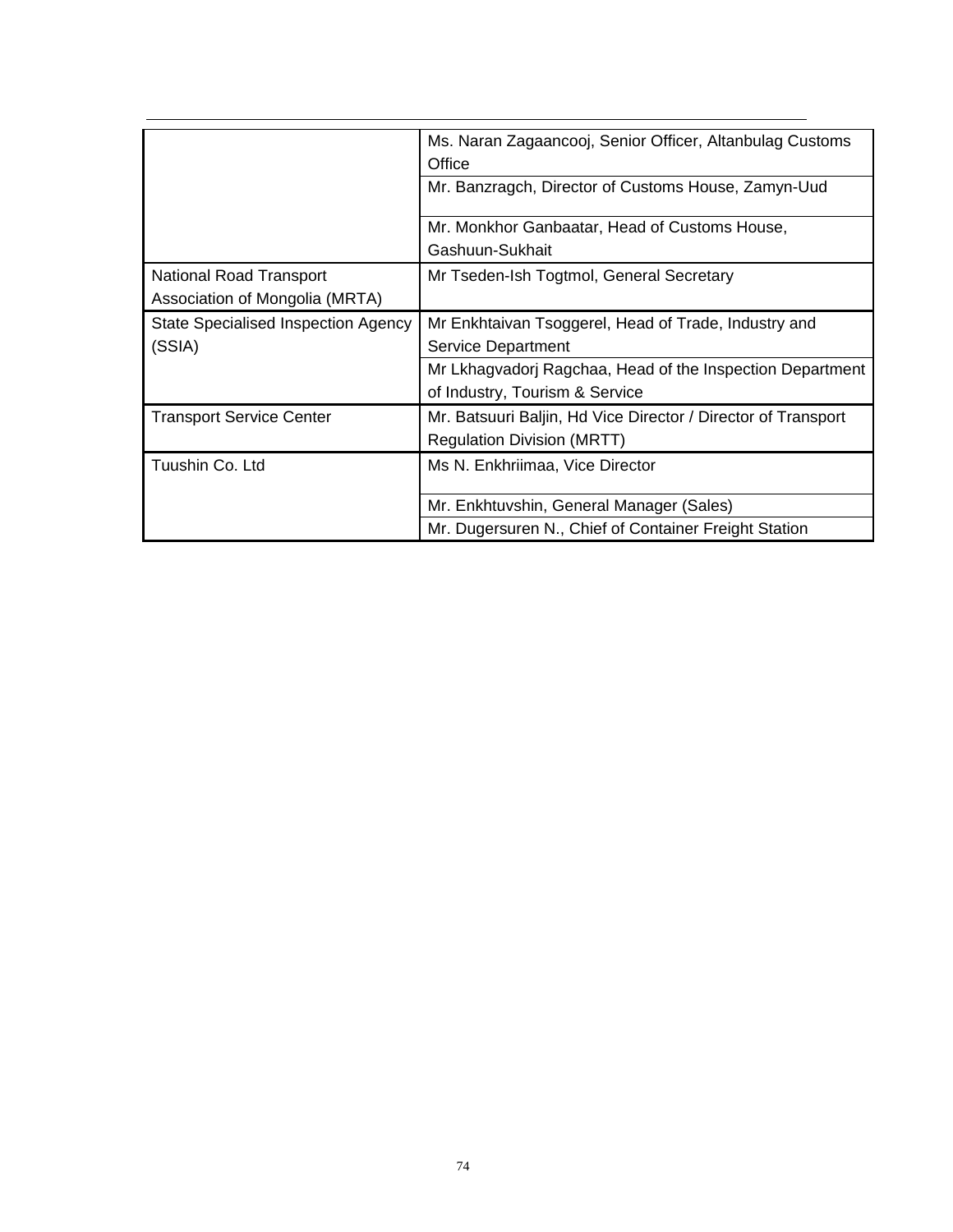| | |
|---|---|
| | Ms. Naran Zagaancooj, Senior Officer, Altanbulag Customs Office |
| | Mr. Banzragch, Director of Customs House, Zamyn-Uud |
| | Mr. Monkhor Ganbaatar, Head of Customs House, Gashuun-Sukhait |
| National Road Transport Association of Mongolia (MRTA) | Mr Tseden-Ish Togtmol, General Secretary |
| State Specialised Inspection Agency (SSIA) | Mr Enkhtaivan Tsoggerel, Head of Trade, Industry and Service Department |
| | Mr Lkhagvadorj Ragchaa, Head of the Inspection Department of Industry, Tourism & Service |
| Transport Service Center | Mr. Batsuuri Baljin, Hd Vice Director / Director of Transport Regulation Division (MRTT) |
| Tuushin Co. Ltd | Ms N. Enkhriimaa, Vice Director |
| | Mr. Enkhtuvshin, General Manager (Sales) |
| | Mr. Dugersuren N., Chief of Container Freight Station |